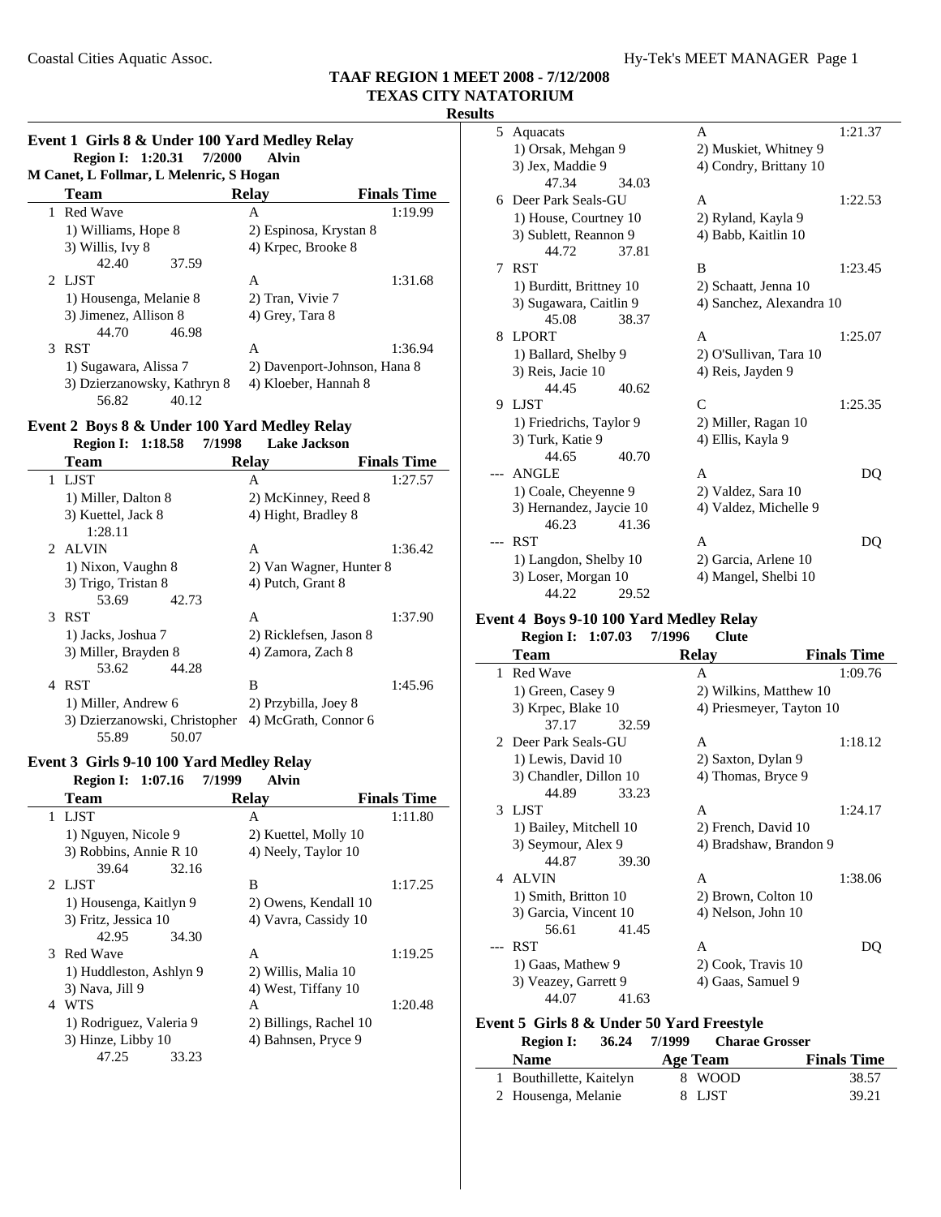# TAAF REGION 1 MEET 2008 - 7/12/2008
## TEXAS CITY NATATORIUM
### Results

### Event 1 Girls 8 & Under 100 Yard Medley Relay

**Region I: 1:20.31 7/2000 Alvin**
**M Canet, L Follmar, L Melenric, S Hogan**

| | Team | Relay | Finals Time |
|---|---|---|---|
| 1 | Red Wave | A | 1:19.99 |
| | 1) Williams, Hope 8 | 2) Espinosa, Krystan 8 | |
| | 3) Willis, Ivy 8 | 4) Krpec, Brooke 8 | |
| | 42.40 37.59 | | |
| 2 | LJST | A | 1:31.68 |
| | 1) Housenga, Melanie 8 | 2) Tran, Vivie 7 | |
| | 3) Jimenez, Allison 8 | 4) Grey, Tara 8 | |
| | 44.70 46.98 | | |
| 3 | RST | A | 1:36.94 |
| | 1) Sugawara, Alissa 7 | 2) Davenport-Johnson, Hana 8 | |
| | 3) Dzierzanowsky, Kathryn 8 | 4) Kloeber, Hannah 8 | |
| | 56.82 40.12 | | |

### Event 2 Boys 8 & Under 100 Yard Medley Relay

**Region I: 1:18.58 7/1998 Lake Jackson**

| | Team | Relay | Finals Time |
|---|---|---|---|
| 1 | LJST | A | 1:27.57 |
| | 1) Miller, Dalton 8 | 2) McKinney, Reed 8 | |
| | 3) Kuettel, Jack 8 | 4) Hight, Bradley 8 | |
| | 1:28.11 | | |
| 2 | ALVIN | A | 1:36.42 |
| | 1) Nixon, Vaughn 8 | 2) Van Wagner, Hunter 8 | |
| | 3) Trigo, Tristan 8 | 4) Putch, Grant 8 | |
| | 53.69 42.73 | | |
| 3 | RST | A | 1:37.90 |
| | 1) Jacks, Joshua 7 | 2) Ricklefsen, Jason 8 | |
| | 3) Miller, Brayden 8 | 4) Zamora, Zach 8 | |
| | 53.62 44.28 | | |
| 4 | RST | B | 1:45.96 |
| | 1) Miller, Andrew 6 | 2) Przybilla, Joey 8 | |
| | 3) Dzierzanowski, Christopher | 4) McGrath, Connor 6 | |
| | 55.89 50.07 | | |

### Event 3 Girls 9-10 100 Yard Medley Relay

**Region I: 1:07.16 7/1999 Alvin**

| | Team | Relay | Finals Time |
|---|---|---|---|
| 1 | LJST | A | 1:11.80 |
| | 1) Nguyen, Nicole 9 | 2) Kuettel, Molly 10 | |
| | 3) Robbins, Annie R 10 | 4) Neely, Taylor 10 | |
| | 39.64 32.16 | | |
| 2 | LJST | B | 1:17.25 |
| | 1) Housenga, Kaitlyn 9 | 2) Owens, Kendall 10 | |
| | 3) Fritz, Jessica 10 | 4) Vavra, Cassidy 10 | |
| | 42.95 34.30 | | |
| 3 | Red Wave | A | 1:19.25 |
| | 1) Huddleston, Ashlyn 9 | 2) Willis, Malia 10 | |
| | 3) Nava, Jill 9 | 4) West, Tiffany 10 | |
| 4 | WTS | A | 1:20.48 |
| | 1) Rodriguez, Valeria 9 | 2) Billings, Rachel 10 | |
| | 3) Hinze, Libby 10 | 4) Bahnsen, Pryce 9 | |
| | 47.25 33.23 | | |
| 5 | Aquacats | A | 1:21.37 |
| | 1) Orsak, Mehgan 9 | 2) Muskiet, Whitney 9 | |
| | 3) Jex, Maddie 9 | 4) Condry, Brittany 10 | |
| | 47.34 34.03 | | |
| 6 | Deer Park Seals-GU | A | 1:22.53 |
| | 1) House, Courtney 10 | 2) Ryland, Kayla 9 | |
| | 3) Sublett, Reannon 9 | 4) Babb, Kaitlin 10 | |
| | 44.72 37.81 | | |
| 7 | RST | B | 1:23.45 |
| | 1) Burditt, Brittney 10 | 2) Schaatt, Jenna 10 | |
| | 3) Sugawara, Caitlin 9 | 4) Sanchez, Alexandra 10 | |
| | 45.08 38.37 | | |
| 8 | LPORT | A | 1:25.07 |
| | 1) Ballard, Shelby 9 | 2) O'Sullivan, Tara 10 | |
| | 3) Reis, Jacie 10 | 4) Reis, Jayden 9 | |
| | 44.45 40.62 | | |
| 9 | LJST | C | 1:25.35 |
| | 1) Friedrichs, Taylor 9 | 2) Miller, Ragan 10 | |
| | 3) Turk, Katie 9 | 4) Ellis, Kayla 9 | |
| | 44.65 40.70 | | |
| --- | ANGLE | A | DQ |
| | 1) Coale, Cheyenne 9 | 2) Valdez, Sara 10 | |
| | 3) Hernandez, Jaycie 10 | 4) Valdez, Michelle 9 | |
| | 46.23 41.36 | | |
| --- | RST | A | DQ |
| | 1) Langdon, Shelby 10 | 2) Garcia, Arlene 10 | |
| | 3) Loser, Morgan 10 | 4) Mangel, Shelbi 10 | |
| | 44.22 29.52 | | |

### Event 4 Boys 9-10 100 Yard Medley Relay

**Region I: 1:07.03 7/1996 Clute**

| | Team | Relay | Finals Time |
|---|---|---|---|
| 1 | Red Wave | A | 1:09.76 |
| | 1) Green, Casey 9 | 2) Wilkins, Matthew 10 | |
| | 3) Krpec, Blake 10 | 4) Priesmeyer, Tayton 10 | |
| | 37.17 32.59 | | |
| 2 | Deer Park Seals-GU | A | 1:18.12 |
| | 1) Lewis, David 10 | 2) Saxton, Dylan 9 | |
| | 3) Chandler, Dillon 10 | 4) Thomas, Bryce 9 | |
| | 44.89 33.23 | | |
| 3 | LJST | A | 1:24.17 |
| | 1) Bailey, Mitchell 10 | 2) French, David 10 | |
| | 3) Seymour, Alex 9 | 4) Bradshaw, Brandon 9 | |
| | 44.87 39.30 | | |
| 4 | ALVIN | A | 1:38.06 |
| | 1) Smith, Britton 10 | 2) Brown, Colton 10 | |
| | 3) Garcia, Vincent 10 | 4) Nelson, John 10 | |
| | 56.61 41.45 | | |
| --- | RST | A | DQ |
| | 1) Gaas, Mathew 9 | 2) Cook, Travis 10 | |
| | 3) Veazey, Garrett 9 | 4) Gaas, Samuel 9 | |
| | 44.07 41.63 | | |

### Event 5 Girls 8 & Under 50 Yard Freestyle

**Region I: 36.24 7/1999 Charae Grosser**

| | Name | Age | Team | Finals Time |
|---|---|---|---|---|
| 1 | Bouthillette, Kaitelyn | 8 | WOOD | 38.57 |
| 2 | Housenga, Melanie | 8 | LJST | 39.21 |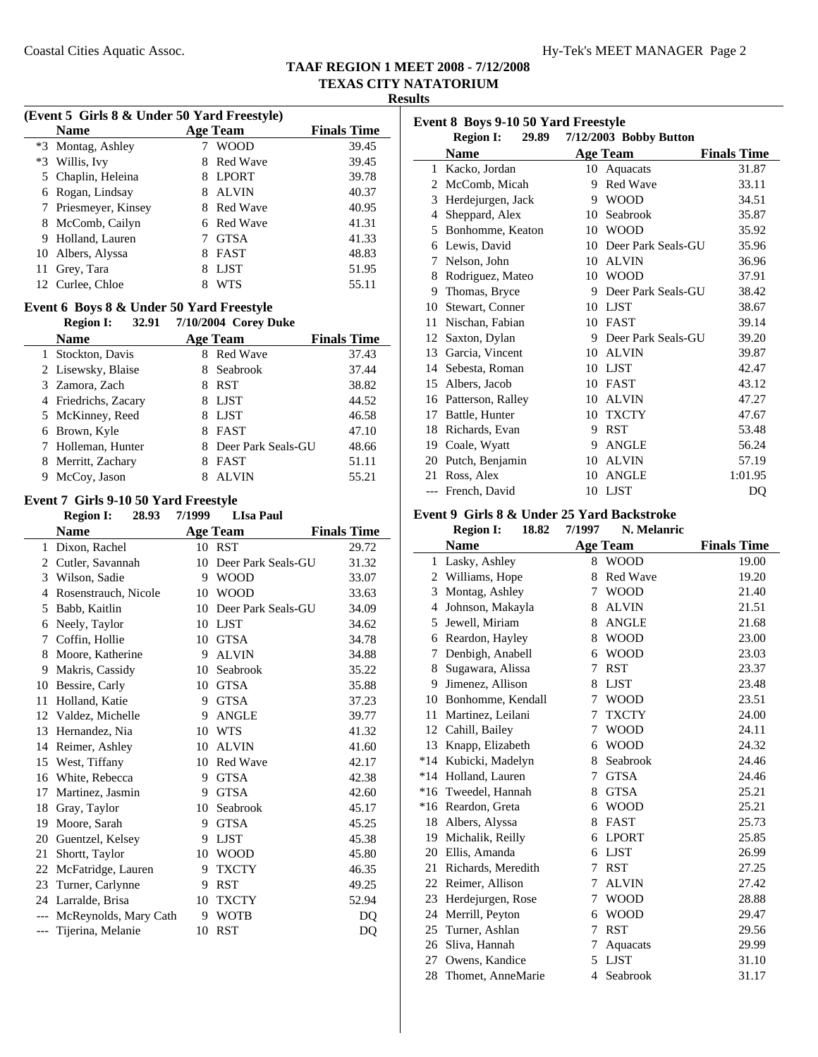# TAAF REGION 1 MEET 2008 - 7/12/2008
## TEXAS CITY NATATORIUM
### Results

**(Event 5 Girls 8 & Under 50 Yard Freestyle)**

| | Name | Age | Team | Finals Time |
|---|---|---|---|---|
| *3 | Montag, Ashley | 7 | WOOD | 39.45 |
| *3 | Willis, Ivy | 8 | Red Wave | 39.45 |
| 5 | Chaplin, Heleina | 8 | LPORT | 39.78 |
| 6 | Rogan, Lindsay | 8 | ALVIN | 40.37 |
| 7 | Priesmeyer, Kinsey | 8 | Red Wave | 40.95 |
| 8 | McComb, Cailyn | 6 | Red Wave | 41.31 |
| 9 | Holland, Lauren | 7 | GTSA | 41.33 |
| 10 | Albers, Alyssa | 8 | FAST | 48.83 |
| 11 | Grey, Tara | 8 | LJST | 51.95 |
| 12 | Curlee, Chloe | 8 | WTS | 55.11 |

**Event 6 Boys 8 & Under 50 Yard Freestyle**

**Region I: 32.91 7/10/2004 Corey Duke**

| | Name | Age | Team | Finals Time |
|---|---|---|---|---|
| 1 | Stockton, Davis | 8 | Red Wave | 37.43 |
| 2 | Lisewsky, Blaise | 8 | Seabrook | 37.44 |
| 3 | Zamora, Zach | 8 | RST | 38.82 |
| 4 | Friedrichs, Zacary | 8 | LJST | 44.52 |
| 5 | McKinney, Reed | 8 | LJST | 46.58 |
| 6 | Brown, Kyle | 8 | FAST | 47.10 |
| 7 | Holleman, Hunter | 8 | Deer Park Seals-GU | 48.66 |
| 8 | Merritt, Zachary | 8 | FAST | 51.11 |
| 9 | McCoy, Jason | 8 | ALVIN | 55.21 |

**Event 7 Girls 9-10 50 Yard Freestyle**

**Region I: 28.93 7/1999 LIsa Paul**

| | Name | Age | Team | Finals Time |
|---|---|---|---|---|
| 1 | Dixon, Rachel | 10 | RST | 29.72 |
| 2 | Cutler, Savannah | 10 | Deer Park Seals-GU | 31.32 |
| 3 | Wilson, Sadie | 9 | WOOD | 33.07 |
| 4 | Rosenstrauch, Nicole | 10 | WOOD | 33.63 |
| 5 | Babb, Kaitlin | 10 | Deer Park Seals-GU | 34.09 |
| 6 | Neely, Taylor | 10 | LJST | 34.62 |
| 7 | Coffin, Hollie | 10 | GTSA | 34.78 |
| 8 | Moore, Katherine | 9 | ALVIN | 34.88 |
| 9 | Makris, Cassidy | 10 | Seabrook | 35.22 |
| 10 | Bessire, Carly | 10 | GTSA | 35.88 |
| 11 | Holland, Katie | 9 | GTSA | 37.23 |
| 12 | Valdez, Michelle | 9 | ANGLE | 39.77 |
| 13 | Hernandez, Nia | 10 | WTS | 41.32 |
| 14 | Reimer, Ashley | 10 | ALVIN | 41.60 |
| 15 | West, Tiffany | 10 | Red Wave | 42.17 |
| 16 | White, Rebecca | 9 | GTSA | 42.38 |
| 17 | Martinez, Jasmin | 9 | GTSA | 42.60 |
| 18 | Gray, Taylor | 10 | Seabrook | 45.17 |
| 19 | Moore, Sarah | 9 | GTSA | 45.25 |
| 20 | Guentzel, Kelsey | 9 | LJST | 45.38 |
| 21 | Shortt, Taylor | 10 | WOOD | 45.80 |
| 22 | McFatridge, Lauren | 9 | TXCTY | 46.35 |
| 23 | Turner, Carlynne | 9 | RST | 49.25 |
| 24 | Larralde, Brisa | 10 | TXCTY | 52.94 |
| --- | McReynolds, Mary Cath | 9 | WOTB | DQ |
| --- | Tijerina, Melanie | 10 | RST | DQ |

**Event 8 Boys 9-10 50 Yard Freestyle**

**Region I: 29.89 7/12/2003 Bobby Button**

| | Name | Age | Team | Finals Time |
|---|---|---|---|---|
| 1 | Kacko, Jordan | 10 | Aquacats | 31.87 |
| 2 | McComb, Micah | 9 | Red Wave | 33.11 |
| 3 | Herdejurgen, Jack | 9 | WOOD | 34.51 |
| 4 | Sheppard, Alex | 10 | Seabrook | 35.87 |
| 5 | Bonhomme, Keaton | 10 | WOOD | 35.92 |
| 6 | Lewis, David | 10 | Deer Park Seals-GU | 35.96 |
| 7 | Nelson, John | 10 | ALVIN | 36.96 |
| 8 | Rodriguez, Mateo | 10 | WOOD | 37.91 |
| 9 | Thomas, Bryce | 9 | Deer Park Seals-GU | 38.42 |
| 10 | Stewart, Conner | 10 | LJST | 38.67 |
| 11 | Nischan, Fabian | 10 | FAST | 39.14 |
| 12 | Saxton, Dylan | 9 | Deer Park Seals-GU | 39.20 |
| 13 | Garcia, Vincent | 10 | ALVIN | 39.87 |
| 14 | Sebesta, Roman | 10 | LJST | 42.47 |
| 15 | Albers, Jacob | 10 | FAST | 43.12 |
| 16 | Patterson, Ralley | 10 | ALVIN | 47.27 |
| 17 | Battle, Hunter | 10 | TXCTY | 47.67 |
| 18 | Richards, Evan | 9 | RST | 53.48 |
| 19 | Coale, Wyatt | 9 | ANGLE | 56.24 |
| 20 | Putch, Benjamin | 10 | ALVIN | 57.19 |
| 21 | Ross, Alex | 10 | ANGLE | 1:01.95 |
| --- | French, David | 10 | LJST | DQ |

**Event 9 Girls 8 & Under 25 Yard Backstroke**

**Region I: 18.82 7/1997 N. Melanric**

| | Name | Age | Team | Finals Time |
|---|---|---|---|---|
| 1 | Lasky, Ashley | 8 | WOOD | 19.00 |
| 2 | Williams, Hope | 8 | Red Wave | 19.20 |
| 3 | Montag, Ashley | 7 | WOOD | 21.40 |
| 4 | Johnson, Makayla | 8 | ALVIN | 21.51 |
| 5 | Jewell, Miriam | 8 | ANGLE | 21.68 |
| 6 | Reardon, Hayley | 8 | WOOD | 23.00 |
| 7 | Denbigh, Anabell | 6 | WOOD | 23.03 |
| 8 | Sugawara, Alissa | 7 | RST | 23.37 |
| 9 | Jimenez, Allison | 8 | LJST | 23.48 |
| 10 | Bonhomme, Kendall | 7 | WOOD | 23.51 |
| 11 | Martinez, Leilani | 7 | TXCTY | 24.00 |
| 12 | Cahill, Bailey | 7 | WOOD | 24.11 |
| 13 | Knapp, Elizabeth | 6 | WOOD | 24.32 |
| *14 | Kubicki, Madelyn | 8 | Seabrook | 24.46 |
| *14 | Holland, Lauren | 7 | GTSA | 24.46 |
| *16 | Tweedel, Hannah | 8 | GTSA | 25.21 |
| *16 | Reardon, Greta | 6 | WOOD | 25.21 |
| 18 | Albers, Alyssa | 8 | FAST | 25.73 |
| 19 | Michalik, Reilly | 6 | LPORT | 25.85 |
| 20 | Ellis, Amanda | 6 | LJST | 26.99 |
| 21 | Richards, Meredith | 7 | RST | 27.25 |
| 22 | Reimer, Allison | 7 | ALVIN | 27.42 |
| 23 | Herdejurgen, Rose | 7 | WOOD | 28.88 |
| 24 | Merrill, Peyton | 6 | WOOD | 29.47 |
| 25 | Turner, Ashlan | 7 | RST | 29.56 |
| 26 | Sliva, Hannah | 7 | Aquacats | 29.99 |
| 27 | Owens, Kandice | 5 | LJST | 31.10 |
| 28 | Thomet, AnneMarie | 4 | Seabrook | 31.17 |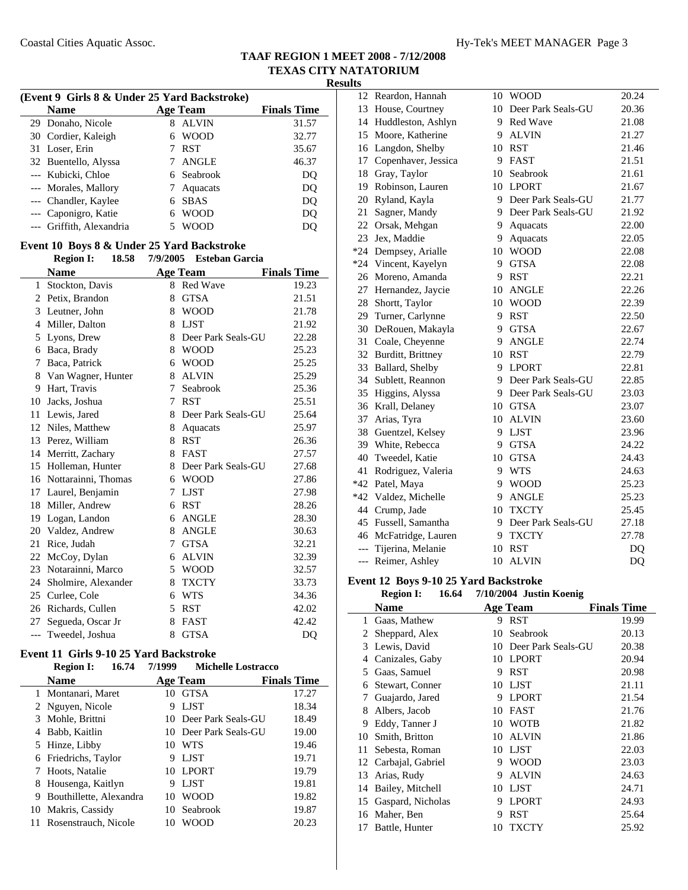# TAAF REGION 1 MEET 2008 - 7/12/2008
## TEXAS CITY NATATORIUM
### Results

**(Event 9 Girls 8 & Under 25 Yard Backstroke)**

| | Name | Age | Team | Finals Time |
|---|---|---|---|---|
| 29 | Donaho, Nicole | 8 | ALVIN | 31.57 |
| 30 | Cordier, Kaleigh | 6 | WOOD | 32.77 |
| 31 | Loser, Erin | 7 | RST | 35.67 |
| 32 | Buentello, Alyssa | 7 | ANGLE | 46.37 |
| --- | Kubicki, Chloe | 6 | Seabrook | DQ |
| --- | Morales, Mallory | 7 | Aquacats | DQ |
| --- | Chandler, Kaylee | 6 | SBAS | DQ |
| --- | Caponigro, Katie | 6 | WOOD | DQ |
| --- | Griffith, Alexandria | 5 | WOOD | DQ |

**Event 10 Boys 8 & Under 25 Yard Backstroke**

**Region I: 18.58 7/9/2005 Esteban Garcia**

| | Name | Age | Team | Finals Time |
|---|---|---|---|---|
| 1 | Stockton, Davis | 8 | Red Wave | 19.23 |
| 2 | Petix, Brandon | 8 | GTSA | 21.51 |
| 3 | Leutner, John | 8 | WOOD | 21.78 |
| 4 | Miller, Dalton | 8 | LJST | 21.92 |
| 5 | Lyons, Drew | 8 | Deer Park Seals-GU | 22.28 |
| 6 | Baca, Brady | 8 | WOOD | 25.23 |
| 7 | Baca, Patrick | 6 | WOOD | 25.25 |
| 8 | Van Wagner, Hunter | 8 | ALVIN | 25.29 |
| 9 | Hart, Travis | 7 | Seabrook | 25.36 |
| 10 | Jacks, Joshua | 7 | RST | 25.51 |
| 11 | Lewis, Jared | 8 | Deer Park Seals-GU | 25.64 |
| 12 | Niles, Matthew | 8 | Aquacats | 25.97 |
| 13 | Perez, William | 8 | RST | 26.36 |
| 14 | Merritt, Zachary | 8 | FAST | 27.57 |
| 15 | Holleman, Hunter | 8 | Deer Park Seals-GU | 27.68 |
| 16 | Nottarainni, Thomas | 6 | WOOD | 27.86 |
| 17 | Laurel, Benjamin | 7 | LJST | 27.98 |
| 18 | Miller, Andrew | 6 | RST | 28.26 |
| 19 | Logan, Landon | 6 | ANGLE | 28.30 |
| 20 | Valdez, Andrew | 8 | ANGLE | 30.63 |
| 21 | Rice, Judah | 7 | GTSA | 32.21 |
| 22 | McCoy, Dylan | 6 | ALVIN | 32.39 |
| 23 | Notarainni, Marco | 5 | WOOD | 32.57 |
| 24 | Sholmire, Alexander | 8 | TXCTY | 33.73 |
| 25 | Curlee, Cole | 6 | WTS | 34.36 |
| 26 | Richards, Cullen | 5 | RST | 42.02 |
| 27 | Segueda, Oscar Jr | 8 | FAST | 42.42 |
| --- | Tweedel, Joshua | 8 | GTSA | DQ |

**Event 11 Girls 9-10 25 Yard Backstroke**

**Region I: 16.74 7/1999 Michelle Lostracco**

| | Name | Age | Team | Finals Time |
|---|---|---|---|---|
| 1 | Montanari, Maret | 10 | GTSA | 17.27 |
| 2 | Nguyen, Nicole | 9 | LJST | 18.34 |
| 3 | Mohle, Brittni | 10 | Deer Park Seals-GU | 18.49 |
| 4 | Babb, Kaitlin | 10 | Deer Park Seals-GU | 19.00 |
| 5 | Hinze, Libby | 10 | WTS | 19.46 |
| 6 | Friedrichs, Taylor | 9 | LJST | 19.71 |
| 7 | Hoots, Natalie | 10 | LPORT | 19.79 |
| 8 | Housenga, Kaitlyn | 9 | LJST | 19.81 |
| 9 | Bouthillette, Alexandra | 10 | WOOD | 19.82 |
| 10 | Makris, Cassidy | 10 | Seabrook | 19.87 |
| 11 | Rosenstrauch, Nicole | 10 | WOOD | 20.23 |
| 12 | Reardon, Hannah | 10 | WOOD | 20.24 |
| 13 | House, Courtney | 10 | Deer Park Seals-GU | 20.36 |
| 14 | Huddleston, Ashlyn | 9 | Red Wave | 21.08 |
| 15 | Moore, Katherine | 9 | ALVIN | 21.27 |
| 16 | Langdon, Shelby | 10 | RST | 21.46 |
| 17 | Copenhaver, Jessica | 9 | FAST | 21.51 |
| 18 | Gray, Taylor | 10 | Seabrook | 21.61 |
| 19 | Robinson, Lauren | 10 | LPORT | 21.67 |
| 20 | Ryland, Kayla | 9 | Deer Park Seals-GU | 21.77 |
| 21 | Sagner, Mandy | 9 | Deer Park Seals-GU | 21.92 |
| 22 | Orsak, Mehgan | 9 | Aquacats | 22.00 |
| 23 | Jex, Maddie | 9 | Aquacats | 22.05 |
| *24 | Dempsey, Arialle | 10 | WOOD | 22.08 |
| *24 | Vincent, Kayelyn | 9 | GTSA | 22.08 |
| 26 | Moreno, Amanda | 9 | RST | 22.21 |
| 27 | Hernandez, Jaycie | 10 | ANGLE | 22.26 |
| 28 | Shortt, Taylor | 10 | WOOD | 22.39 |
| 29 | Turner, Carlynne | 9 | RST | 22.50 |
| 30 | DeRouen, Makayla | 9 | GTSA | 22.67 |
| 31 | Coale, Cheyenne | 9 | ANGLE | 22.74 |
| 32 | Burditt, Brittney | 10 | RST | 22.79 |
| 33 | Ballard, Shelby | 9 | LPORT | 22.81 |
| 34 | Sublett, Reannon | 9 | Deer Park Seals-GU | 22.85 |
| 35 | Higgins, Alyssa | 9 | Deer Park Seals-GU | 23.03 |
| 36 | Krall, Delaney | 10 | GTSA | 23.07 |
| 37 | Arias, Tyra | 10 | ALVIN | 23.60 |
| 38 | Guentzel, Kelsey | 9 | LJST | 23.96 |
| 39 | White, Rebecca | 9 | GTSA | 24.22 |
| 40 | Tweedel, Katie | 10 | GTSA | 24.43 |
| 41 | Rodriguez, Valeria | 9 | WTS | 24.63 |
| *42 | Patel, Maya | 9 | WOOD | 25.23 |
| *42 | Valdez, Michelle | 9 | ANGLE | 25.23 |
| 44 | Crump, Jade | 10 | TXCTY | 25.45 |
| 45 | Fussell, Samantha | 9 | Deer Park Seals-GU | 27.18 |
| 46 | McFatridge, Lauren | 9 | TXCTY | 27.78 |
| --- | Tijerina, Melanie | 10 | RST | DQ |
| --- | Reimer, Ashley | 10 | ALVIN | DQ |

**Event 12 Boys 9-10 25 Yard Backstroke**

**Region I: 16.64 7/10/2004 Justin Koenig**

| | Name | Age | Team | Finals Time |
|---|---|---|---|---|
| 1 | Gaas, Mathew | 9 | RST | 19.99 |
| 2 | Sheppard, Alex | 10 | Seabrook | 20.13 |
| 3 | Lewis, David | 10 | Deer Park Seals-GU | 20.38 |
| 4 | Canizales, Gaby | 10 | LPORT | 20.94 |
| 5 | Gaas, Samuel | 9 | RST | 20.98 |
| 6 | Stewart, Conner | 10 | LJST | 21.11 |
| 7 | Guajardo, Jared | 9 | LPORT | 21.54 |
| 8 | Albers, Jacob | 10 | FAST | 21.76 |
| 9 | Eddy, Tanner J | 10 | WOTB | 21.82 |
| 10 | Smith, Britton | 10 | ALVIN | 21.86 |
| 11 | Sebesta, Roman | 10 | LJST | 22.03 |
| 12 | Carbajal, Gabriel | 9 | WOOD | 23.03 |
| 13 | Arias, Rudy | 9 | ALVIN | 24.63 |
| 14 | Bailey, Mitchell | 10 | LJST | 24.71 |
| 15 | Gaspard, Nicholas | 9 | LPORT | 24.93 |
| 16 | Maher, Ben | 9 | RST | 25.64 |
| 17 | Battle, Hunter | 10 | TXCTY | 25.92 |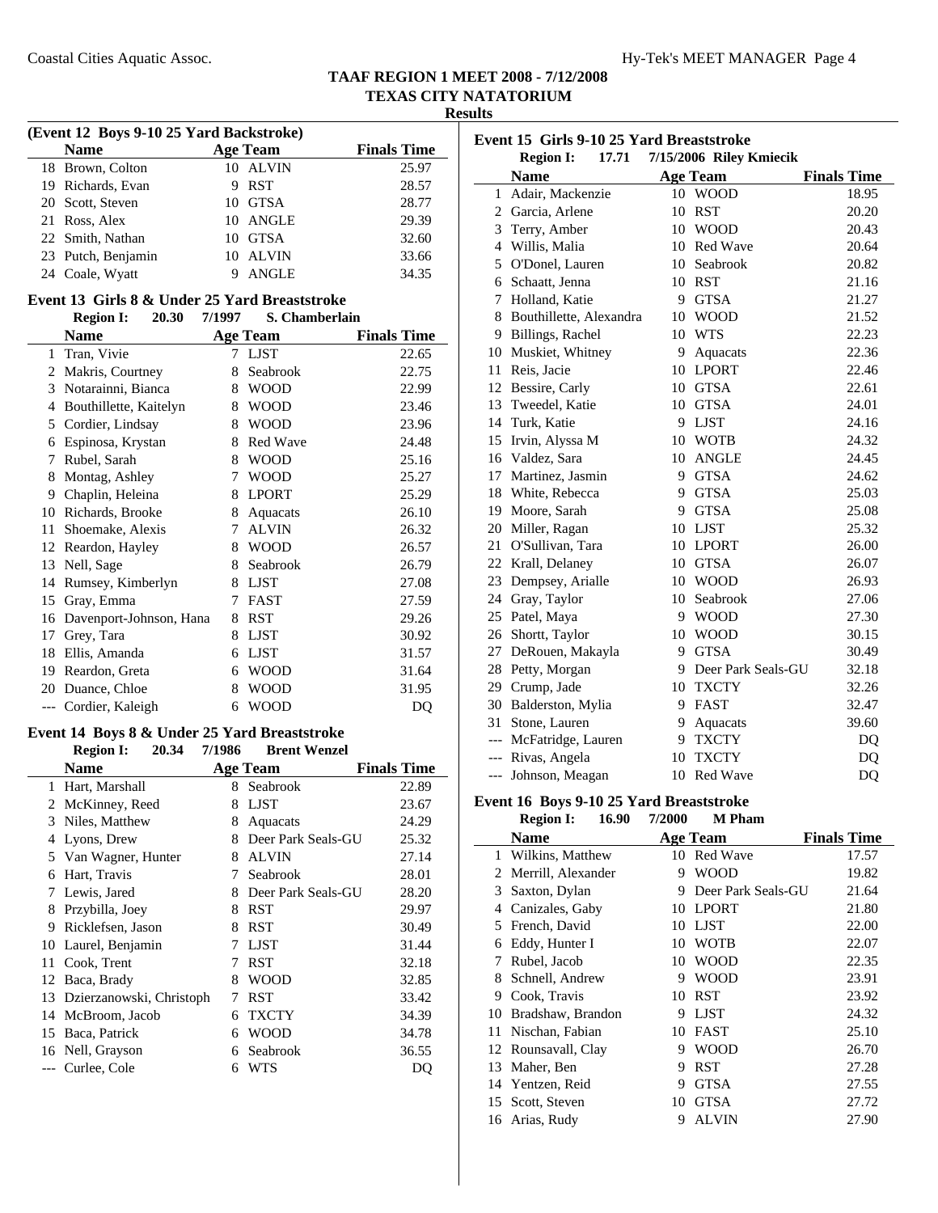## TAAF REGION 1 MEET 2008 - 7/12/2008
## TEXAS CITY NATATORIUM
## Results

### (Event 12 Boys 9-10 25 Yard Backstroke)

| | Name | Age | Team | Finals Time |
|---|---|---|---|---|
| 18 | Brown, Colton | 10 | ALVIN | 25.97 |
| 19 | Richards, Evan | 9 | RST | 28.57 |
| 20 | Scott, Steven | 10 | GTSA | 28.77 |
| 21 | Ross, Alex | 10 | ANGLE | 29.39 |
| 22 | Smith, Nathan | 10 | GTSA | 32.60 |
| 23 | Putch, Benjamin | 10 | ALVIN | 33.66 |
| 24 | Coale, Wyatt | 9 | ANGLE | 34.35 |

### Event 13 Girls 8 & Under 25 Yard Breaststroke

**Region I: 20.30 7/1997 S. Chamberlain**

| | Name | Age | Team | Finals Time |
|---|---|---|---|---|
| 1 | Tran, Vivie | 7 | LJST | 22.65 |
| 2 | Makris, Courtney | 8 | Seabrook | 22.75 |
| 3 | Notarainni, Bianca | 8 | WOOD | 22.99 |
| 4 | Bouthillette, Kaitelyn | 8 | WOOD | 23.46 |
| 5 | Cordier, Lindsay | 8 | WOOD | 23.96 |
| 6 | Espinosa, Krystan | 8 | Red Wave | 24.48 |
| 7 | Rubel, Sarah | 8 | WOOD | 25.16 |
| 8 | Montag, Ashley | 7 | WOOD | 25.27 |
| 9 | Chaplin, Heleina | 8 | LPORT | 25.29 |
| 10 | Richards, Brooke | 8 | Aquacats | 26.10 |
| 11 | Shoemake, Alexis | 7 | ALVIN | 26.32 |
| 12 | Reardon, Hayley | 8 | WOOD | 26.57 |
| 13 | Nell, Sage | 8 | Seabrook | 26.79 |
| 14 | Rumsey, Kimberlyn | 8 | LJST | 27.08 |
| 15 | Gray, Emma | 7 | FAST | 27.59 |
| 16 | Davenport-Johnson, Hana | 8 | RST | 29.26 |
| 17 | Grey, Tara | 8 | LJST | 30.92 |
| 18 | Ellis, Amanda | 6 | LJST | 31.57 |
| 19 | Reardon, Greta | 6 | WOOD | 31.64 |
| 20 | Duance, Chloe | 8 | WOOD | 31.95 |
| --- | Cordier, Kaleigh | 6 | WOOD | DQ |

### Event 14 Boys 8 & Under 25 Yard Breaststroke

**Region I: 20.34 7/1986 Brent Wenzel**

| | Name | Age | Team | Finals Time |
|---|---|---|---|---|
| 1 | Hart, Marshall | 8 | Seabrook | 22.89 |
| 2 | McKinney, Reed | 8 | LJST | 23.67 |
| 3 | Niles, Matthew | 8 | Aquacats | 24.29 |
| 4 | Lyons, Drew | 8 | Deer Park Seals-GU | 25.32 |
| 5 | Van Wagner, Hunter | 8 | ALVIN | 27.14 |
| 6 | Hart, Travis | 7 | Seabrook | 28.01 |
| 7 | Lewis, Jared | 8 | Deer Park Seals-GU | 28.20 |
| 8 | Przybilla, Joey | 8 | RST | 29.97 |
| 9 | Ricklefsen, Jason | 8 | RST | 30.49 |
| 10 | Laurel, Benjamin | 7 | LJST | 31.44 |
| 11 | Cook, Trent | 7 | RST | 32.18 |
| 12 | Baca, Brady | 8 | WOOD | 32.85 |
| 13 | Dzierzanowski, Christoph | 7 | RST | 33.42 |
| 14 | McBroom, Jacob | 6 | TXCTY | 34.39 |
| 15 | Baca, Patrick | 6 | WOOD | 34.78 |
| 16 | Nell, Grayson | 6 | Seabrook | 36.55 |
| --- | Curlee, Cole | 6 | WTS | DQ |

### Event 15 Girls 9-10 25 Yard Breaststroke

**Region I: 17.71 7/15/2006 Riley Kmiecik**

| | Name | Age | Team | Finals Time |
|---|---|---|---|---|
| 1 | Adair, Mackenzie | 10 | WOOD | 18.95 |
| 2 | Garcia, Arlene | 10 | RST | 20.20 |
| 3 | Terry, Amber | 10 | WOOD | 20.43 |
| 4 | Willis, Malia | 10 | Red Wave | 20.64 |
| 5 | O'Donel, Lauren | 10 | Seabrook | 20.82 |
| 6 | Schaatt, Jenna | 10 | RST | 21.16 |
| 7 | Holland, Katie | 9 | GTSA | 21.27 |
| 8 | Bouthillette, Alexandra | 10 | WOOD | 21.52 |
| 9 | Billings, Rachel | 10 | WTS | 22.23 |
| 10 | Muskiet, Whitney | 9 | Aquacats | 22.36 |
| 11 | Reis, Jacie | 10 | LPORT | 22.46 |
| 12 | Bessire, Carly | 10 | GTSA | 22.61 |
| 13 | Tweedel, Katie | 10 | GTSA | 24.01 |
| 14 | Turk, Katie | 9 | LJST | 24.16 |
| 15 | Irvin, Alyssa M | 10 | WOTB | 24.32 |
| 16 | Valdez, Sara | 10 | ANGLE | 24.45 |
| 17 | Martinez, Jasmin | 9 | GTSA | 24.62 |
| 18 | White, Rebecca | 9 | GTSA | 25.03 |
| 19 | Moore, Sarah | 9 | GTSA | 25.08 |
| 20 | Miller, Ragan | 10 | LJST | 25.32 |
| 21 | O'Sullivan, Tara | 10 | LPORT | 26.00 |
| 22 | Krall, Delaney | 10 | GTSA | 26.07 |
| 23 | Dempsey, Arialle | 10 | WOOD | 26.93 |
| 24 | Gray, Taylor | 10 | Seabrook | 27.06 |
| 25 | Patel, Maya | 9 | WOOD | 27.30 |
| 26 | Shortt, Taylor | 10 | WOOD | 30.15 |
| 27 | DeRouen, Makayla | 9 | GTSA | 30.49 |
| 28 | Petty, Morgan | 9 | Deer Park Seals-GU | 32.18 |
| 29 | Crump, Jade | 10 | TXCTY | 32.26 |
| 30 | Balderston, Mylia | 9 | FAST | 32.47 |
| 31 | Stone, Lauren | 9 | Aquacats | 39.60 |
| --- | McFatridge, Lauren | 9 | TXCTY | DQ |
| --- | Rivas, Angela | 10 | TXCTY | DQ |
| --- | Johnson, Meagan | 10 | Red Wave | DQ |

### Event 16 Boys 9-10 25 Yard Breaststroke

**Region I: 16.90 7/2000 M Pham**

| | Name | Age | Team | Finals Time |
|---|---|---|---|---|
| 1 | Wilkins, Matthew | 10 | Red Wave | 17.57 |
| 2 | Merrill, Alexander | 9 | WOOD | 19.82 |
| 3 | Saxton, Dylan | 9 | Deer Park Seals-GU | 21.64 |
| 4 | Canizales, Gaby | 10 | LPORT | 21.80 |
| 5 | French, David | 10 | LJST | 22.00 |
| 6 | Eddy, Hunter I | 10 | WOTB | 22.07 |
| 7 | Rubel, Jacob | 10 | WOOD | 22.35 |
| 8 | Schnell, Andrew | 9 | WOOD | 23.91 |
| 9 | Cook, Travis | 10 | RST | 23.92 |
| 10 | Bradshaw, Brandon | 9 | LJST | 24.32 |
| 11 | Nischan, Fabian | 10 | FAST | 25.10 |
| 12 | Rounsavall, Clay | 9 | WOOD | 26.70 |
| 13 | Maher, Ben | 9 | RST | 27.28 |
| 14 | Yentzen, Reid | 9 | GTSA | 27.55 |
| 15 | Scott, Steven | 10 | GTSA | 27.72 |
| 16 | Arias, Rudy | 9 | ALVIN | 27.90 |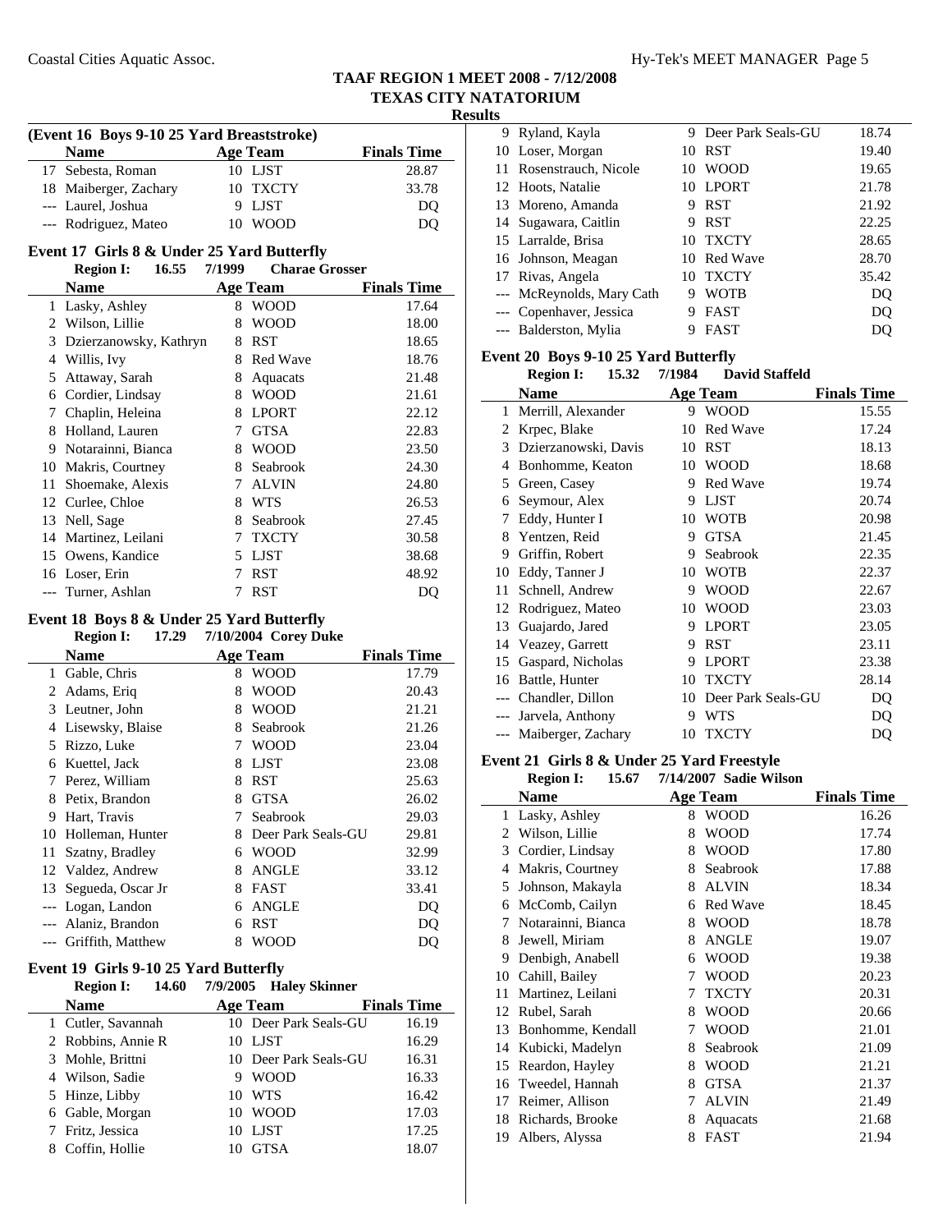# TAAF REGION 1 MEET 2008 - 7/12/2008
## TEXAS CITY NATATORIUM
### Results

**(Event 16 Boys 9-10 25 Yard Breaststroke)**

| | Name | Age | Team | Finals Time |
|---|---|---|---|---|
| 17 | Sebesta, Roman | 10 | LJST | 28.87 |
| 18 | Maiberger, Zachary | 10 | TXCTY | 33.78 |
| --- | Laurel, Joshua | 9 | LJST | DQ |
| --- | Rodriguez, Mateo | 10 | WOOD | DQ |

**Event 17 Girls 8 & Under 25 Yard Butterfly**

Region I: 16.55 7/1999 Charae Grosser

| | Name | Age | Team | Finals Time |
|---|---|---|---|---|
| 1 | Lasky, Ashley | 8 | WOOD | 17.64 |
| 2 | Wilson, Lillie | 8 | WOOD | 18.00 |
| 3 | Dzierzanowsky, Kathryn | 8 | RST | 18.65 |
| 4 | Willis, Ivy | 8 | Red Wave | 18.76 |
| 5 | Attaway, Sarah | 8 | Aquacats | 21.48 |
| 6 | Cordier, Lindsay | 8 | WOOD | 21.61 |
| 7 | Chaplin, Heleina | 8 | LPORT | 22.12 |
| 8 | Holland, Lauren | 7 | GTSA | 22.83 |
| 9 | Notarainni, Bianca | 8 | WOOD | 23.50 |
| 10 | Makris, Courtney | 8 | Seabrook | 24.30 |
| 11 | Shoemake, Alexis | 7 | ALVIN | 24.80 |
| 12 | Curlee, Chloe | 8 | WTS | 26.53 |
| 13 | Nell, Sage | 8 | Seabrook | 27.45 |
| 14 | Martinez, Leilani | 7 | TXCTY | 30.58 |
| 15 | Owens, Kandice | 5 | LJST | 38.68 |
| 16 | Loser, Erin | 7 | RST | 48.92 |
| --- | Turner, Ashlan | 7 | RST | DQ |

**Event 18 Boys 8 & Under 25 Yard Butterfly**

Region I: 17.29 7/10/2004 Corey Duke

| | Name | Age | Team | Finals Time |
|---|---|---|---|---|
| 1 | Gable, Chris | 8 | WOOD | 17.79 |
| 2 | Adams, Eriq | 8 | WOOD | 20.43 |
| 3 | Leutner, John | 8 | WOOD | 21.21 |
| 4 | Lisewsky, Blaise | 8 | Seabrook | 21.26 |
| 5 | Rizzo, Luke | 7 | WOOD | 23.04 |
| 6 | Kuettel, Jack | 8 | LJST | 23.08 |
| 7 | Perez, William | 8 | RST | 25.63 |
| 8 | Petix, Brandon | 8 | GTSA | 26.02 |
| 9 | Hart, Travis | 7 | Seabrook | 29.03 |
| 10 | Holleman, Hunter | 8 | Deer Park Seals-GU | 29.81 |
| 11 | Szatny, Bradley | 6 | WOOD | 32.99 |
| 12 | Valdez, Andrew | 8 | ANGLE | 33.12 |
| 13 | Segueda, Oscar Jr | 8 | FAST | 33.41 |
| --- | Logan, Landon | 6 | ANGLE | DQ |
| --- | Alaniz, Brandon | 6 | RST | DQ |
| --- | Griffith, Matthew | 8 | WOOD | DQ |

**Event 19 Girls 9-10 25 Yard Butterfly**

Region I: 14.60 7/9/2005 Haley Skinner

| | Name | Age | Team | Finals Time |
|---|---|---|---|---|
| 1 | Cutler, Savannah | 10 | Deer Park Seals-GU | 16.19 |
| 2 | Robbins, Annie R | 10 | LJST | 16.29 |
| 3 | Mohle, Brittni | 10 | Deer Park Seals-GU | 16.31 |
| 4 | Wilson, Sadie | 9 | WOOD | 16.33 |
| 5 | Hinze, Libby | 10 | WTS | 16.42 |
| 6 | Gable, Morgan | 10 | WOOD | 17.03 |
| 7 | Fritz, Jessica | 10 | LJST | 17.25 |
| 8 | Coffin, Hollie | 10 | GTSA | 18.07 |
| 9 | Ryland, Kayla | 9 | Deer Park Seals-GU | 18.74 |
| 10 | Loser, Morgan | 10 | RST | 19.40 |
| 11 | Rosenstrauch, Nicole | 10 | WOOD | 19.65 |
| 12 | Hoots, Natalie | 10 | LPORT | 21.78 |
| 13 | Moreno, Amanda | 9 | RST | 21.92 |
| 14 | Sugawara, Caitlin | 9 | RST | 22.25 |
| 15 | Larralde, Brisa | 10 | TXCTY | 28.65 |
| 16 | Johnson, Meagan | 10 | Red Wave | 28.70 |
| 17 | Rivas, Angela | 10 | TXCTY | 35.42 |
| --- | McReynolds, Mary Cath | 9 | WOTB | DQ |
| --- | Copenhaver, Jessica | 9 | FAST | DQ |
| --- | Balderston, Mylia | 9 | FAST | DQ |

**Event 20 Boys 9-10 25 Yard Butterfly**

Region I: 15.32 7/1984 David Staffeld

| | Name | Age | Team | Finals Time |
|---|---|---|---|---|
| 1 | Merrill, Alexander | 9 | WOOD | 15.55 |
| 2 | Krpec, Blake | 10 | Red Wave | 17.24 |
| 3 | Dzierzanowski, Davis | 10 | RST | 18.13 |
| 4 | Bonhomme, Keaton | 10 | WOOD | 18.68 |
| 5 | Green, Casey | 9 | Red Wave | 19.74 |
| 6 | Seymour, Alex | 9 | LJST | 20.74 |
| 7 | Eddy, Hunter I | 10 | WOTB | 20.98 |
| 8 | Yentzen, Reid | 9 | GTSA | 21.45 |
| 9 | Griffin, Robert | 9 | Seabrook | 22.35 |
| 10 | Eddy, Tanner J | 10 | WOTB | 22.37 |
| 11 | Schnell, Andrew | 9 | WOOD | 22.67 |
| 12 | Rodriguez, Mateo | 10 | WOOD | 23.03 |
| 13 | Guajardo, Jared | 9 | LPORT | 23.05 |
| 14 | Veazey, Garrett | 9 | RST | 23.11 |
| 15 | Gaspard, Nicholas | 9 | LPORT | 23.38 |
| 16 | Battle, Hunter | 10 | TXCTY | 28.14 |
| --- | Chandler, Dillon | 10 | Deer Park Seals-GU | DQ |
| --- | Jarvela, Anthony | 9 | WTS | DQ |
| --- | Maiberger, Zachary | 10 | TXCTY | DQ |

**Event 21 Girls 8 & Under 25 Yard Freestyle**

Region I: 15.67 7/14/2007 Sadie Wilson

| | Name | Age | Team | Finals Time |
|---|---|---|---|---|
| 1 | Lasky, Ashley | 8 | WOOD | 16.26 |
| 2 | Wilson, Lillie | 8 | WOOD | 17.74 |
| 3 | Cordier, Lindsay | 8 | WOOD | 17.80 |
| 4 | Makris, Courtney | 8 | Seabrook | 17.88 |
| 5 | Johnson, Makayla | 8 | ALVIN | 18.34 |
| 6 | McComb, Cailyn | 6 | Red Wave | 18.45 |
| 7 | Notarainni, Bianca | 8 | WOOD | 18.78 |
| 8 | Jewell, Miriam | 8 | ANGLE | 19.07 |
| 9 | Denbigh, Anabell | 6 | WOOD | 19.38 |
| 10 | Cahill, Bailey | 7 | WOOD | 20.23 |
| 11 | Martinez, Leilani | 7 | TXCTY | 20.31 |
| 12 | Rubel, Sarah | 8 | WOOD | 20.66 |
| 13 | Bonhomme, Kendall | 7 | WOOD | 21.01 |
| 14 | Kubicki, Madelyn | 8 | Seabrook | 21.09 |
| 15 | Reardon, Hayley | 8 | WOOD | 21.21 |
| 16 | Tweedel, Hannah | 8 | GTSA | 21.37 |
| 17 | Reimer, Allison | 7 | ALVIN | 21.49 |
| 18 | Richards, Brooke | 8 | Aquacats | 21.68 |
| 19 | Albers, Alyssa | 8 | FAST | 21.94 |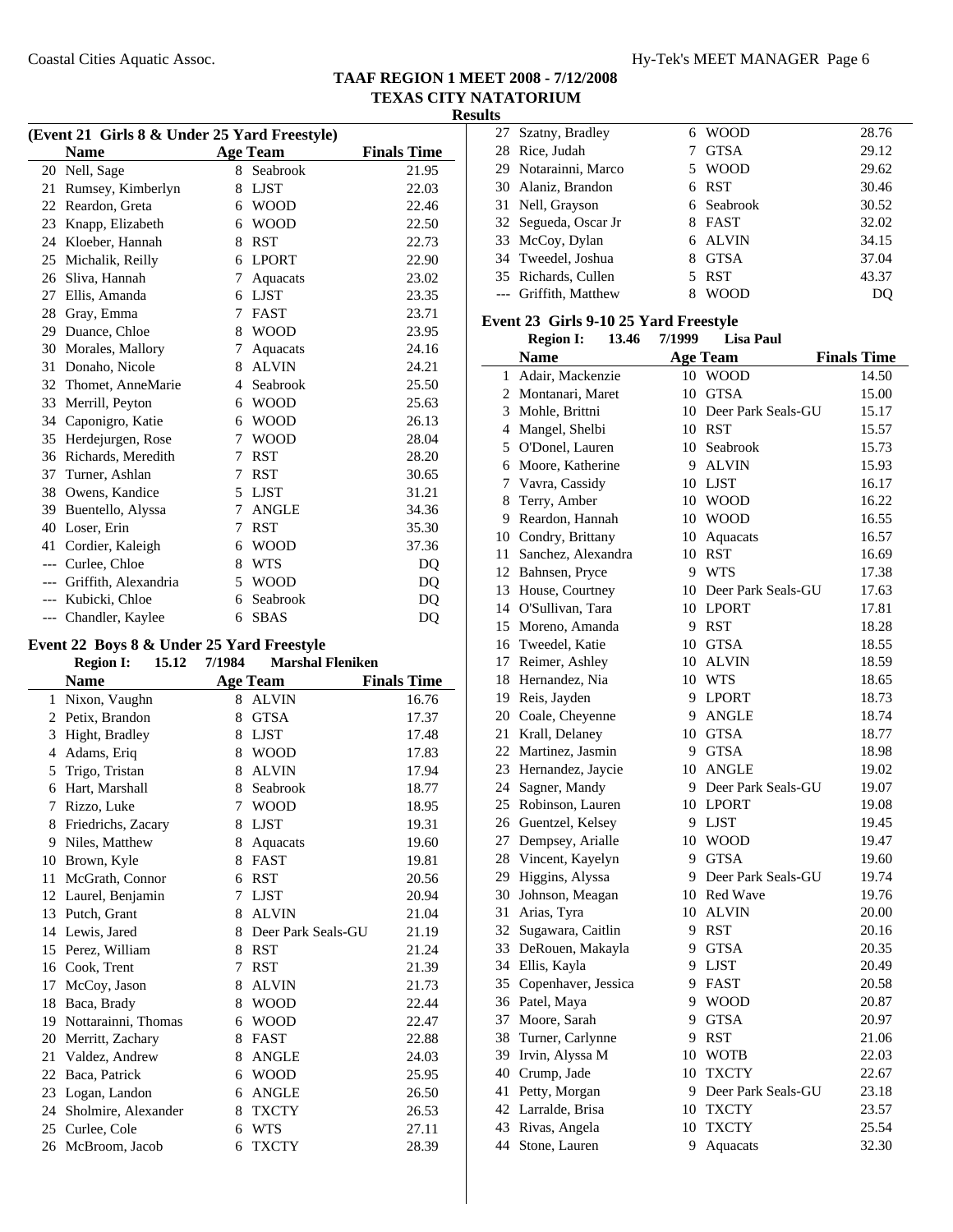## TAAF REGION 1 MEET 2008 - 7/12/2008
## TEXAS CITY NATATORIUM
### Results

**(Event 21 Girls 8 & Under 25 Yard Freestyle)**

| | Name | Age | Team | Finals Time |
|---|---|---|---|---|
| 20 | Nell, Sage | 8 | Seabrook | 21.95 |
| 21 | Rumsey, Kimberlyn | 8 | LJST | 22.03 |
| 22 | Reardon, Greta | 6 | WOOD | 22.46 |
| 23 | Knapp, Elizabeth | 6 | WOOD | 22.50 |
| 24 | Kloeber, Hannah | 8 | RST | 22.73 |
| 25 | Michalik, Reilly | 6 | LPORT | 22.90 |
| 26 | Sliva, Hannah | 7 | Aquacats | 23.02 |
| 27 | Ellis, Amanda | 6 | LJST | 23.35 |
| 28 | Gray, Emma | 7 | FAST | 23.71 |
| 29 | Duance, Chloe | 8 | WOOD | 23.95 |
| 30 | Morales, Mallory | 7 | Aquacats | 24.16 |
| 31 | Donaho, Nicole | 8 | ALVIN | 24.21 |
| 32 | Thomet, AnneMarie | 4 | Seabrook | 25.50 |
| 33 | Merrill, Peyton | 6 | WOOD | 25.63 |
| 34 | Caponigro, Katie | 6 | WOOD | 26.13 |
| 35 | Herdejurgen, Rose | 7 | WOOD | 28.04 |
| 36 | Richards, Meredith | 7 | RST | 28.20 |
| 37 | Turner, Ashlan | 7 | RST | 30.65 |
| 38 | Owens, Kandice | 5 | LJST | 31.21 |
| 39 | Buentello, Alyssa | 7 | ANGLE | 34.36 |
| 40 | Loser, Erin | 7 | RST | 35.30 |
| 41 | Cordier, Kaleigh | 6 | WOOD | 37.36 |
| --- | Curlee, Chloe | 8 | WTS | DQ |
| --- | Griffith, Alexandria | 5 | WOOD | DQ |
| --- | Kubicki, Chloe | 6 | Seabrook | DQ |
| --- | Chandler, Kaylee | 6 | SBAS | DQ |

**Event 22 Boys 8 & Under 25 Yard Freestyle**

Region I: 15.12 7/1984 Marshal Fleniken

| | Name | Age | Team | Finals Time |
|---|---|---|---|---|
| 1 | Nixon, Vaughn | 8 | ALVIN | 16.76 |
| 2 | Petix, Brandon | 8 | GTSA | 17.37 |
| 3 | Hight, Bradley | 8 | LJST | 17.48 |
| 4 | Adams, Eriq | 8 | WOOD | 17.83 |
| 5 | Trigo, Tristan | 8 | ALVIN | 17.94 |
| 6 | Hart, Marshall | 8 | Seabrook | 18.77 |
| 7 | Rizzo, Luke | 7 | WOOD | 18.95 |
| 8 | Friedrichs, Zacary | 8 | LJST | 19.31 |
| 9 | Niles, Matthew | 8 | Aquacats | 19.60 |
| 10 | Brown, Kyle | 8 | FAST | 19.81 |
| 11 | McGrath, Connor | 6 | RST | 20.56 |
| 12 | Laurel, Benjamin | 7 | LJST | 20.94 |
| 13 | Putch, Grant | 8 | ALVIN | 21.04 |
| 14 | Lewis, Jared | 8 | Deer Park Seals-GU | 21.19 |
| 15 | Perez, William | 8 | RST | 21.24 |
| 16 | Cook, Trent | 7 | RST | 21.39 |
| 17 | McCoy, Jason | 8 | ALVIN | 21.73 |
| 18 | Baca, Brady | 8 | WOOD | 22.44 |
| 19 | Nottarainni, Thomas | 6 | WOOD | 22.47 |
| 20 | Merritt, Zachary | 8 | FAST | 22.88 |
| 21 | Valdez, Andrew | 8 | ANGLE | 24.03 |
| 22 | Baca, Patrick | 6 | WOOD | 25.95 |
| 23 | Logan, Landon | 6 | ANGLE | 26.50 |
| 24 | Sholmire, Alexander | 8 | TXCTY | 26.53 |
| 25 | Curlee, Cole | 6 | WTS | 27.11 |
| 26 | McBroom, Jacob | 6 | TXCTY | 28.39 |
| 27 | Szatny, Bradley | 6 | WOOD | 28.76 |
| 28 | Rice, Judah | 7 | GTSA | 29.12 |
| 29 | Notarainni, Marco | 5 | WOOD | 29.62 |
| 30 | Alaniz, Brandon | 6 | RST | 30.46 |
| 31 | Nell, Grayson | 6 | Seabrook | 30.52 |
| 32 | Segueda, Oscar Jr | 8 | FAST | 32.02 |
| 33 | McCoy, Dylan | 6 | ALVIN | 34.15 |
| 34 | Tweedel, Joshua | 8 | GTSA | 37.04 |
| 35 | Richards, Cullen | 5 | RST | 43.37 |
| --- | Griffith, Matthew | 8 | WOOD | DQ |

**Event 23 Girls 9-10 25 Yard Freestyle**

Region I: 13.46 7/1999 Lisa Paul

| | Name | Age | Team | Finals Time |
|---|---|---|---|---|
| 1 | Adair, Mackenzie | 10 | WOOD | 14.50 |
| 2 | Montanari, Maret | 10 | GTSA | 15.00 |
| 3 | Mohle, Brittni | 10 | Deer Park Seals-GU | 15.17 |
| 4 | Mangel, Shelbi | 10 | RST | 15.57 |
| 5 | O'Donel, Lauren | 10 | Seabrook | 15.73 |
| 6 | Moore, Katherine | 9 | ALVIN | 15.93 |
| 7 | Vavra, Cassidy | 10 | LJST | 16.17 |
| 8 | Terry, Amber | 10 | WOOD | 16.22 |
| 9 | Reardon, Hannah | 10 | WOOD | 16.55 |
| 10 | Condry, Brittany | 10 | Aquacats | 16.57 |
| 11 | Sanchez, Alexandra | 10 | RST | 16.69 |
| 12 | Bahnsen, Pryce | 9 | WTS | 17.38 |
| 13 | House, Courtney | 10 | Deer Park Seals-GU | 17.63 |
| 14 | O'Sullivan, Tara | 10 | LPORT | 17.81 |
| 15 | Moreno, Amanda | 9 | RST | 18.28 |
| 16 | Tweedel, Katie | 10 | GTSA | 18.55 |
| 17 | Reimer, Ashley | 10 | ALVIN | 18.59 |
| 18 | Hernandez, Nia | 10 | WTS | 18.65 |
| 19 | Reis, Jayden | 9 | LPORT | 18.73 |
| 20 | Coale, Cheyenne | 9 | ANGLE | 18.74 |
| 21 | Krall, Delaney | 10 | GTSA | 18.77 |
| 22 | Martinez, Jasmin | 9 | GTSA | 18.98 |
| 23 | Hernandez, Jaycie | 10 | ANGLE | 19.02 |
| 24 | Sagner, Mandy | 9 | Deer Park Seals-GU | 19.07 |
| 25 | Robinson, Lauren | 10 | LPORT | 19.08 |
| 26 | Guentzel, Kelsey | 9 | LJST | 19.45 |
| 27 | Dempsey, Arialle | 10 | WOOD | 19.47 |
| 28 | Vincent, Kayelyn | 9 | GTSA | 19.60 |
| 29 | Higgins, Alyssa | 9 | Deer Park Seals-GU | 19.74 |
| 30 | Johnson, Meagan | 10 | Red Wave | 19.76 |
| 31 | Arias, Tyra | 10 | ALVIN | 20.00 |
| 32 | Sugawara, Caitlin | 9 | RST | 20.16 |
| 33 | DeRouen, Makayla | 9 | GTSA | 20.35 |
| 34 | Ellis, Kayla | 9 | LJST | 20.49 |
| 35 | Copenhaver, Jessica | 9 | FAST | 20.58 |
| 36 | Patel, Maya | 9 | WOOD | 20.87 |
| 37 | Moore, Sarah | 9 | GTSA | 20.97 |
| 38 | Turner, Carlynne | 9 | RST | 21.06 |
| 39 | Irvin, Alyssa M | 10 | WOTB | 22.03 |
| 40 | Crump, Jade | 10 | TXCTY | 22.67 |
| 41 | Petty, Morgan | 9 | Deer Park Seals-GU | 23.18 |
| 42 | Larralde, Brisa | 10 | TXCTY | 23.57 |
| 43 | Rivas, Angela | 10 | TXCTY | 25.54 |
| 44 | Stone, Lauren | 9 | Aquacats | 32.30 |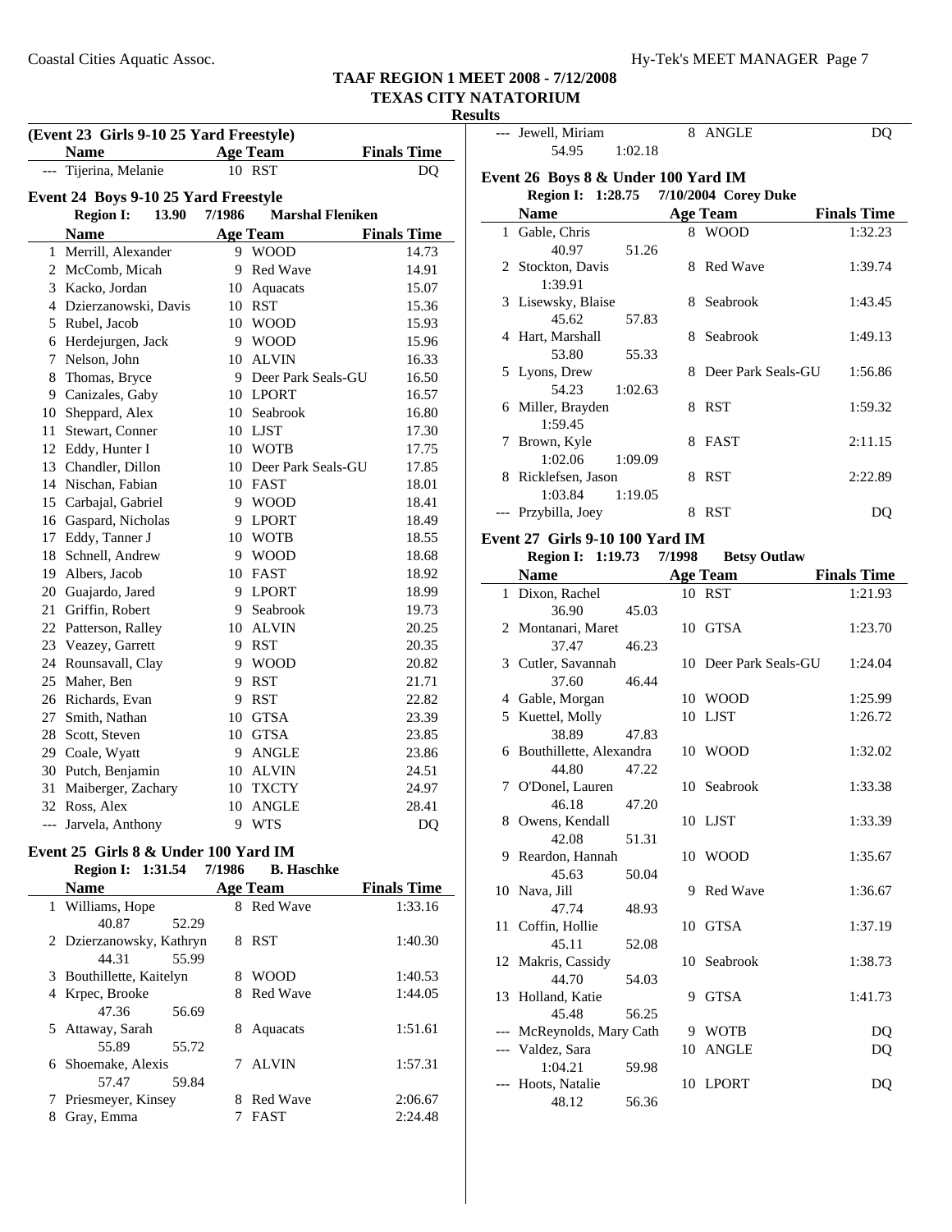## TAAF REGION 1 MEET 2008 - 7/12/2008
## TEXAS CITY NATATORIUM
### Results

**(Event 23 Girls 9-10 25 Yard Freestyle)**

| | Name | Age | Team | Finals Time |
|---|---|---|---|---|
| --- | Tijerina, Melanie | 10 | RST | DQ |

**Event 24 Boys 9-10 25 Yard Freestyle**

Region I: 13.90 7/1986 Marshal Fleniken

| | Name | Age | Team | Finals Time |
|---|---|---|---|---|
| 1 | Merrill, Alexander | 9 | WOOD | 14.73 |
| 2 | McComb, Micah | 9 | Red Wave | 14.91 |
| 3 | Kacko, Jordan | 10 | Aquacats | 15.07 |
| 4 | Dzierzanowski, Davis | 10 | RST | 15.36 |
| 5 | Rubel, Jacob | 10 | WOOD | 15.93 |
| 6 | Herdejurgen, Jack | 9 | WOOD | 15.96 |
| 7 | Nelson, John | 10 | ALVIN | 16.33 |
| 8 | Thomas, Bryce | 9 | Deer Park Seals-GU | 16.50 |
| 9 | Canizales, Gaby | 10 | LPORT | 16.57 |
| 10 | Sheppard, Alex | 10 | Seabrook | 16.80 |
| 11 | Stewart, Conner | 10 | LJST | 17.30 |
| 12 | Eddy, Hunter I | 10 | WOTB | 17.75 |
| 13 | Chandler, Dillon | 10 | Deer Park Seals-GU | 17.85 |
| 14 | Nischan, Fabian | 10 | FAST | 18.01 |
| 15 | Carbajal, Gabriel | 9 | WOOD | 18.41 |
| 16 | Gaspard, Nicholas | 9 | LPORT | 18.49 |
| 17 | Eddy, Tanner J | 10 | WOTB | 18.55 |
| 18 | Schnell, Andrew | 9 | WOOD | 18.68 |
| 19 | Albers, Jacob | 10 | FAST | 18.92 |
| 20 | Guajardo, Jared | 9 | LPORT | 18.99 |
| 21 | Griffin, Robert | 9 | Seabrook | 19.73 |
| 22 | Patterson, Ralley | 10 | ALVIN | 20.25 |
| 23 | Veazey, Garrett | 9 | RST | 20.35 |
| 24 | Rounsavall, Clay | 9 | WOOD | 20.82 |
| 25 | Maher, Ben | 9 | RST | 21.71 |
| 26 | Richards, Evan | 9 | RST | 22.82 |
| 27 | Smith, Nathan | 10 | GTSA | 23.39 |
| 28 | Scott, Steven | 10 | GTSA | 23.85 |
| 29 | Coale, Wyatt | 9 | ANGLE | 23.86 |
| 30 | Putch, Benjamin | 10 | ALVIN | 24.51 |
| 31 | Maiberger, Zachary | 10 | TXCTY | 24.97 |
| 32 | Ross, Alex | 10 | ANGLE | 28.41 |
| --- | Jarvela, Anthony | 9 | WTS | DQ |

**Event 25 Girls 8 & Under 100 Yard IM**

Region I: 1:31.54 7/1986 B. Haschke

| | Name | Age | Team | Finals Time |
|---|---|---|---|---|
| 1 | Williams, Hope | 8 | Red Wave | 1:33.16 |
| | 40.87 52.29 | | | |
| 2 | Dzierzanowsky, Kathryn | 8 | RST | 1:40.30 |
| | 44.31 55.99 | | | |
| 3 | Bouthillette, Kaitelyn | 8 | WOOD | 1:40.53 |
| 4 | Krpec, Brooke | 8 | Red Wave | 1:44.05 |
| | 47.36 56.69 | | | |
| 5 | Attaway, Sarah | 8 | Aquacats | 1:51.61 |
| | 55.89 55.72 | | | |
| 6 | Shoemake, Alexis | 7 | ALVIN | 1:57.31 |
| | 57.47 59.84 | | | |
| 7 | Priesmeyer, Kinsey | 8 | Red Wave | 2:06.67 |
| 8 | Gray, Emma | 7 | FAST | 2:24.48 |
| --- | Jewell, Miriam | 8 | ANGLE | DQ |
| | 54.95 1:02.18 | | | |

**Event 26 Boys 8 & Under 100 Yard IM**

Region I: 1:28.75 7/10/2004 Corey Duke

| | Name | Age | Team | Finals Time |
|---|---|---|---|---|
| 1 | Gable, Chris | 8 | WOOD | 1:32.23 |
| | 40.97 51.26 | | | |
| 2 | Stockton, Davis | 8 | Red Wave | 1:39.74 |
| | 1:39.91 | | | |
| 3 | Lisewsky, Blaise | 8 | Seabrook | 1:43.45 |
| | 45.62 57.83 | | | |
| 4 | Hart, Marshall | 8 | Seabrook | 1:49.13 |
| | 53.80 55.33 | | | |
| 5 | Lyons, Drew | 8 | Deer Park Seals-GU | 1:56.86 |
| | 54.23 1:02.63 | | | |
| 6 | Miller, Brayden | 8 | RST | 1:59.32 |
| | 1:59.45 | | | |
| 7 | Brown, Kyle | 8 | FAST | 2:11.15 |
| | 1:02.06 1:09.09 | | | |
| 8 | Ricklefsen, Jason | 8 | RST | 2:22.89 |
| | 1:03.84 1:19.05 | | | |
| --- | Przybilla, Joey | 8 | RST | DQ |

**Event 27 Girls 9-10 100 Yard IM**

Region I: 1:19.73 7/1998 Betsy Outlaw

| | Name | Age | Team | Finals Time |
|---|---|---|---|---|
| 1 | Dixon, Rachel | 10 | RST | 1:21.93 |
| | 36.90 45.03 | | | |
| 2 | Montanari, Maret | 10 | GTSA | 1:23.70 |
| | 37.47 46.23 | | | |
| 3 | Cutler, Savannah | 10 | Deer Park Seals-GU | 1:24.04 |
| | 37.60 46.44 | | | |
| 4 | Gable, Morgan | 10 | WOOD | 1:25.99 |
| 5 | Kuettel, Molly | 10 | LJST | 1:26.72 |
| | 38.89 47.83 | | | |
| 6 | Bouthillette, Alexandra | 10 | WOOD | 1:32.02 |
| | 44.80 47.22 | | | |
| 7 | O'Donel, Lauren | 10 | Seabrook | 1:33.38 |
| | 46.18 47.20 | | | |
| 8 | Owens, Kendall | 10 | LJST | 1:33.39 |
| | 42.08 51.31 | | | |
| 9 | Reardon, Hannah | 10 | WOOD | 1:35.67 |
| | 45.63 50.04 | | | |
| 10 | Nava, Jill | 9 | Red Wave | 1:36.67 |
| | 47.74 48.93 | | | |
| 11 | Coffin, Hollie | 10 | GTSA | 1:37.19 |
| | 45.11 52.08 | | | |
| 12 | Makris, Cassidy | 10 | Seabrook | 1:38.73 |
| | 44.70 54.03 | | | |
| 13 | Holland, Katie | 9 | GTSA | 1:41.73 |
| | 45.48 56.25 | | | |
| --- | McReynolds, Mary Cath | 9 | WOTB | DQ |
| --- | Valdez, Sara | 10 | ANGLE | DQ |
| | 1:04.21 59.98 | | | |
| --- | Hoots, Natalie | 10 | LPORT | DQ |
| | 48.12 56.36 | | | |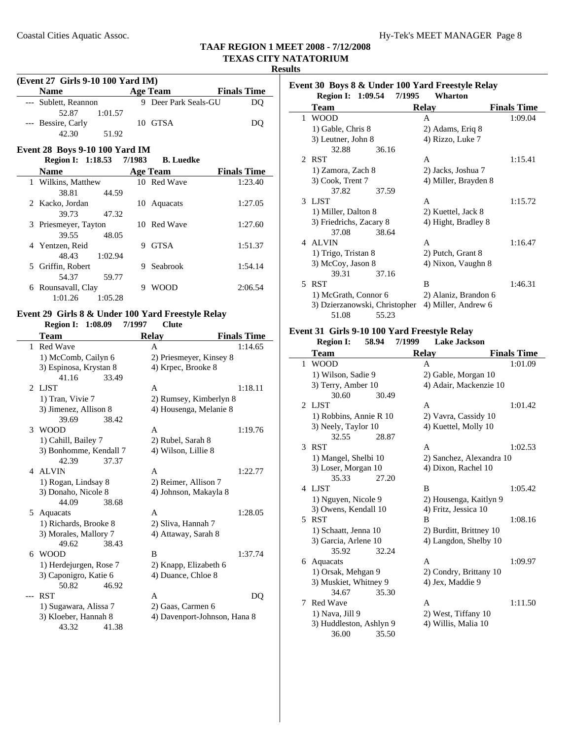**TAAF REGION 1 MEET 2008 - 7/12/2008**
**TEXAS CITY NATATORIUM**
**Results**

### (Event 27 Girls 9-10 100 Yard IM)

| | Name | Age | Team | Finals Time |
|---|---|---|---|---|
| --- | Sublett, Reannon | 9 | Deer Park Seals-GU | DQ |
| | 52.87 1:01.57 | | | |
| --- | Bessire, Carly | 10 | GTSA | DQ |
| | 42.30 51.92 | | | |

### Event 28 Boys 9-10 100 Yard IM

**Region I: 1:18.53 7/1983 B. Luedke**

| | Name | Age | Team | Finals Time |
|---|---|---|---|---|
| 1 | Wilkins, Matthew | 10 | Red Wave | 1:23.40 |
| | 38.81 44.59 | | | |
| 2 | Kacko, Jordan | 10 | Aquacats | 1:27.05 |
| | 39.73 47.32 | | | |
| 3 | Priesmeyer, Tayton | 10 | Red Wave | 1:27.60 |
| | 39.55 48.05 | | | |
| 4 | Yentzen, Reid | 9 | GTSA | 1:51.37 |
| | 48.43 1:02.94 | | | |
| 5 | Griffin, Robert | 9 | Seabrook | 1:54.14 |
| | 54.37 59.77 | | | |
| 6 | Rounsavall, Clay | 9 | WOOD | 2:06.54 |
| | 1:01.26 1:05.28 | | | |

### Event 29 Girls 8 & Under 100 Yard Freestyle Relay

**Region I: 1:08.09 7/1997 Clute**

| | Team | Relay | Finals Time |
|---|---|---|---|
| 1 | Red Wave | A | 1:14.65 |
| | 1) McComb, Cailyn 6 | 2) Priesmeyer, Kinsey 8 | |
| | 3) Espinosa, Krystan 8 | 4) Krpec, Brooke 8 | |
| | 41.16 33.49 | | |
| 2 | LJST | A | 1:18.11 |
| | 1) Tran, Vivie 7 | 2) Rumsey, Kimberlyn 8 | |
| | 3) Jimenez, Allison 8 | 4) Housenga, Melanie 8 | |
| | 39.69 38.42 | | |
| 3 | WOOD | A | 1:19.76 |
| | 1) Cahill, Bailey 7 | 2) Rubel, Sarah 8 | |
| | 3) Bonhomme, Kendall 7 | 4) Wilson, Lillie 8 | |
| | 42.39 37.37 | | |
| 4 | ALVIN | A | 1:22.77 |
| | 1) Rogan, Lindsay 8 | 2) Reimer, Allison 7 | |
| | 3) Donaho, Nicole 8 | 4) Johnson, Makayla 8 | |
| | 44.09 38.68 | | |
| 5 | Aquacats | A | 1:28.05 |
| | 1) Richards, Brooke 8 | 2) Sliva, Hannah 7 | |
| | 3) Morales, Mallory 7 | 4) Attaway, Sarah 8 | |
| | 49.62 38.43 | | |
| 6 | WOOD | B | 1:37.74 |
| | 1) Herdejurgen, Rose 7 | 2) Knapp, Elizabeth 6 | |
| | 3) Caponigro, Katie 6 | 4) Duance, Chloe 8 | |
| | 50.82 46.92 | | |
| --- | RST | A | DQ |
| | 1) Sugawara, Alissa 7 | 2) Gaas, Carmen 6 | |
| | 3) Kloeber, Hannah 8 | 4) Davenport-Johnson, Hana 8 | |
| | 43.32 41.38 | | |

### Event 30 Boys 8 & Under 100 Yard Freestyle Relay

**Region I: 1:09.54 7/1995 Wharton**

| | Team | Relay | Finals Time |
|---|---|---|---|
| 1 | WOOD | A | 1:09.04 |
| | 1) Gable, Chris 8 | 2) Adams, Eriq 8 | |
| | 3) Leutner, John 8 | 4) Rizzo, Luke 7 | |
| | 32.88 36.16 | | |
| 2 | RST | A | 1:15.41 |
| | 1) Zamora, Zach 8 | 2) Jacks, Joshua 7 | |
| | 3) Cook, Trent 7 | 4) Miller, Brayden 8 | |
| | 37.82 37.59 | | |
| 3 | LJST | A | 1:15.72 |
| | 1) Miller, Dalton 8 | 2) Kuettel, Jack 8 | |
| | 3) Friedrichs, Zacary 8 | 4) Hight, Bradley 8 | |
| | 37.08 38.64 | | |
| 4 | ALVIN | A | 1:16.47 |
| | 1) Trigo, Tristan 8 | 2) Putch, Grant 8 | |
| | 3) McCoy, Jason 8 | 4) Nixon, Vaughn 8 | |
| | 39.31 37.16 | | |
| 5 | RST | B | 1:46.31 |
| | 1) McGrath, Connor 6 | 2) Alaniz, Brandon 6 | |
| | 3) Dzierzanowski, Christopher | 4) Miller, Andrew 6 | |
| | 51.08 55.23 | | |

### Event 31 Girls 9-10 100 Yard Freestyle Relay

**Region I: 58.94 7/1999 Lake Jackson**

| | Team | Relay | Finals Time |
|---|---|---|---|
| 1 | WOOD | A | 1:01.09 |
| | 1) Wilson, Sadie 9 | 2) Gable, Morgan 10 | |
| | 3) Terry, Amber 10 | 4) Adair, Mackenzie 10 | |
| | 30.60 30.49 | | |
| 2 | LJST | A | 1:01.42 |
| | 1) Robbins, Annie R 10 | 2) Vavra, Cassidy 10 | |
| | 3) Neely, Taylor 10 | 4) Kuettel, Molly 10 | |
| | 32.55 28.87 | | |
| 3 | RST | A | 1:02.53 |
| | 1) Mangel, Shelbi 10 | 2) Sanchez, Alexandra 10 | |
| | 3) Loser, Morgan 10 | 4) Dixon, Rachel 10 | |
| | 35.33 27.20 | | |
| 4 | LJST | B | 1:05.42 |
| | 1) Nguyen, Nicole 9 | 2) Housenga, Kaitlyn 9 | |
| | 3) Owens, Kendall 10 | 4) Fritz, Jessica 10 | |
| 5 | RST | B | 1:08.16 |
| | 1) Schaatt, Jenna 10 | 2) Burditt, Brittney 10 | |
| | 3) Garcia, Arlene 10 | 4) Langdon, Shelby 10 | |
| | 35.92 32.24 | | |
| 6 | Aquacats | A | 1:09.97 |
| | 1) Orsak, Mehgan 9 | 2) Condry, Brittany 10 | |
| | 3) Muskiet, Whitney 9 | 4) Jex, Maddie 9 | |
| | 34.67 35.30 | | |
| 7 | Red Wave | A | 1:11.50 |
| | 1) Nava, Jill 9 | 2) West, Tiffany 10 | |
| | 3) Huddleston, Ashlyn 9 | 4) Willis, Malia 10 | |
| | 36.00 35.50 | | |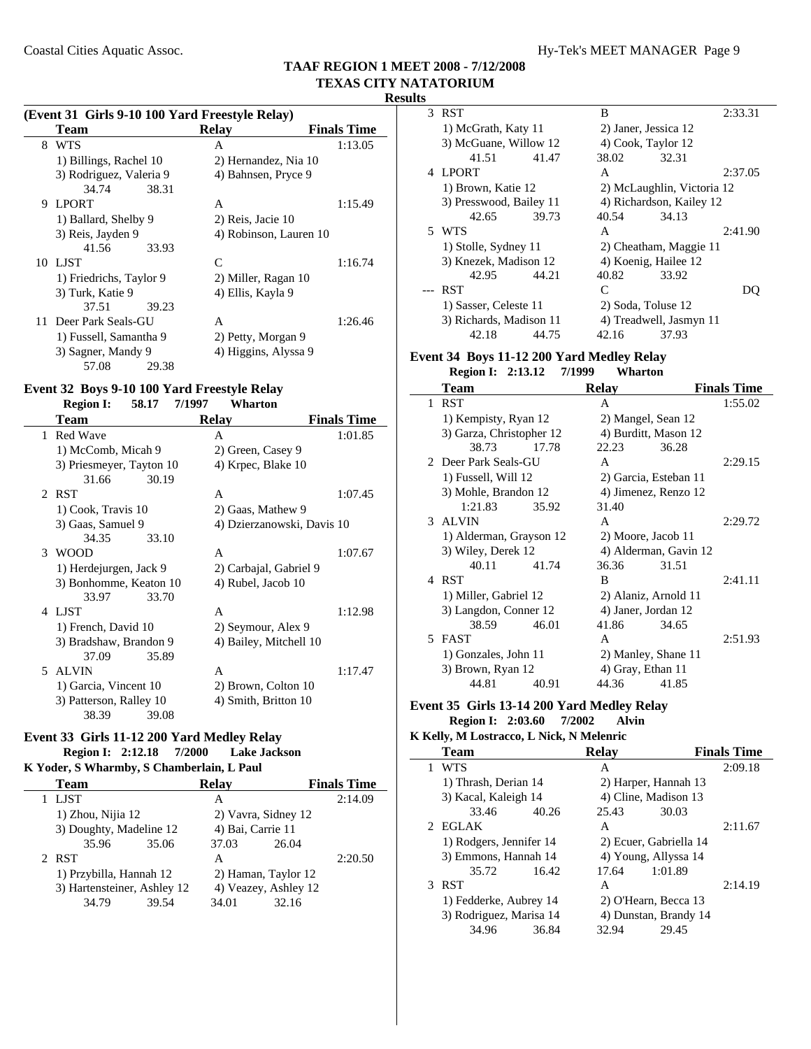## TAAF REGION 1 MEET 2008 - 7/12/2008
## TEXAS CITY NATATORIUM
### Results

**(Event 31 Girls 9-10 100 Yard Freestyle Relay)**

| | Team | Relay | Finals Time |
|---|---|---|---|
| 8 | WTS | A | 1:13.05 |
| | 1) Billings, Rachel 10 | 2) Hernandez, Nia 10 | |
| | 3) Rodriguez, Valeria 9 | 4) Bahnsen, Pryce 9 | |
| | 34.74 38.31 | | |
| 9 | LPORT | A | 1:15.49 |
| | 1) Ballard, Shelby 9 | 2) Reis, Jacie 10 | |
| | 3) Reis, Jayden 9 | 4) Robinson, Lauren 10 | |
| | 41.56 33.93 | | |
| 10 | LJST | C | 1:16.74 |
| | 1) Friedrichs, Taylor 9 | 2) Miller, Ragan 10 | |
| | 3) Turk, Katie 9 | 4) Ellis, Kayla 9 | |
| | 37.51 39.23 | | |
| 11 | Deer Park Seals-GU | A | 1:26.46 |
| | 1) Fussell, Samantha 9 | 2) Petty, Morgan 9 | |
| | 3) Sagner, Mandy 9 | 4) Higgins, Alyssa 9 | |
| | 57.08 29.38 | | |

### Event 32 Boys 9-10 100 Yard Freestyle Relay

**Region I: 58.17 7/1997 Wharton**

| | Team | Relay | Finals Time |
|---|---|---|---|
| 1 | Red Wave | A | 1:01.85 |
| | 1) McComb, Micah 9 | 2) Green, Casey 9 | |
| | 3) Priesmeyer, Tayton 10 | 4) Krpec, Blake 10 | |
| | 31.66 30.19 | | |
| 2 | RST | A | 1:07.45 |
| | 1) Cook, Travis 10 | 2) Gaas, Mathew 9 | |
| | 3) Gaas, Samuel 9 | 4) Dzierzanowski, Davis 10 | |
| | 34.35 33.10 | | |
| 3 | WOOD | A | 1:07.67 |
| | 1) Herdejurgen, Jack 9 | 2) Carbajal, Gabriel 9 | |
| | 3) Bonhomme, Keaton 10 | 4) Rubel, Jacob 10 | |
| | 33.97 33.70 | | |
| 4 | LJST | A | 1:12.98 |
| | 1) French, David 10 | 2) Seymour, Alex 9 | |
| | 3) Bradshaw, Brandon 9 | 4) Bailey, Mitchell 10 | |
| | 37.09 35.89 | | |
| 5 | ALVIN | A | 1:17.47 |
| | 1) Garcia, Vincent 10 | 2) Brown, Colton 10 | |
| | 3) Patterson, Ralley 10 | 4) Smith, Britton 10 | |
| | 38.39 39.08 | | |

### Event 33 Girls 11-12 200 Yard Medley Relay

**Region I: 2:12.18 7/2000 Lake Jackson**

**K Yoder, S Wharmby, S Chamberlain, L Paul**

| | Team | Relay | Finals Time |
|---|---|---|---|
| 1 | LJST | A | 2:14.09 |
| | 1) Zhou, Nijia 12 | 2) Vavra, Sidney 12 | |
| | 3) Doughty, Madeline 12 | 4) Bai, Carrie 11 | |
| | 35.96 35.06 | 37.03 26.04 | |
| 2 | RST | A | 2:20.50 |
| | 1) Przybilla, Hannah 12 | 2) Haman, Taylor 12 | |
| | 3) Hartensteiner, Ashley 12 | 4) Veazey, Ashley 12 | |
| | 34.79 39.54 | 34.01 32.16 | |
| 3 | RST | B | 2:33.31 |
| | 1) McGrath, Katy 11 | 2) Janer, Jessica 12 | |
| | 3) McGuane, Willow 12 | 4) Cook, Taylor 12 | |
| | 41.51 41.47 | 38.02 32.31 | |
| 4 | LPORT | A | 2:37.05 |
| | 1) Brown, Katie 12 | 2) McLaughlin, Victoria 12 | |
| | 3) Presswood, Bailey 11 | 4) Richardson, Kailey 12 | |
| | 42.65 39.73 | 40.54 34.13 | |
| 5 | WTS | A | 2:41.90 |
| | 1) Stolle, Sydney 11 | 2) Cheatham, Maggie 11 | |
| | 3) Knezek, Madison 12 | 4) Koenig, Hailee 12 | |
| | 42.95 44.21 | 40.82 33.92 | |
| --- | RST | C | DQ |
| | 1) Sasser, Celeste 11 | 2) Soda, Toluse 12 | |
| | 3) Richards, Madison 11 | 4) Treadwell, Jasmyn 11 | |
| | 42.18 44.75 | 42.16 37.93 | |

### Event 34 Boys 11-12 200 Yard Medley Relay

**Region I: 2:13.12 7/1999 Wharton**

| | Team | Relay | Finals Time |
|---|---|---|---|
| 1 | RST | A | 1:55.02 |
| | 1) Kempisty, Ryan 12 | 2) Mangel, Sean 12 | |
| | 3) Garza, Christopher 12 | 4) Burditt, Mason 12 | |
| | 38.73 17.78 | 22.23 36.28 | |
| 2 | Deer Park Seals-GU | A | 2:29.15 |
| | 1) Fussell, Will 12 | 2) Garcia, Esteban 11 | |
| | 3) Mohle, Brandon 12 | 4) Jimenez, Renzo 12 | |
| | 1:21.83 35.92 | 31.40 | |
| 3 | ALVIN | A | 2:29.72 |
| | 1) Alderman, Grayson 12 | 2) Moore, Jacob 11 | |
| | 3) Wiley, Derek 12 | 4) Alderman, Gavin 12 | |
| | 40.11 41.74 | 36.36 31.51 | |
| 4 | RST | B | 2:41.11 |
| | 1) Miller, Gabriel 12 | 2) Alaniz, Arnold 11 | |
| | 3) Langdon, Conner 12 | 4) Janer, Jordan 12 | |
| | 38.59 46.01 | 41.86 34.65 | |
| 5 | FAST | A | 2:51.93 |
| | 1) Gonzales, John 11 | 2) Manley, Shane 11 | |
| | 3) Brown, Ryan 12 | 4) Gray, Ethan 11 | |
| | 44.81 40.91 | 44.36 41.85 | |

### Event 35 Girls 13-14 200 Yard Medley Relay

**Region I: 2:03.60 7/2002 Alvin**

**K Kelly, M Lostracco, L Nick, N Melenric**

| | Team | Relay | Finals Time |
|---|---|---|---|
| 1 | WTS | A | 2:09.18 |
| | 1) Thrash, Derian 14 | 2) Harper, Hannah 13 | |
| | 3) Kacal, Kaleigh 14 | 4) Cline, Madison 13 | |
| | 33.46 40.26 | 25.43 30.03 | |
| 2 | EGLAK | A | 2:11.67 |
| | 1) Rodgers, Jennifer 14 | 2) Ecuer, Gabriella 14 | |
| | 3) Emmons, Hannah 14 | 4) Young, Allyssa 14 | |
| | 35.72 16.42 | 17.64 1:01.89 | |
| 3 | RST | A | 2:14.19 |
| | 1) Fedderke, Aubrey 14 | 2) O'Hearn, Becca 13 | |
| | 3) Rodriguez, Marisa 14 | 4) Dunstan, Brandy 14 | |
| | 34.96 36.84 | 32.94 29.45 | |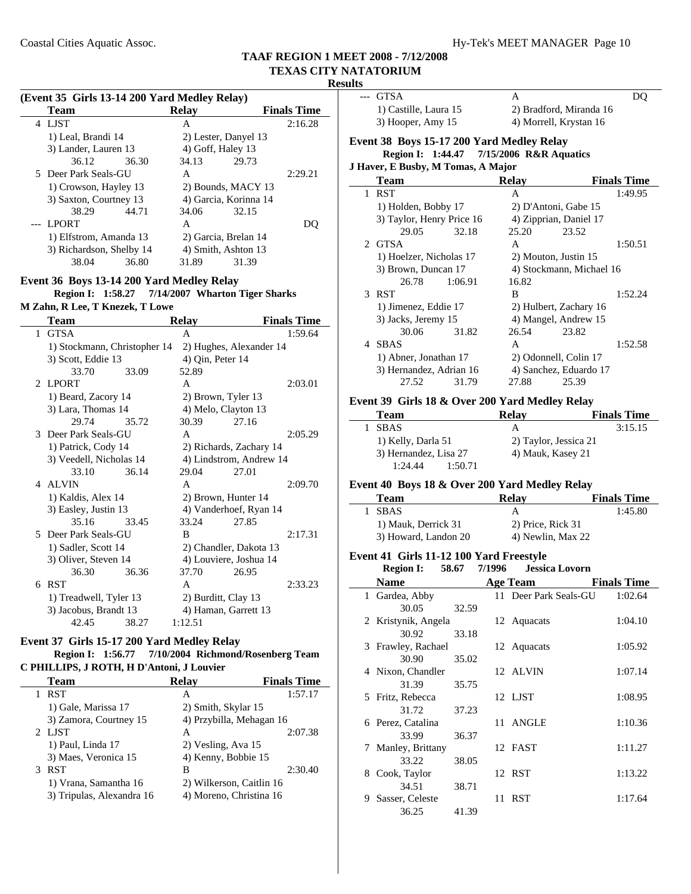# TAAF REGION 1 MEET 2008 - 7/12/2008
## TEXAS CITY NATATORIUM
### Results

**(Event 35 Girls 13-14 200 Yard Medley Relay)**

| | Team | Relay | Finals Time |
|---|---|---|---|
| 4 | LJST | A | 2:16.28 |
| | 1) Leal, Brandi 14 | 2) Lester, Danyel 13 | |
| | 3) Lander, Lauren 13 | 4) Goff, Haley 13 | |
| | 36.12 36.30 | 34.13 29.73 | |
| 5 | Deer Park Seals-GU | A | 2:29.21 |
| | 1) Crowson, Hayley 13 | 2) Bounds, MACY 13 | |
| | 3) Saxton, Courtney 13 | 4) Garcia, Korinna 14 | |
| | 38.29 44.71 | 34.06 32.15 | |
| --- | LPORT | A | DQ |
| | 1) Elfstrom, Amanda 13 | 2) Garcia, Brelan 14 | |
| | 3) Richardson, Shelby 14 | 4) Smith, Ashton 13 | |
| | 38.04 36.80 | 31.89 31.39 | |

**Event 36 Boys 13-14 200 Yard Medley Relay**

Region I: 1:58.27 7/14/2007 Wharton Tiger Sharks

M Zahn, R Lee, T Knezek, T Lowe

| | Team | Relay | Finals Time |
|---|---|---|---|
| 1 | GTSA | A | 1:59.64 |
| | 1) Stockmann, Christopher 14 | 2) Hughes, Alexander 14 | |
| | 3) Scott, Eddie 13 | 4) Qin, Peter 14 | |
| | 33.70 33.09 | 52.89 | |
| 2 | LPORT | A | 2:03.01 |
| | 1) Beard, Zacory 14 | 2) Brown, Tyler 13 | |
| | 3) Lara, Thomas 14 | 4) Melo, Clayton 13 | |
| | 29.74 35.72 | 30.39 27.16 | |
| 3 | Deer Park Seals-GU | A | 2:05.29 |
| | 1) Patrick, Cody 14 | 2) Richards, Zachary 14 | |
| | 3) Veedell, Nicholas 14 | 4) Lindstrom, Andrew 14 | |
| | 33.10 36.14 | 29.04 27.01 | |
| 4 | ALVIN | A | 2:09.70 |
| | 1) Kaldis, Alex 14 | 2) Brown, Hunter 14 | |
| | 3) Easley, Justin 13 | 4) Vanderhoef, Ryan 14 | |
| | 35.16 33.45 | 33.24 27.85 | |
| 5 | Deer Park Seals-GU | B | 2:17.31 |
| | 1) Sadler, Scott 14 | 2) Chandler, Dakota 13 | |
| | 3) Oliver, Steven 14 | 4) Louviere, Joshua 14 | |
| | 36.30 36.36 | 37.70 26.95 | |
| 6 | RST | A | 2:33.23 |
| | 1) Treadwell, Tyler 13 | 2) Burditt, Clay 13 | |
| | 3) Jacobus, Brandt 13 | 4) Haman, Garrett 13 | |
| | 42.45 38.27 | 1:12.51 | |

**Event 37 Girls 15-17 200 Yard Medley Relay**

Region I: 1:56.77 7/10/2004 Richmond/Rosenberg Team

C PHILLIPS, J ROTH, H D'Antoni, J Louvier

| | Team | Relay | Finals Time |
|---|---|---|---|
| 1 | RST | A | 1:57.17 |
| | 1) Gale, Marissa 17 | 2) Smith, Skylar 15 | |
| | 3) Zamora, Courtney 15 | 4) Przybilla, Mehagan 16 | |
| 2 | LJST | A | 2:07.38 |
| | 1) Paul, Linda 17 | 2) Vesling, Ava 15 | |
| | 3) Maes, Veronica 15 | 4) Kenny, Bobbie 15 | |
| 3 | RST | B | 2:30.40 |
| | 1) Vrana, Samantha 16 | 2) Wilkerson, Caitlin 16 | |
| | 3) Tripulas, Alexandra 16 | 4) Moreno, Christina 16 | |
| --- | GTSA | A | DQ |
| | 1) Castille, Laura 15 | 2) Bradford, Miranda 16 | |
| | 3) Hooper, Amy 15 | 4) Morrell, Krystan 16 | |

**Event 38 Boys 15-17 200 Yard Medley Relay**

Region I: 1:44.47 7/15/2006 R&R Aquatics

J Haver, E Busby, M Tomas, A Major

| | Team | Relay | Finals Time |
|---|---|---|---|
| 1 | RST | A | 1:49.95 |
| | 1) Holden, Bobby 17 | 2) D'Antoni, Gabe 15 | |
| | 3) Taylor, Henry Price 16 | 4) Zipprian, Daniel 17 | |
| | 29.05 32.18 | 25.20 23.52 | |
| 2 | GTSA | A | 1:50.51 |
| | 1) Hoelzer, Nicholas 17 | 2) Mouton, Justin 15 | |
| | 3) Brown, Duncan 17 | 4) Stockmann, Michael 16 | |
| | 26.78 1:06.91 | 16.82 | |
| 3 | RST | B | 1:52.24 |
| | 1) Jimenez, Eddie 17 | 2) Hulbert, Zachary 16 | |
| | 3) Jacks, Jeremy 15 | 4) Mangel, Andrew 15 | |
| | 30.06 31.82 | 26.54 23.82 | |
| 4 | SBAS | A | 1:52.58 |
| | 1) Abner, Jonathan 17 | 2) Odonnell, Colin 17 | |
| | 3) Hernandez, Adrian 16 | 4) Sanchez, Eduardo 17 | |
| | 27.52 31.79 | 27.88 25.39 | |

**Event 39 Girls 18 & Over 200 Yard Medley Relay**

| | Team | Relay | Finals Time |
|---|---|---|---|
| 1 | SBAS | A | 3:15.15 |
| | 1) Kelly, Darla 51 | 2) Taylor, Jessica 21 | |
| | 3) Hernandez, Lisa 27 | 4) Mauk, Kasey 21 | |
| | 1:24.44 1:50.71 | | |

**Event 40 Boys 18 & Over 200 Yard Medley Relay**

| | Team | Relay | Finals Time |
|---|---|---|---|
| 1 | SBAS | A | 1:45.80 |
| | 1) Mauk, Derrick 31 | 2) Price, Rick 31 | |
| | 3) Howard, Landon 20 | 4) Newlin, Max 22 | |

**Event 41 Girls 11-12 100 Yard Freestyle**

Region I: 58.67 7/1996 Jessica Lovorn

| | Name | Age | Team | Finals Time |
|---|---|---|---|---|
| 1 | Gardea, Abby | 11 | Deer Park Seals-GU | 1:02.64 |
| | 30.05 32.59 | | | |
| 2 | Kristynik, Angela | 12 | Aquacats | 1:04.10 |
| | 30.92 33.18 | | | |
| 3 | Frawley, Rachael | 12 | Aquacats | 1:05.92 |
| | 30.90 35.02 | | | |
| 4 | Nixon, Chandler | 12 | ALVIN | 1:07.14 |
| | 31.39 35.75 | | | |
| 5 | Fritz, Rebecca | 12 | LJST | 1:08.95 |
| | 31.72 37.23 | | | |
| 6 | Perez, Catalina | 11 | ANGLE | 1:10.36 |
| | 33.99 36.37 | | | |
| 7 | Manley, Brittany | 12 | FAST | 1:11.27 |
| | 33.22 38.05 | | | |
| 8 | Cook, Taylor | 12 | RST | 1:13.22 |
| | 34.51 38.71 | | | |
| 9 | Sasser, Celeste | 11 | RST | 1:17.64 |
| | 36.25 41.39 | | | |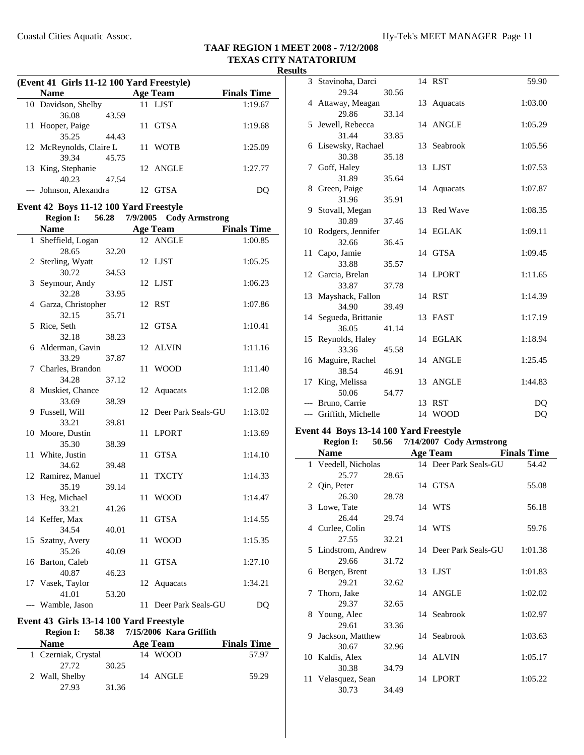# TAAF REGION 1 MEET 2008 - 7/12/2008
## TEXAS CITY NATATORIUM
### Results

**(Event 41 Girls 11-12 100 Yard Freestyle)**

| | Name | Age | Team | Finals Time |
|---|---|---|---|---|
| 10 | Davidson, Shelby | 11 | LJST | 1:19.67 |
| | 36.08 43.59 | | | |
| 11 | Hooper, Paige | 11 | GTSA | 1:19.68 |
| | 35.25 44.43 | | | |
| 12 | McReynolds, Claire L | 11 | WOTB | 1:25.09 |
| | 39.34 45.75 | | | |
| 13 | King, Stephanie | 12 | ANGLE | 1:27.77 |
| | 40.23 47.54 | | | |
| --- | Johnson, Alexandra | 12 | GTSA | DQ |

**Event 42 Boys 11-12 100 Yard Freestyle**

Region I: 56.28 7/9/2005 Cody Armstrong

| | Name | Age | Team | Finals Time |
|---|---|---|---|---|
| 1 | Sheffield, Logan | 12 | ANGLE | 1:00.85 |
| | 28.65 32.20 | | | |
| 2 | Sterling, Wyatt | 12 | LJST | 1:05.25 |
| | 30.72 34.53 | | | |
| 3 | Seymour, Andy | 12 | LJST | 1:06.23 |
| | 32.28 33.95 | | | |
| 4 | Garza, Christopher | 12 | RST | 1:07.86 |
| | 32.15 35.71 | | | |
| 5 | Rice, Seth | 12 | GTSA | 1:10.41 |
| | 32.18 38.23 | | | |
| 6 | Alderman, Gavin | 12 | ALVIN | 1:11.16 |
| | 33.29 37.87 | | | |
| 7 | Charles, Brandon | 11 | WOOD | 1:11.40 |
| | 34.28 37.12 | | | |
| 8 | Muskiet, Chance | 12 | Aquacats | 1:12.08 |
| | 33.69 38.39 | | | |
| 9 | Fussell, Will | 12 | Deer Park Seals-GU | 1:13.02 |
| | 33.21 39.81 | | | |
| 10 | Moore, Dustin | 11 | LPORT | 1:13.69 |
| | 35.30 38.39 | | | |
| 11 | White, Justin | 11 | GTSA | 1:14.10 |
| | 34.62 39.48 | | | |
| 12 | Ramirez, Manuel | 11 | TXCTY | 1:14.33 |
| | 35.19 39.14 | | | |
| 13 | Heg, Michael | 11 | WOOD | 1:14.47 |
| | 33.21 41.26 | | | |
| 14 | Keffer, Max | 11 | GTSA | 1:14.55 |
| | 34.54 40.01 | | | |
| 15 | Szatny, Avery | 11 | WOOD | 1:15.35 |
| | 35.26 40.09 | | | |
| 16 | Barton, Caleb | 11 | GTSA | 1:27.10 |
| | 40.87 46.23 | | | |
| 17 | Vasek, Taylor | 12 | Aquacats | 1:34.21 |
| | 41.01 53.20 | | | |
| --- | Wamble, Jason | 11 | Deer Park Seals-GU | DQ |

**Event 43 Girls 13-14 100 Yard Freestyle**

Region I: 58.38 7/15/2006 Kara Griffith

| | Name | Age | Team | Finals Time |
|---|---|---|---|---|
| 1 | Czerniak, Crystal | 14 | WOOD | 57.97 |
| | 27.72 30.25 | | | |
| 2 | Wall, Shelby | 14 | ANGLE | 59.29 |
| | 27.93 31.36 | | | |
| 3 | Stavinoha, Darci | 14 | RST | 59.90 |
| | 29.34 30.56 | | | |
| 4 | Attaway, Meagan | 13 | Aquacats | 1:03.00 |
| | 29.86 33.14 | | | |
| 5 | Jewell, Rebecca | 14 | ANGLE | 1:05.29 |
| | 31.44 33.85 | | | |
| 6 | Lisewsky, Rachael | 13 | Seabrook | 1:05.56 |
| | 30.38 35.18 | | | |
| 7 | Goff, Haley | 13 | LJST | 1:07.53 |
| | 31.89 35.64 | | | |
| 8 | Green, Paige | 14 | Aquacats | 1:07.87 |
| | 31.96 35.91 | | | |
| 9 | Stovall, Megan | 13 | Red Wave | 1:08.35 |
| | 30.89 37.46 | | | |
| 10 | Rodgers, Jennifer | 14 | EGLAK | 1:09.11 |
| | 32.66 36.45 | | | |
| 11 | Capo, Jamie | 14 | GTSA | 1:09.45 |
| | 33.88 35.57 | | | |
| 12 | Garcia, Brelan | 14 | LPORT | 1:11.65 |
| | 33.87 37.78 | | | |
| 13 | Mayshack, Fallon | 14 | RST | 1:14.39 |
| | 34.90 39.49 | | | |
| 14 | Segueda, Brittanie | 13 | FAST | 1:17.19 |
| | 36.05 41.14 | | | |
| 15 | Reynolds, Haley | 14 | EGLAK | 1:18.94 |
| | 33.36 45.58 | | | |
| 16 | Maguire, Rachel | 14 | ANGLE | 1:25.45 |
| | 38.54 46.91 | | | |
| 17 | King, Melissa | 13 | ANGLE | 1:44.83 |
| | 50.06 54.77 | | | |
| --- | Bruno, Carrie | 13 | RST | DQ |
| --- | Griffith, Michelle | 14 | WOOD | DQ |

**Event 44 Boys 13-14 100 Yard Freestyle**

Region I: 50.56 7/14/2007 Cody Armstrong

| | Name | Age | Team | Finals Time |
|---|---|---|---|---|
| 1 | Veedell, Nicholas | 14 | Deer Park Seals-GU | 54.42 |
| | 25.77 28.65 | | | |
| 2 | Qin, Peter | 14 | GTSA | 55.08 |
| | 26.30 28.78 | | | |
| 3 | Lowe, Tate | 14 | WTS | 56.18 |
| | 26.44 29.74 | | | |
| 4 | Curlee, Colin | 14 | WTS | 59.76 |
| | 27.55 32.21 | | | |
| 5 | Lindstrom, Andrew | 14 | Deer Park Seals-GU | 1:01.38 |
| | 29.66 31.72 | | | |
| 6 | Bergen, Brent | 13 | LJST | 1:01.83 |
| | 29.21 32.62 | | | |
| 7 | Thorn, Jake | 14 | ANGLE | 1:02.02 |
| | 29.37 32.65 | | | |
| 8 | Young, Alec | 14 | Seabrook | 1:02.97 |
| | 29.61 33.36 | | | |
| 9 | Jackson, Matthew | 14 | Seabrook | 1:03.63 |
| | 30.67 32.96 | | | |
| 10 | Kaldis, Alex | 14 | ALVIN | 1:05.17 |
| | 30.38 34.79 | | | |
| 11 | Velasquez, Sean | 14 | LPORT | 1:05.22 |
| | 30.73 34.49 | | | |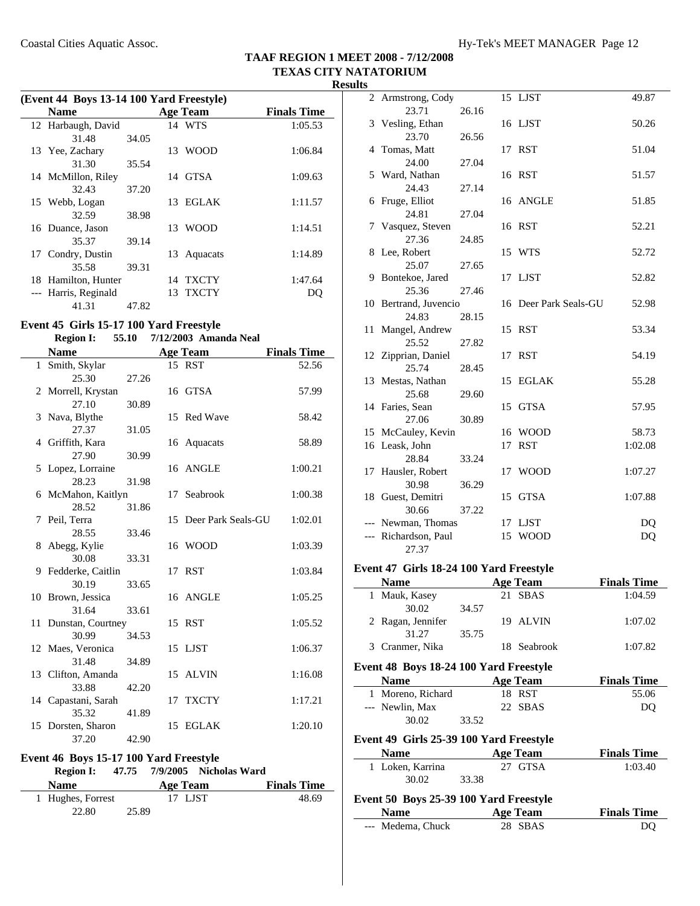# TAAF REGION 1 MEET 2008 - 7/12/2008

## TEXAS CITY NATATORIUM

### Results

**(Event 44 Boys 13-14 100 Yard Freestyle)**

| | Name | Age | Team | Finals Time |
|---|---|---|---|---|
| 12 | Harbaugh, David | 14 | WTS | 1:05.53 |
| | 31.48 34.05 | | | |
| 13 | Yee, Zachary | 13 | WOOD | 1:06.84 |
| | 31.30 35.54 | | | |
| 14 | McMillon, Riley | 14 | GTSA | 1:09.63 |
| | 32.43 37.20 | | | |
| 15 | Webb, Logan | 13 | EGLAK | 1:11.57 |
| | 32.59 38.98 | | | |
| 16 | Duance, Jason | 13 | WOOD | 1:14.51 |
| | 35.37 39.14 | | | |
| 17 | Condry, Dustin | 13 | Aquacats | 1:14.89 |
| | 35.58 39.31 | | | |
| 18 | Hamilton, Hunter | 14 | TXCTY | 1:47.64 |
| --- | Harris, Reginald | 13 | TXCTY | DQ |
| | 41.31 47.82 | | | |

**Event 45 Girls 15-17 100 Yard Freestyle**

Region I: 55.10 7/12/2003 Amanda Neal

| | Name | Age | Team | Finals Time |
|---|---|---|---|---|
| 1 | Smith, Skylar | 15 | RST | 52.56 |
| | 25.30 27.26 | | | |
| 2 | Morrell, Krystan | 16 | GTSA | 57.99 |
| | 27.10 30.89 | | | |
| 3 | Nava, Blythe | 15 | Red Wave | 58.42 |
| | 27.37 31.05 | | | |
| 4 | Griffith, Kara | 16 | Aquacats | 58.89 |
| | 27.90 30.99 | | | |
| 5 | Lopez, Lorraine | 16 | ANGLE | 1:00.21 |
| | 28.23 31.98 | | | |
| 6 | McMahon, Kaitlyn | 17 | Seabrook | 1:00.38 |
| | 28.52 31.86 | | | |
| 7 | Peil, Terra | 15 | Deer Park Seals-GU | 1:02.01 |
| | 28.55 33.46 | | | |
| 8 | Abegg, Kylie | 16 | WOOD | 1:03.39 |
| | 30.08 33.31 | | | |
| 9 | Fedderke, Caitlin | 17 | RST | 1:03.84 |
| | 30.19 33.65 | | | |
| 10 | Brown, Jessica | 16 | ANGLE | 1:05.25 |
| | 31.64 33.61 | | | |
| 11 | Dunstan, Courtney | 15 | RST | 1:05.52 |
| | 30.99 34.53 | | | |
| 12 | Maes, Veronica | 15 | LJST | 1:06.37 |
| | 31.48 34.89 | | | |
| 13 | Clifton, Amanda | 15 | ALVIN | 1:16.08 |
| | 33.88 42.20 | | | |
| 14 | Capastani, Sarah | 17 | TXCTY | 1:17.21 |
| | 35.32 41.89 | | | |
| 15 | Dorsten, Sharon | 15 | EGLAK | 1:20.10 |
| | 37.20 42.90 | | | |

**Event 46 Boys 15-17 100 Yard Freestyle**

Region I: 47.75 7/9/2005 Nicholas Ward

| | Name | Age | Team | Finals Time |
|---|---|---|---|---|
| 1 | Hughes, Forrest | 17 | LJST | 48.69 |
| | 22.80 25.89 | | | |
| 2 | Armstrong, Cody | 15 | LJST | 49.87 |
| | 23.71 26.16 | | | |
| 3 | Vesling, Ethan | 16 | LJST | 50.26 |
| | 23.70 26.56 | | | |
| 4 | Tomas, Matt | 17 | RST | 51.04 |
| | 24.00 27.04 | | | |
| 5 | Ward, Nathan | 16 | RST | 51.57 |
| | 24.43 27.14 | | | |
| 6 | Fruge, Elliot | 16 | ANGLE | 51.85 |
| | 24.81 27.04 | | | |
| 7 | Vasquez, Steven | 16 | RST | 52.21 |
| | 27.36 24.85 | | | |
| 8 | Lee, Robert | 15 | WTS | 52.72 |
| | 25.07 27.65 | | | |
| 9 | Bontekoe, Jared | 17 | LJST | 52.82 |
| | 25.36 27.46 | | | |
| 10 | Bertrand, Juvencio | 16 | Deer Park Seals-GU | 52.98 |
| | 24.83 28.15 | | | |
| 11 | Mangel, Andrew | 15 | RST | 53.34 |
| | 25.52 27.82 | | | |
| 12 | Zipprian, Daniel | 17 | RST | 54.19 |
| | 25.74 28.45 | | | |
| 13 | Mestas, Nathan | 15 | EGLAK | 55.28 |
| | 25.68 29.60 | | | |
| 14 | Faries, Sean | 15 | GTSA | 57.95 |
| | 27.06 30.89 | | | |
| 15 | McCauley, Kevin | 16 | WOOD | 58.73 |
| 16 | Leask, John | 17 | RST | 1:02.08 |
| | 28.84 33.24 | | | |
| 17 | Hausler, Robert | 17 | WOOD | 1:07.27 |
| | 30.98 36.29 | | | |
| 18 | Guest, Demitri | 15 | GTSA | 1:07.88 |
| | 30.66 37.22 | | | |
| --- | Newman, Thomas | 17 | LJST | DQ |
| --- | Richardson, Paul | 15 | WOOD | DQ |
| | 27.37 | | | |

**Event 47 Girls 18-24 100 Yard Freestyle**

| | Name | Age | Team | Finals Time |
|---|---|---|---|---|
| 1 | Mauk, Kasey | 21 | SBAS | 1:04.59 |
| | 30.02 34.57 | | | |
| 2 | Ragan, Jennifer | 19 | ALVIN | 1:07.02 |
| | 31.27 35.75 | | | |
| 3 | Cranmer, Nika | 18 | Seabrook | 1:07.82 |

**Event 48 Boys 18-24 100 Yard Freestyle**

| | Name | Age | Team | Finals Time |
|---|---|---|---|---|
| 1 | Moreno, Richard | 18 | RST | 55.06 |
| --- | Newlin, Max | 22 | SBAS | DQ |
| | 30.02 33.52 | | | |

**Event 49 Girls 25-39 100 Yard Freestyle**

| | Name | Age | Team | Finals Time |
|---|---|---|---|---|
| 1 | Loken, Karrina | 27 | GTSA | 1:03.40 |
| | 30.02 33.38 | | | |

**Event 50 Boys 25-39 100 Yard Freestyle**

| | Name | Age | Team | Finals Time |
|---|---|---|---|---|
| --- | Medema, Chuck | 28 | SBAS | DQ |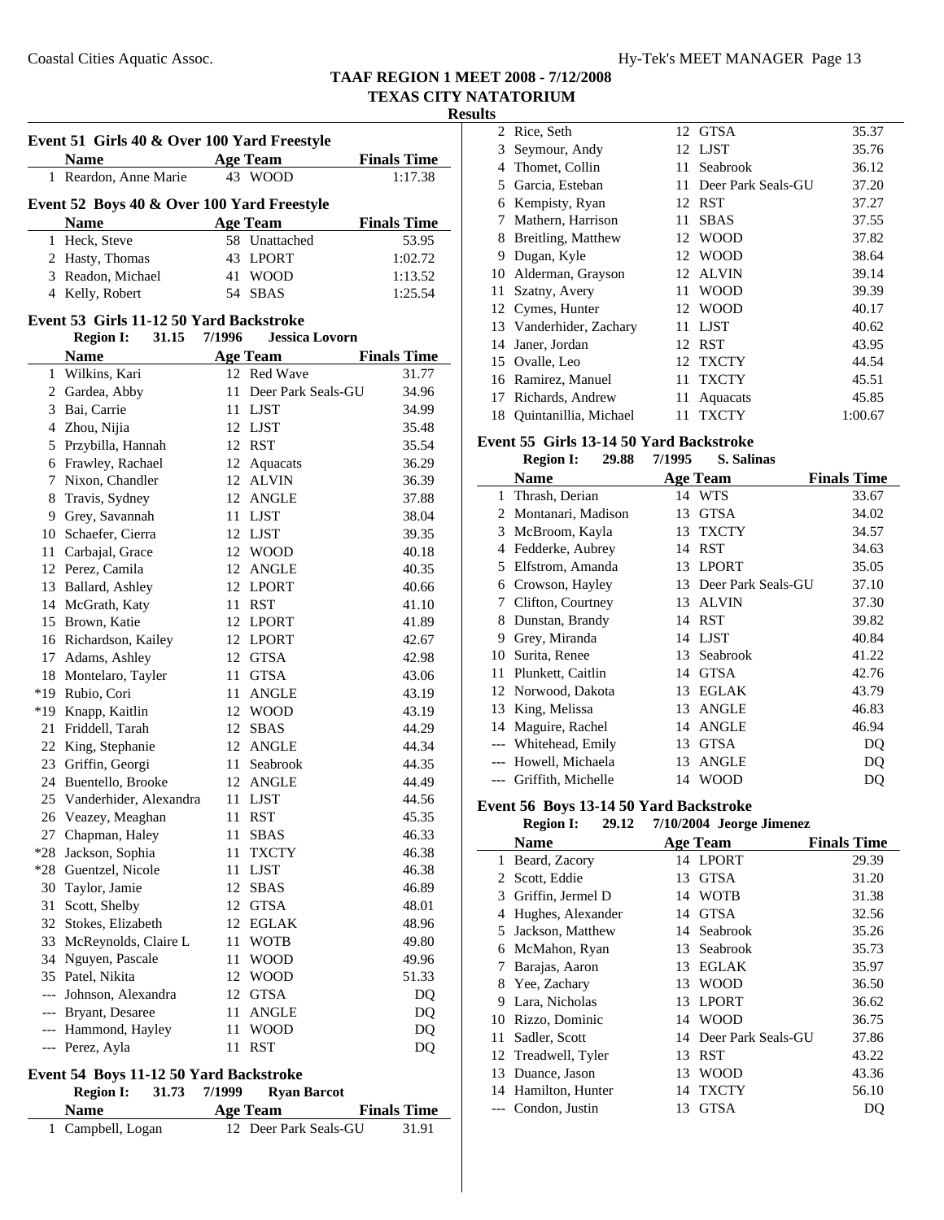**TAAF REGION 1 MEET 2008 - 7/12/2008**
**TEXAS CITY NATATORIUM**
**Results**

### Event 51 Girls 40 & Over 100 Yard Freestyle

| | Name | Age | Team | Finals Time |
|---|---|---|---|---|
| 1 | Reardon, Anne Marie | 43 | WOOD | 1:17.38 |

### Event 52 Boys 40 & Over 100 Yard Freestyle

| | Name | Age | Team | Finals Time |
|---|---|---|---|---|
| 1 | Heck, Steve | 58 | Unattached | 53.95 |
| 2 | Hasty, Thomas | 43 | LPORT | 1:02.72 |
| 3 | Readon, Michael | 41 | WOOD | 1:13.52 |
| 4 | Kelly, Robert | 54 | SBAS | 1:25.54 |

### Event 53 Girls 11-12 50 Yard Backstroke

**Region I: 31.15 7/1996 Jessica Lovorn**

| | Name | Age | Team | Finals Time |
|---|---|---|---|---|
| 1 | Wilkins, Kari | 12 | Red Wave | 31.77 |
| 2 | Gardea, Abby | 11 | Deer Park Seals-GU | 34.96 |
| 3 | Bai, Carrie | 11 | LJST | 34.99 |
| 4 | Zhou, Nijia | 12 | LJST | 35.48 |
| 5 | Przybilla, Hannah | 12 | RST | 35.54 |
| 6 | Frawley, Rachael | 12 | Aquacats | 36.29 |
| 7 | Nixon, Chandler | 12 | ALVIN | 36.39 |
| 8 | Travis, Sydney | 12 | ANGLE | 37.88 |
| 9 | Grey, Savannah | 11 | LJST | 38.04 |
| 10 | Schaefer, Cierra | 12 | LJST | 39.35 |
| 11 | Carbajal, Grace | 12 | WOOD | 40.18 |
| 12 | Perez, Camila | 12 | ANGLE | 40.35 |
| 13 | Ballard, Ashley | 12 | LPORT | 40.66 |
| 14 | McGrath, Katy | 11 | RST | 41.10 |
| 15 | Brown, Katie | 12 | LPORT | 41.89 |
| 16 | Richardson, Kailey | 12 | LPORT | 42.67 |
| 17 | Adams, Ashley | 12 | GTSA | 42.98 |
| 18 | Montelaro, Tayler | 11 | GTSA | 43.06 |
| *19 | Rubio, Cori | 11 | ANGLE | 43.19 |
| *19 | Knapp, Kaitlin | 12 | WOOD | 43.19 |
| 21 | Friddell, Tarah | 12 | SBAS | 44.29 |
| 22 | King, Stephanie | 12 | ANGLE | 44.34 |
| 23 | Griffin, Georgi | 11 | Seabrook | 44.35 |
| 24 | Buentello, Brooke | 12 | ANGLE | 44.49 |
| 25 | Vanderhider, Alexandra | 11 | LJST | 44.56 |
| 26 | Veazey, Meaghan | 11 | RST | 45.35 |
| 27 | Chapman, Haley | 11 | SBAS | 46.33 |
| *28 | Jackson, Sophia | 11 | TXCTY | 46.38 |
| *28 | Guentzel, Nicole | 11 | LJST | 46.38 |
| 30 | Taylor, Jamie | 12 | SBAS | 46.89 |
| 31 | Scott, Shelby | 12 | GTSA | 48.01 |
| 32 | Stokes, Elizabeth | 12 | EGLAK | 48.96 |
| 33 | McReynolds, Claire L | 11 | WOTB | 49.80 |
| 34 | Nguyen, Pascale | 11 | WOOD | 49.96 |
| 35 | Patel, Nikita | 12 | WOOD | 51.33 |
| --- | Johnson, Alexandra | 12 | GTSA | DQ |
| --- | Bryant, Desaree | 11 | ANGLE | DQ |
| --- | Hammond, Hayley | 11 | WOOD | DQ |
| --- | Perez, Ayla | 11 | RST | DQ |

### Event 54 Boys 11-12 50 Yard Backstroke

**Region I: 31.73 7/1999 Ryan Barcot**

| | Name | Age | Team | Finals Time |
|---|---|---|---|---|
| 1 | Campbell, Logan | 12 | Deer Park Seals-GU | 31.91 |
| 2 | Rice, Seth | 12 | GTSA | 35.37 |
| 3 | Seymour, Andy | 12 | LJST | 35.76 |
| 4 | Thomet, Collin | 11 | Seabrook | 36.12 |
| 5 | Garcia, Esteban | 11 | Deer Park Seals-GU | 37.20 |
| 6 | Kempisty, Ryan | 12 | RST | 37.27 |
| 7 | Mathern, Harrison | 11 | SBAS | 37.55 |
| 8 | Breitling, Matthew | 12 | WOOD | 37.82 |
| 9 | Dugan, Kyle | 12 | WOOD | 38.64 |
| 10 | Alderman, Grayson | 12 | ALVIN | 39.14 |
| 11 | Szatny, Avery | 11 | WOOD | 39.39 |
| 12 | Cymes, Hunter | 12 | WOOD | 40.17 |
| 13 | Vanderhider, Zachary | 11 | LJST | 40.62 |
| 14 | Janer, Jordan | 12 | RST | 43.95 |
| 15 | Ovalle, Leo | 12 | TXCTY | 44.54 |
| 16 | Ramirez, Manuel | 11 | TXCTY | 45.51 |
| 17 | Richards, Andrew | 11 | Aquacats | 45.85 |
| 18 | Quintanillia, Michael | 11 | TXCTY | 1:00.67 |

### Event 55 Girls 13-14 50 Yard Backstroke

**Region I: 29.88 7/1995 S. Salinas**

| | Name | Age | Team | Finals Time |
|---|---|---|---|---|
| 1 | Thrash, Derian | 14 | WTS | 33.67 |
| 2 | Montanari, Madison | 13 | GTSA | 34.02 |
| 3 | McBroom, Kayla | 13 | TXCTY | 34.57 |
| 4 | Fedderke, Aubrey | 14 | RST | 34.63 |
| 5 | Elfstrom, Amanda | 13 | LPORT | 35.05 |
| 6 | Crowson, Hayley | 13 | Deer Park Seals-GU | 37.10 |
| 7 | Clifton, Courtney | 13 | ALVIN | 37.30 |
| 8 | Dunstan, Brandy | 14 | RST | 39.82 |
| 9 | Grey, Miranda | 14 | LJST | 40.84 |
| 10 | Surita, Renee | 13 | Seabrook | 41.22 |
| 11 | Plunkett, Caitlin | 14 | GTSA | 42.76 |
| 12 | Norwood, Dakota | 13 | EGLAK | 43.79 |
| 13 | King, Melissa | 13 | ANGLE | 46.83 |
| 14 | Maguire, Rachel | 14 | ANGLE | 46.94 |
| --- | Whitehead, Emily | 13 | GTSA | DQ |
| --- | Howell, Michaela | 13 | ANGLE | DQ |
| --- | Griffith, Michelle | 14 | WOOD | DQ |

### Event 56 Boys 13-14 50 Yard Backstroke

**Region I: 29.12 7/10/2004 Jeorge Jimenez**

| | Name | Age | Team | Finals Time |
|---|---|---|---|---|
| 1 | Beard, Zacory | 14 | LPORT | 29.39 |
| 2 | Scott, Eddie | 13 | GTSA | 31.20 |
| 3 | Griffin, Jermel D | 14 | WOTB | 31.38 |
| 4 | Hughes, Alexander | 14 | GTSA | 32.56 |
| 5 | Jackson, Matthew | 14 | Seabrook | 35.26 |
| 6 | McMahon, Ryan | 13 | Seabrook | 35.73 |
| 7 | Barajas, Aaron | 13 | EGLAK | 35.97 |
| 8 | Yee, Zachary | 13 | WOOD | 36.50 |
| 9 | Lara, Nicholas | 13 | LPORT | 36.62 |
| 10 | Rizzo, Dominic | 14 | WOOD | 36.75 |
| 11 | Sadler, Scott | 14 | Deer Park Seals-GU | 37.86 |
| 12 | Treadwell, Tyler | 13 | RST | 43.22 |
| 13 | Duance, Jason | 13 | WOOD | 43.36 |
| 14 | Hamilton, Hunter | 14 | TXCTY | 56.10 |
| --- | Condon, Justin | 13 | GTSA | DQ |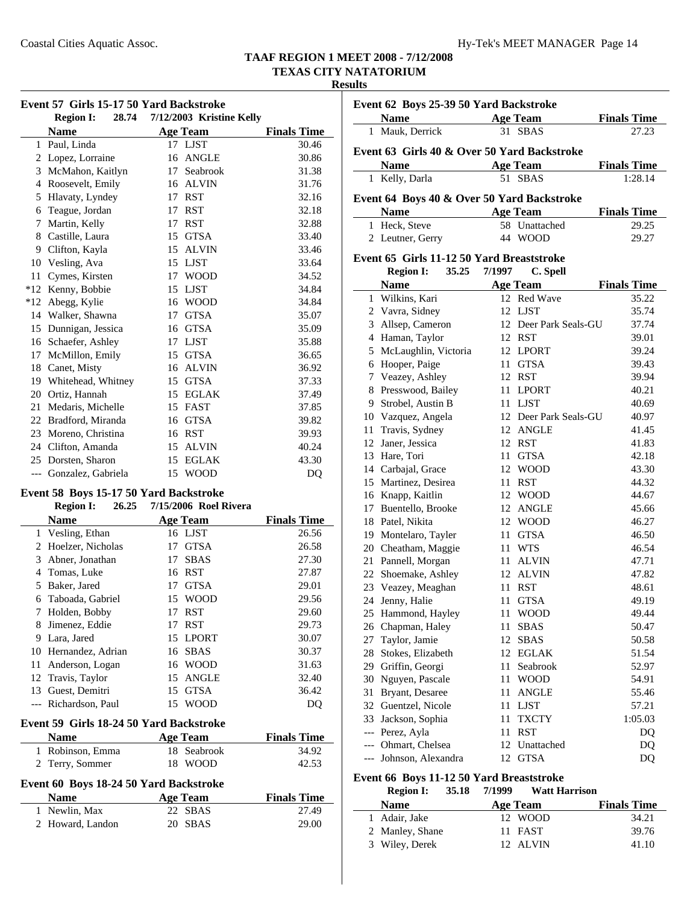## TAAF REGION 1 MEET 2008 - 7/12/2008
## TEXAS CITY NATATORIUM
### Results

### Event 57 Girls 15-17 50 Yard Backstroke

**Region I: 28.74 7/12/2003 Kristine Kelly**

| | Name | Age | Team | Finals Time |
|---|---|---|---|---|
| 1 | Paul, Linda | 17 | LJST | 30.46 |
| 2 | Lopez, Lorraine | 16 | ANGLE | 30.86 |
| 3 | McMahon, Kaitlyn | 17 | Seabrook | 31.38 |
| 4 | Roosevelt, Emily | 16 | ALVIN | 31.76 |
| 5 | Hlavaty, Lyndey | 17 | RST | 32.16 |
| 6 | Teague, Jordan | 17 | RST | 32.18 |
| 7 | Martin, Kelly | 17 | RST | 32.88 |
| 8 | Castille, Laura | 15 | GTSA | 33.40 |
| 9 | Clifton, Kayla | 15 | ALVIN | 33.46 |
| 10 | Vesling, Ava | 15 | LJST | 33.64 |
| 11 | Cymes, Kirsten | 17 | WOOD | 34.52 |
| *12 | Kenny, Bobbie | 15 | LJST | 34.84 |
| *12 | Abegg, Kylie | 16 | WOOD | 34.84 |
| 14 | Walker, Shawna | 17 | GTSA | 35.07 |
| 15 | Dunnigan, Jessica | 16 | GTSA | 35.09 |
| 16 | Schaefer, Ashley | 17 | LJST | 35.88 |
| 17 | McMillon, Emily | 15 | GTSA | 36.65 |
| 18 | Canet, Misty | 16 | ALVIN | 36.92 |
| 19 | Whitehead, Whitney | 15 | GTSA | 37.33 |
| 20 | Ortiz, Hannah | 15 | EGLAK | 37.49 |
| 21 | Medaris, Michelle | 15 | FAST | 37.85 |
| 22 | Bradford, Miranda | 16 | GTSA | 39.82 |
| 23 | Moreno, Christina | 16 | RST | 39.93 |
| 24 | Clifton, Amanda | 15 | ALVIN | 40.24 |
| 25 | Dorsten, Sharon | 15 | EGLAK | 43.30 |
| --- | Gonzalez, Gabriela | 15 | WOOD | DQ |

### Event 58 Boys 15-17 50 Yard Backstroke

**Region I: 26.25 7/15/2006 Roel Rivera**

| | Name | Age | Team | Finals Time |
|---|---|---|---|---|
| 1 | Vesling, Ethan | 16 | LJST | 26.56 |
| 2 | Hoelzer, Nicholas | 17 | GTSA | 26.58 |
| 3 | Abner, Jonathan | 17 | SBAS | 27.30 |
| 4 | Tomas, Luke | 16 | RST | 27.87 |
| 5 | Baker, Jared | 17 | GTSA | 29.01 |
| 6 | Taboada, Gabriel | 15 | WOOD | 29.56 |
| 7 | Holden, Bobby | 17 | RST | 29.60 |
| 8 | Jimenez, Eddie | 17 | RST | 29.73 |
| 9 | Lara, Jared | 15 | LPORT | 30.07 |
| 10 | Hernandez, Adrian | 16 | SBAS | 30.37 |
| 11 | Anderson, Logan | 16 | WOOD | 31.63 |
| 12 | Travis, Taylor | 15 | ANGLE | 32.40 |
| 13 | Guest, Demitri | 15 | GTSA | 36.42 |
| --- | Richardson, Paul | 15 | WOOD | DQ |

### Event 59 Girls 18-24 50 Yard Backstroke

| | Name | Age | Team | Finals Time |
|---|---|---|---|---|
| 1 | Robinson, Emma | 18 | Seabrook | 34.92 |
| 2 | Terry, Sommer | 18 | WOOD | 42.53 |

### Event 60 Boys 18-24 50 Yard Backstroke

| | Name | Age | Team | Finals Time |
|---|---|---|---|---|
| 1 | Newlin, Max | 22 | SBAS | 27.49 |
| 2 | Howard, Landon | 20 | SBAS | 29.00 |

### Event 62 Boys 25-39 50 Yard Backstroke

| | Name | Age | Team | Finals Time |
|---|---|---|---|---|
| 1 | Mauk, Derrick | 31 | SBAS | 27.23 |

### Event 63 Girls 40 & Over 50 Yard Backstroke

| | Name | Age | Team | Finals Time |
|---|---|---|---|---|
| 1 | Kelly, Darla | 51 | SBAS | 1:28.14 |

### Event 64 Boys 40 & Over 50 Yard Backstroke

| | Name | Age | Team | Finals Time |
|---|---|---|---|---|
| 1 | Heck, Steve | 58 | Unattached | 29.25 |
| 2 | Leutner, Gerry | 44 | WOOD | 29.27 |

### Event 65 Girls 11-12 50 Yard Breaststroke

**Region I: 35.25 7/1997 C. Spell**

| | Name | Age | Team | Finals Time |
|---|---|---|---|---|
| 1 | Wilkins, Kari | 12 | Red Wave | 35.22 |
| 2 | Vavra, Sidney | 12 | LJST | 35.74 |
| 3 | Allsep, Cameron | 12 | Deer Park Seals-GU | 37.74 |
| 4 | Haman, Taylor | 12 | RST | 39.01 |
| 5 | McLaughlin, Victoria | 12 | LPORT | 39.24 |
| 6 | Hooper, Paige | 11 | GTSA | 39.43 |
| 7 | Veazey, Ashley | 12 | RST | 39.94 |
| 8 | Presswood, Bailey | 11 | LPORT | 40.21 |
| 9 | Strobel, Austin B | 11 | LJST | 40.69 |
| 10 | Vazquez, Angela | 12 | Deer Park Seals-GU | 40.97 |
| 11 | Travis, Sydney | 12 | ANGLE | 41.45 |
| 12 | Janer, Jessica | 12 | RST | 41.83 |
| 13 | Hare, Tori | 11 | GTSA | 42.18 |
| 14 | Carbajal, Grace | 12 | WOOD | 43.30 |
| 15 | Martinez, Desirea | 11 | RST | 44.32 |
| 16 | Knapp, Kaitlin | 12 | WOOD | 44.67 |
| 17 | Buentello, Brooke | 12 | ANGLE | 45.66 |
| 18 | Patel, Nikita | 12 | WOOD | 46.27 |
| 19 | Montelaro, Tayler | 11 | GTSA | 46.50 |
| 20 | Cheatham, Maggie | 11 | WTS | 46.54 |
| 21 | Pannell, Morgan | 11 | ALVIN | 47.71 |
| 22 | Shoemake, Ashley | 12 | ALVIN | 47.82 |
| 23 | Veazey, Meaghan | 11 | RST | 48.61 |
| 24 | Jenny, Halie | 11 | GTSA | 49.19 |
| 25 | Hammond, Hayley | 11 | WOOD | 49.44 |
| 26 | Chapman, Haley | 11 | SBAS | 50.47 |
| 27 | Taylor, Jamie | 12 | SBAS | 50.58 |
| 28 | Stokes, Elizabeth | 12 | EGLAK | 51.54 |
| 29 | Griffin, Georgi | 11 | Seabrook | 52.97 |
| 30 | Nguyen, Pascale | 11 | WOOD | 54.91 |
| 31 | Bryant, Desaree | 11 | ANGLE | 55.46 |
| 32 | Guentzel, Nicole | 11 | LJST | 57.21 |
| 33 | Jackson, Sophia | 11 | TXCTY | 1:05.03 |
| --- | Perez, Ayla | 11 | RST | DQ |
| --- | Ohmart, Chelsea | 12 | Unattached | DQ |
| --- | Johnson, Alexandra | 12 | GTSA | DQ |

### Event 66 Boys 11-12 50 Yard Breaststroke

**Region I: 35.18 7/1999 Watt Harrison**

| | Name | Age | Team | Finals Time |
|---|---|---|---|---|
| 1 | Adair, Jake | 12 | WOOD | 34.21 |
| 2 | Manley, Shane | 11 | FAST | 39.76 |
| 3 | Wiley, Derek | 12 | ALVIN | 41.10 |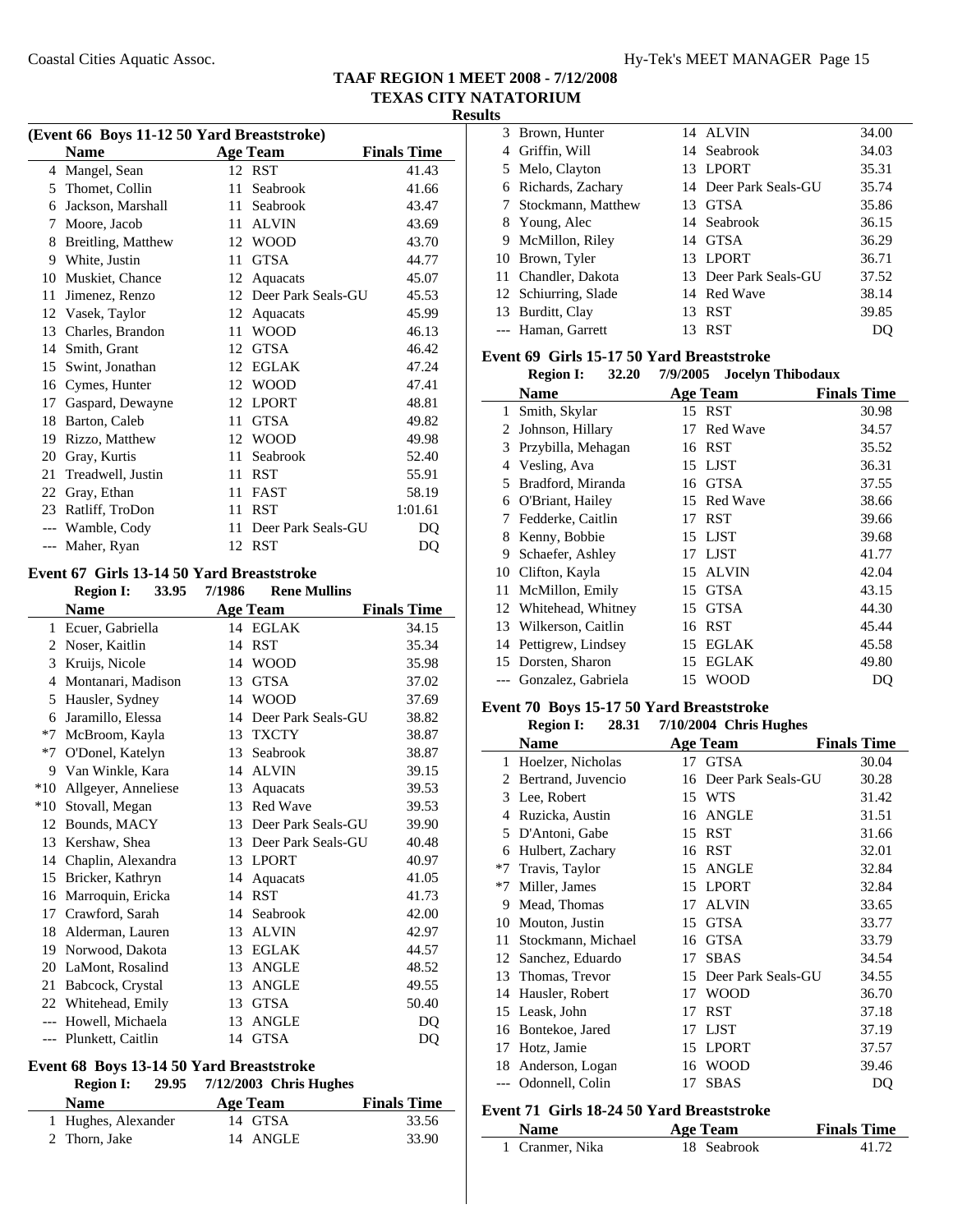## TAAF REGION 1 MEET 2008 - 7/12/2008
## TEXAS CITY NATATORIUM
### Results

**(Event 66 Boys 11-12 50 Yard Breaststroke)**

| | Name | Age | Team | Finals Time |
|---|---|---|---|---|
| 4 | Mangel, Sean | 12 | RST | 41.43 |
| 5 | Thomet, Collin | 11 | Seabrook | 41.66 |
| 6 | Jackson, Marshall | 11 | Seabrook | 43.47 |
| 7 | Moore, Jacob | 11 | ALVIN | 43.69 |
| 8 | Breitling, Matthew | 12 | WOOD | 43.70 |
| 9 | White, Justin | 11 | GTSA | 44.77 |
| 10 | Muskiet, Chance | 12 | Aquacats | 45.07 |
| 11 | Jimenez, Renzo | 12 | Deer Park Seals-GU | 45.53 |
| 12 | Vasek, Taylor | 12 | Aquacats | 45.99 |
| 13 | Charles, Brandon | 11 | WOOD | 46.13 |
| 14 | Smith, Grant | 12 | GTSA | 46.42 |
| 15 | Swint, Jonathan | 12 | EGLAK | 47.24 |
| 16 | Cymes, Hunter | 12 | WOOD | 47.41 |
| 17 | Gaspard, Dewayne | 12 | LPORT | 48.81 |
| 18 | Barton, Caleb | 11 | GTSA | 49.82 |
| 19 | Rizzo, Matthew | 12 | WOOD | 49.98 |
| 20 | Gray, Kurtis | 11 | Seabrook | 52.40 |
| 21 | Treadwell, Justin | 11 | RST | 55.91 |
| 22 | Gray, Ethan | 11 | FAST | 58.19 |
| 23 | Ratliff, TroDon | 11 | RST | 1:01.61 |
| --- | Wamble, Cody | 11 | Deer Park Seals-GU | DQ |
| --- | Maher, Ryan | 12 | RST | DQ |

**Event 67 Girls 13-14 50 Yard Breaststroke**

Region I: 33.95 7/1986 Rene Mullins

| | Name | Age | Team | Finals Time |
|---|---|---|---|---|
| 1 | Ecuer, Gabriella | 14 | EGLAK | 34.15 |
| 2 | Noser, Kaitlin | 14 | RST | 35.34 |
| 3 | Kruijs, Nicole | 14 | WOOD | 35.98 |
| 4 | Montanari, Madison | 13 | GTSA | 37.02 |
| 5 | Hausler, Sydney | 14 | WOOD | 37.69 |
| 6 | Jaramillo, Elessa | 14 | Deer Park Seals-GU | 38.82 |
| *7 | McBroom, Kayla | 13 | TXCTY | 38.87 |
| *7 | O'Donel, Katelyn | 13 | Seabrook | 38.87 |
| 9 | Van Winkle, Kara | 14 | ALVIN | 39.15 |
| *10 | Allgeyer, Anneliese | 13 | Aquacats | 39.53 |
| *10 | Stovall, Megan | 13 | Red Wave | 39.53 |
| 12 | Bounds, MACY | 13 | Deer Park Seals-GU | 39.90 |
| 13 | Kershaw, Shea | 13 | Deer Park Seals-GU | 40.48 |
| 14 | Chaplin, Alexandra | 13 | LPORT | 40.97 |
| 15 | Bricker, Kathryn | 14 | Aquacats | 41.05 |
| 16 | Marroquin, Ericka | 14 | RST | 41.73 |
| 17 | Crawford, Sarah | 14 | Seabrook | 42.00 |
| 18 | Alderman, Lauren | 13 | ALVIN | 42.97 |
| 19 | Norwood, Dakota | 13 | EGLAK | 44.57 |
| 20 | LaMont, Rosalind | 13 | ANGLE | 48.52 |
| 21 | Babcock, Crystal | 13 | ANGLE | 49.55 |
| 22 | Whitehead, Emily | 13 | GTSA | 50.40 |
| --- | Howell, Michaela | 13 | ANGLE | DQ |
| --- | Plunkett, Caitlin | 14 | GTSA | DQ |

**Event 68 Boys 13-14 50 Yard Breaststroke**

Region I: 29.95 7/12/2003 Chris Hughes

| | Name | Age | Team | Finals Time |
|---|---|---|---|---|
| 1 | Hughes, Alexander | 14 | GTSA | 33.56 |
| 2 | Thorn, Jake | 14 | ANGLE | 33.90 |
| 3 | Brown, Hunter | 14 | ALVIN | 34.00 |
| 4 | Griffin, Will | 14 | Seabrook | 34.03 |
| 5 | Melo, Clayton | 13 | LPORT | 35.31 |
| 6 | Richards, Zachary | 14 | Deer Park Seals-GU | 35.74 |
| 7 | Stockmann, Matthew | 13 | GTSA | 35.86 |
| 8 | Young, Alec | 14 | Seabrook | 36.15 |
| 9 | McMillon, Riley | 14 | GTSA | 36.29 |
| 10 | Brown, Tyler | 13 | LPORT | 36.71 |
| 11 | Chandler, Dakota | 13 | Deer Park Seals-GU | 37.52 |
| 12 | Schiurring, Slade | 14 | Red Wave | 38.14 |
| 13 | Burditt, Clay | 13 | RST | 39.85 |
| --- | Haman, Garrett | 13 | RST | DQ |

**Event 69 Girls 15-17 50 Yard Breaststroke**

Region I: 32.20 7/9/2005 Jocelyn Thibodaux

| | Name | Age | Team | Finals Time |
|---|---|---|---|---|
| 1 | Smith, Skylar | 15 | RST | 30.98 |
| 2 | Johnson, Hillary | 17 | Red Wave | 34.57 |
| 3 | Przybilla, Mehagan | 16 | RST | 35.52 |
| 4 | Vesling, Ava | 15 | LJST | 36.31 |
| 5 | Bradford, Miranda | 16 | GTSA | 37.55 |
| 6 | O'Briant, Hailey | 15 | Red Wave | 38.66 |
| 7 | Fedderke, Caitlin | 17 | RST | 39.66 |
| 8 | Kenny, Bobbie | 15 | LJST | 39.68 |
| 9 | Schaefer, Ashley | 17 | LJST | 41.77 |
| 10 | Clifton, Kayla | 15 | ALVIN | 42.04 |
| 11 | McMillon, Emily | 15 | GTSA | 43.15 |
| 12 | Whitehead, Whitney | 15 | GTSA | 44.30 |
| 13 | Wilkerson, Caitlin | 16 | RST | 45.44 |
| 14 | Pettigrew, Lindsey | 15 | EGLAK | 45.58 |
| 15 | Dorsten, Sharon | 15 | EGLAK | 49.80 |
| --- | Gonzalez, Gabriela | 15 | WOOD | DQ |

**Event 70 Boys 15-17 50 Yard Breaststroke**

Region I: 28.31 7/10/2004 Chris Hughes

| | Name | Age | Team | Finals Time |
|---|---|---|---|---|
| 1 | Hoelzer, Nicholas | 17 | GTSA | 30.04 |
| 2 | Bertrand, Juvencio | 16 | Deer Park Seals-GU | 30.28 |
| 3 | Lee, Robert | 15 | WTS | 31.42 |
| 4 | Ruzicka, Austin | 16 | ANGLE | 31.51 |
| 5 | D'Antoni, Gabe | 15 | RST | 31.66 |
| 6 | Hulbert, Zachary | 16 | RST | 32.01 |
| *7 | Travis, Taylor | 15 | ANGLE | 32.84 |
| *7 | Miller, James | 15 | LPORT | 32.84 |
| 9 | Mead, Thomas | 17 | ALVIN | 33.65 |
| 10 | Mouton, Justin | 15 | GTSA | 33.77 |
| 11 | Stockmann, Michael | 16 | GTSA | 33.79 |
| 12 | Sanchez, Eduardo | 17 | SBAS | 34.54 |
| 13 | Thomas, Trevor | 15 | Deer Park Seals-GU | 34.55 |
| 14 | Hausler, Robert | 17 | WOOD | 36.70 |
| 15 | Leask, John | 17 | RST | 37.18 |
| 16 | Bontekoe, Jared | 17 | LJST | 37.19 |
| 17 | Hotz, Jamie | 15 | LPORT | 37.57 |
| 18 | Anderson, Logan | 16 | WOOD | 39.46 |
| --- | Odonnell, Colin | 17 | SBAS | DQ |

**Event 71 Girls 18-24 50 Yard Breaststroke**

| | Name | Age | Team | Finals Time |
|---|---|---|---|---|
| 1 | Cranmer, Nika | 18 | Seabrook | 41.72 |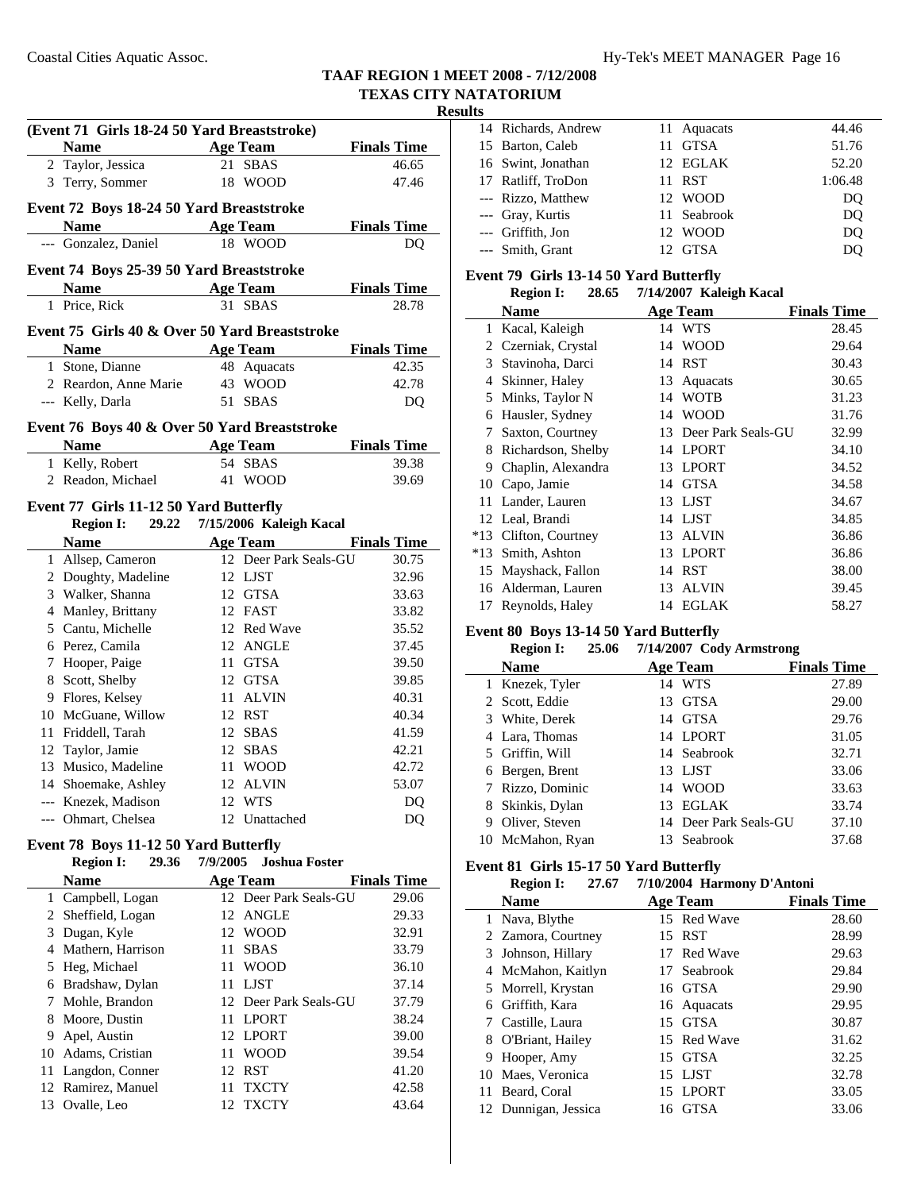# TAAF REGION 1 MEET 2008 - 7/12/2008

## TEXAS CITY NATATORIUM

### Results

**(Event 71 Girls 18-24 50 Yard Breaststroke)**

| | Name | Age | Team | Finals Time |
|---|---|---|---|---|
| 2 | Taylor, Jessica | 21 | SBAS | 46.65 |
| 3 | Terry, Sommer | 18 | WOOD | 47.46 |

**Event 72 Boys 18-24 50 Yard Breaststroke**

| | Name | Age | Team | Finals Time |
|---|---|---|---|---|
| --- | Gonzalez, Daniel | 18 | WOOD | DQ |

**Event 74 Boys 25-39 50 Yard Breaststroke**

| | Name | Age | Team | Finals Time |
|---|---|---|---|---|
| 1 | Price, Rick | 31 | SBAS | 28.78 |

**Event 75 Girls 40 & Over 50 Yard Breaststroke**

| | Name | Age | Team | Finals Time |
|---|---|---|---|---|
| 1 | Stone, Dianne | 48 | Aquacats | 42.35 |
| 2 | Reardon, Anne Marie | 43 | WOOD | 42.78 |
| --- | Kelly, Darla | 51 | SBAS | DQ |

**Event 76 Boys 40 & Over 50 Yard Breaststroke**

| | Name | Age | Team | Finals Time |
|---|---|---|---|---|
| 1 | Kelly, Robert | 54 | SBAS | 39.38 |
| 2 | Readon, Michael | 41 | WOOD | 39.69 |

**Event 77 Girls 11-12 50 Yard Butterfly**

Region I: 29.22 7/15/2006 Kaleigh Kacal

| | Name | Age | Team | Finals Time |
|---|---|---|---|---|
| 1 | Allsep, Cameron | 12 | Deer Park Seals-GU | 30.75 |
| 2 | Doughty, Madeline | 12 | LJST | 32.96 |
| 3 | Walker, Shanna | 12 | GTSA | 33.63 |
| 4 | Manley, Brittany | 12 | FAST | 33.82 |
| 5 | Cantu, Michelle | 12 | Red Wave | 35.52 |
| 6 | Perez, Camila | 12 | ANGLE | 37.45 |
| 7 | Hooper, Paige | 11 | GTSA | 39.50 |
| 8 | Scott, Shelby | 12 | GTSA | 39.85 |
| 9 | Flores, Kelsey | 11 | ALVIN | 40.31 |
| 10 | McGuane, Willow | 12 | RST | 40.34 |
| 11 | Friddell, Tarah | 12 | SBAS | 41.59 |
| 12 | Taylor, Jamie | 12 | SBAS | 42.21 |
| 13 | Musico, Madeline | 11 | WOOD | 42.72 |
| 14 | Shoemake, Ashley | 12 | ALVIN | 53.07 |
| --- | Knezek, Madison | 12 | WTS | DQ |
| --- | Ohmart, Chelsea | 12 | Unattached | DQ |

**Event 78 Boys 11-12 50 Yard Butterfly**

Region I: 29.36 7/9/2005 Joshua Foster

| | Name | Age | Team | Finals Time |
|---|---|---|---|---|
| 1 | Campbell, Logan | 12 | Deer Park Seals-GU | 29.06 |
| 2 | Sheffield, Logan | 12 | ANGLE | 29.33 |
| 3 | Dugan, Kyle | 12 | WOOD | 32.91 |
| 4 | Mathern, Harrison | 11 | SBAS | 33.79 |
| 5 | Heg, Michael | 11 | WOOD | 36.10 |
| 6 | Bradshaw, Dylan | 11 | LJST | 37.14 |
| 7 | Mohle, Brandon | 12 | Deer Park Seals-GU | 37.79 |
| 8 | Moore, Dustin | 11 | LPORT | 38.24 |
| 9 | Apel, Austin | 12 | LPORT | 39.00 |
| 10 | Adams, Cristian | 11 | WOOD | 39.54 |
| 11 | Langdon, Conner | 12 | RST | 41.20 |
| 12 | Ramirez, Manuel | 11 | TXCTY | 42.58 |
| 13 | Ovalle, Leo | 12 | TXCTY | 43.64 |
| 14 | Richards, Andrew | 11 | Aquacats | 44.46 |
| 15 | Barton, Caleb | 11 | GTSA | 51.76 |
| 16 | Swint, Jonathan | 12 | EGLAK | 52.20 |
| 17 | Ratliff, TroDon | 11 | RST | 1:06.48 |
| --- | Rizzo, Matthew | 12 | WOOD | DQ |
| --- | Gray, Kurtis | 11 | Seabrook | DQ |
| --- | Griffith, Jon | 12 | WOOD | DQ |
| --- | Smith, Grant | 12 | GTSA | DQ |

**Event 79 Girls 13-14 50 Yard Butterfly**

Region I: 28.65 7/14/2007 Kaleigh Kacal

| | Name | Age | Team | Finals Time |
|---|---|---|---|---|
| 1 | Kacal, Kaleigh | 14 | WTS | 28.45 |
| 2 | Czerniak, Crystal | 14 | WOOD | 29.64 |
| 3 | Stavinoha, Darci | 14 | RST | 30.43 |
| 4 | Skinner, Haley | 13 | Aquacats | 30.65 |
| 5 | Minks, Taylor N | 14 | WOTB | 31.23 |
| 6 | Hausler, Sydney | 14 | WOOD | 31.76 |
| 7 | Saxton, Courtney | 13 | Deer Park Seals-GU | 32.99 |
| 8 | Richardson, Shelby | 14 | LPORT | 34.10 |
| 9 | Chaplin, Alexandra | 13 | LPORT | 34.52 |
| 10 | Capo, Jamie | 14 | GTSA | 34.58 |
| 11 | Lander, Lauren | 13 | LJST | 34.67 |
| 12 | Leal, Brandi | 14 | LJST | 34.85 |
| *13 | Clifton, Courtney | 13 | ALVIN | 36.86 |
| *13 | Smith, Ashton | 13 | LPORT | 36.86 |
| 15 | Mayshack, Fallon | 14 | RST | 38.00 |
| 16 | Alderman, Lauren | 13 | ALVIN | 39.45 |
| 17 | Reynolds, Haley | 14 | EGLAK | 58.27 |

**Event 80 Boys 13-14 50 Yard Butterfly**

Region I: 25.06 7/14/2007 Cody Armstrong

| | Name | Age | Team | Finals Time |
|---|---|---|---|---|
| 1 | Knezek, Tyler | 14 | WTS | 27.89 |
| 2 | Scott, Eddie | 13 | GTSA | 29.00 |
| 3 | White, Derek | 14 | GTSA | 29.76 |
| 4 | Lara, Thomas | 14 | LPORT | 31.05 |
| 5 | Griffin, Will | 14 | Seabrook | 32.71 |
| 6 | Bergen, Brent | 13 | LJST | 33.06 |
| 7 | Rizzo, Dominic | 14 | WOOD | 33.63 |
| 8 | Skinkis, Dylan | 13 | EGLAK | 33.74 |
| 9 | Oliver, Steven | 14 | Deer Park Seals-GU | 37.10 |
| 10 | McMahon, Ryan | 13 | Seabrook | 37.68 |

**Event 81 Girls 15-17 50 Yard Butterfly**

Region I: 27.67 7/10/2004 Harmony D'Antoni

| | Name | Age | Team | Finals Time |
|---|---|---|---|---|
| 1 | Nava, Blythe | 15 | Red Wave | 28.60 |
| 2 | Zamora, Courtney | 15 | RST | 28.99 |
| 3 | Johnson, Hillary | 17 | Red Wave | 29.63 |
| 4 | McMahon, Kaitlyn | 17 | Seabrook | 29.84 |
| 5 | Morrell, Krystan | 16 | GTSA | 29.90 |
| 6 | Griffith, Kara | 16 | Aquacats | 29.95 |
| 7 | Castille, Laura | 15 | GTSA | 30.87 |
| 8 | O'Briant, Hailey | 15 | Red Wave | 31.62 |
| 9 | Hooper, Amy | 15 | GTSA | 32.25 |
| 10 | Maes, Veronica | 15 | LJST | 32.78 |
| 11 | Beard, Coral | 15 | LPORT | 33.05 |
| 12 | Dunnigan, Jessica | 16 | GTSA | 33.06 |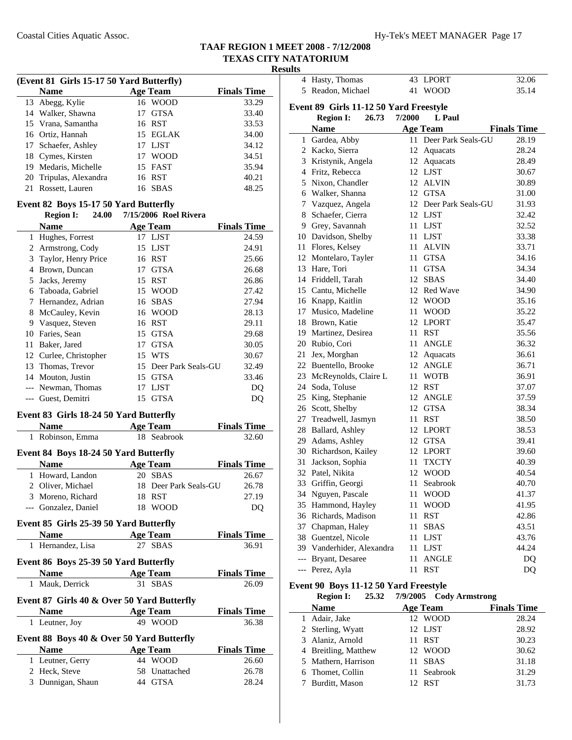# TAAF REGION 1 MEET 2008 - 7/12/2008

## TEXAS CITY NATATORIUM

### Results

### (Event 81 Girls 15-17 50 Yard Butterfly)

| | Name | Age | Team | Finals Time |
|---|---|---|---|---|
| 13 | Abegg, Kylie | 16 | WOOD | 33.29 |
| 14 | Walker, Shawna | 17 | GTSA | 33.40 |
| 15 | Vrana, Samantha | 16 | RST | 33.53 |
| 16 | Ortiz, Hannah | 15 | EGLAK | 34.00 |
| 17 | Schaefer, Ashley | 17 | LJST | 34.12 |
| 18 | Cymes, Kirsten | 17 | WOOD | 34.51 |
| 19 | Medaris, Michelle | 15 | FAST | 35.94 |
| 20 | Tripulas, Alexandra | 16 | RST | 40.21 |
| 21 | Rossett, Lauren | 16 | SBAS | 48.25 |

### Event 82 Boys 15-17 50 Yard Butterfly

**Region I: 24.00 7/15/2006 Roel Rivera**

| | Name | Age | Team | Finals Time |
|---|---|---|---|---|
| 1 | Hughes, Forrest | 17 | LJST | 24.59 |
| 2 | Armstrong, Cody | 15 | LJST | 24.91 |
| 3 | Taylor, Henry Price | 16 | RST | 25.66 |
| 4 | Brown, Duncan | 17 | GTSA | 26.68 |
| 5 | Jacks, Jeremy | 15 | RST | 26.86 |
| 6 | Taboada, Gabriel | 15 | WOOD | 27.42 |
| 7 | Hernandez, Adrian | 16 | SBAS | 27.94 |
| 8 | McCauley, Kevin | 16 | WOOD | 28.13 |
| 9 | Vasquez, Steven | 16 | RST | 29.11 |
| 10 | Faries, Sean | 15 | GTSA | 29.68 |
| 11 | Baker, Jared | 17 | GTSA | 30.05 |
| 12 | Curlee, Christopher | 15 | WTS | 30.67 |
| 13 | Thomas, Trevor | 15 | Deer Park Seals-GU | 32.49 |
| 14 | Mouton, Justin | 15 | GTSA | 33.46 |
| --- | Newman, Thomas | 17 | LJST | DQ |
| --- | Guest, Demitri | 15 | GTSA | DQ |

### Event 83 Girls 18-24 50 Yard Butterfly

| | Name | Age | Team | Finals Time |
|---|---|---|---|---|
| 1 | Robinson, Emma | 18 | Seabrook | 32.60 |

### Event 84 Boys 18-24 50 Yard Butterfly

| | Name | Age | Team | Finals Time |
|---|---|---|---|---|
| 1 | Howard, Landon | 20 | SBAS | 26.67 |
| 2 | Oliver, Michael | 18 | Deer Park Seals-GU | 26.78 |
| 3 | Moreno, Richard | 18 | RST | 27.19 |
| --- | Gonzalez, Daniel | 18 | WOOD | DQ |

### Event 85 Girls 25-39 50 Yard Butterfly

| | Name | Age | Team | Finals Time |
|---|---|---|---|---|
| 1 | Hernandez, Lisa | 27 | SBAS | 36.91 |

### Event 86 Boys 25-39 50 Yard Butterfly

| | Name | Age | Team | Finals Time |
|---|---|---|---|---|
| 1 | Mauk, Derrick | 31 | SBAS | 26.09 |

### Event 87 Girls 40 & Over 50 Yard Butterfly

| | Name | Age | Team | Finals Time |
|---|---|---|---|---|
| 1 | Leutner, Joy | 49 | WOOD | 36.38 |

### Event 88 Boys 40 & Over 50 Yard Butterfly

| | Name | Age | Team | Finals Time |
|---|---|---|---|---|
| 1 | Leutner, Gerry | 44 | WOOD | 26.60 |
| 2 | Heck, Steve | 58 | Unattached | 26.78 |
| 3 | Dunnigan, Shaun | 44 | GTSA | 28.24 |
| 4 | Hasty, Thomas | 43 | LPORT | 32.06 |
| 5 | Readon, Michael | 41 | WOOD | 35.14 |

### Event 89 Girls 11-12 50 Yard Freestyle

**Region I: 26.73 7/2000 L Paul**

| | Name | Age | Team | Finals Time |
|---|---|---|---|---|
| 1 | Gardea, Abby | 11 | Deer Park Seals-GU | 28.19 |
| 2 | Kacko, Sierra | 12 | Aquacats | 28.24 |
| 3 | Kristynik, Angela | 12 | Aquacats | 28.49 |
| 4 | Fritz, Rebecca | 12 | LJST | 30.67 |
| 5 | Nixon, Chandler | 12 | ALVIN | 30.89 |
| 6 | Walker, Shanna | 12 | GTSA | 31.00 |
| 7 | Vazquez, Angela | 12 | Deer Park Seals-GU | 31.93 |
| 8 | Schaefer, Cierra | 12 | LJST | 32.42 |
| 9 | Grey, Savannah | 11 | LJST | 32.52 |
| 10 | Davidson, Shelby | 11 | LJST | 33.38 |
| 11 | Flores, Kelsey | 11 | ALVIN | 33.71 |
| 12 | Montelaro, Tayler | 11 | GTSA | 34.16 |
| 13 | Hare, Tori | 11 | GTSA | 34.34 |
| 14 | Friddell, Tarah | 12 | SBAS | 34.40 |
| 15 | Cantu, Michelle | 12 | Red Wave | 34.90 |
| 16 | Knapp, Kaitlin | 12 | WOOD | 35.16 |
| 17 | Musico, Madeline | 11 | WOOD | 35.22 |
| 18 | Brown, Katie | 12 | LPORT | 35.47 |
| 19 | Martinez, Desirea | 11 | RST | 35.56 |
| 20 | Rubio, Cori | 11 | ANGLE | 36.32 |
| 21 | Jex, Morghan | 12 | Aquacats | 36.61 |
| 22 | Buentello, Brooke | 12 | ANGLE | 36.71 |
| 23 | McReynolds, Claire L | 11 | WOTB | 36.91 |
| 24 | Soda, Toluse | 12 | RST | 37.07 |
| 25 | King, Stephanie | 12 | ANGLE | 37.59 |
| 26 | Scott, Shelby | 12 | GTSA | 38.34 |
| 27 | Treadwell, Jasmyn | 11 | RST | 38.50 |
| 28 | Ballard, Ashley | 12 | LPORT | 38.53 |
| 29 | Adams, Ashley | 12 | GTSA | 39.41 |
| 30 | Richardson, Kailey | 12 | LPORT | 39.60 |
| 31 | Jackson, Sophia | 11 | TXCTY | 40.39 |
| 32 | Patel, Nikita | 12 | WOOD | 40.54 |
| 33 | Griffin, Georgi | 11 | Seabrook | 40.70 |
| 34 | Nguyen, Pascale | 11 | WOOD | 41.37 |
| 35 | Hammond, Hayley | 11 | WOOD | 41.95 |
| 36 | Richards, Madison | 11 | RST | 42.86 |
| 37 | Chapman, Haley | 11 | SBAS | 43.51 |
| 38 | Guentzel, Nicole | 11 | LJST | 43.76 |
| 39 | Vanderhider, Alexandra | 11 | LJST | 44.24 |
| --- | Bryant, Desaree | 11 | ANGLE | DQ |
| --- | Perez, Ayla | 11 | RST | DQ |

### Event 90 Boys 11-12 50 Yard Freestyle

**Region I: 25.32 7/9/2005 Cody Armstrong**

| | Name | Age | Team | Finals Time |
|---|---|---|---|---|
| 1 | Adair, Jake | 12 | WOOD | 28.24 |
| 2 | Sterling, Wyatt | 12 | LJST | 28.92 |
| 3 | Alaniz, Arnold | 11 | RST | 30.23 |
| 4 | Breitling, Matthew | 12 | WOOD | 30.62 |
| 5 | Mathern, Harrison | 11 | SBAS | 31.18 |
| 6 | Thomet, Collin | 11 | Seabrook | 31.29 |
| 7 | Burditt, Mason | 12 | RST | 31.73 |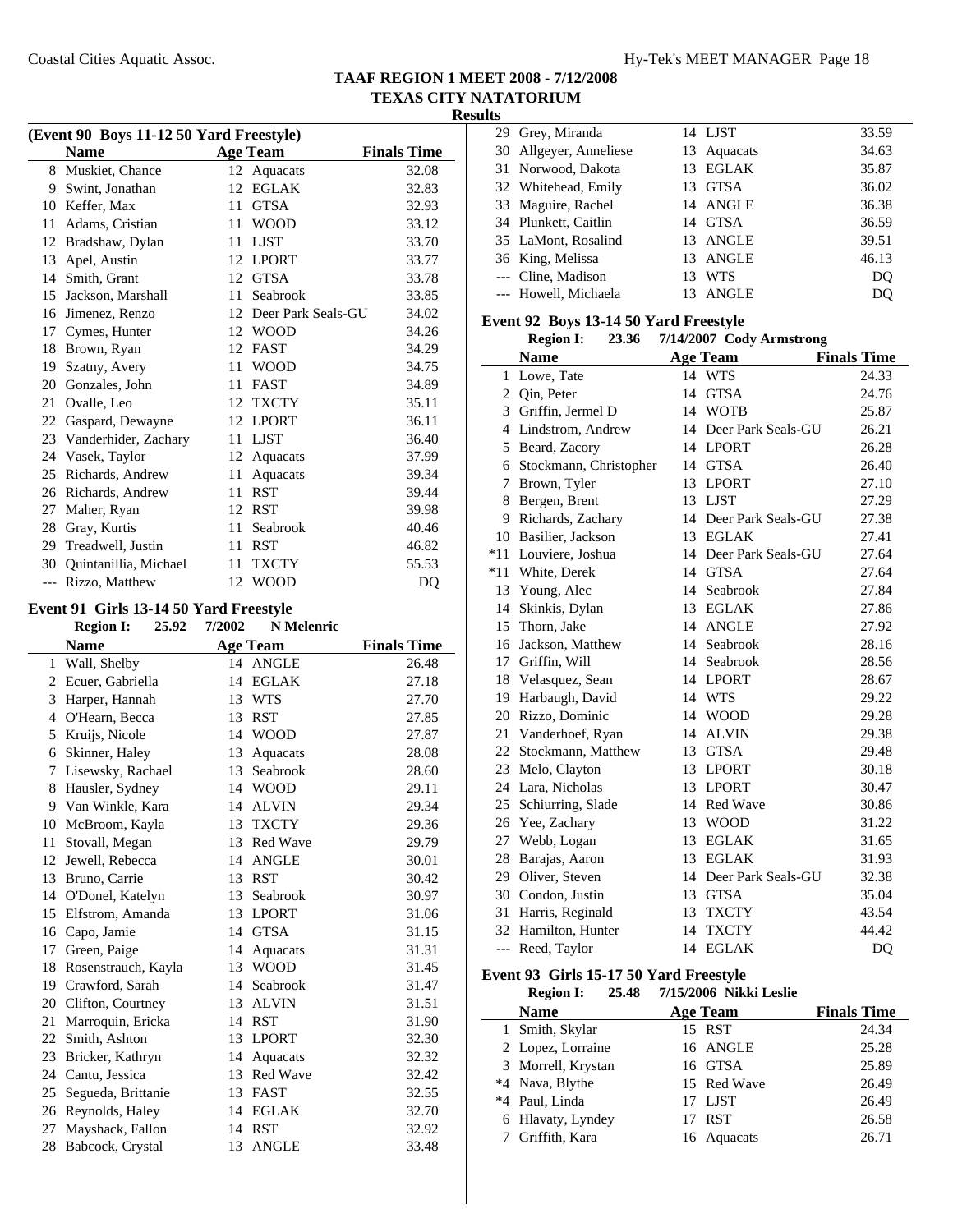## TAAF REGION 1 MEET 2008 - 7/12/2008
## TEXAS CITY NATATORIUM
### Results

**(Event 90 Boys 11-12 50 Yard Freestyle)**

| | Name | Age | Team | Finals Time |
|---|---|---|---|---|
| 8 | Muskiet, Chance | 12 | Aquacats | 32.08 |
| 9 | Swint, Jonathan | 12 | EGLAK | 32.83 |
| 10 | Keffer, Max | 11 | GTSA | 32.93 |
| 11 | Adams, Cristian | 11 | WOOD | 33.12 |
| 12 | Bradshaw, Dylan | 11 | LJST | 33.70 |
| 13 | Apel, Austin | 12 | LPORT | 33.77 |
| 14 | Smith, Grant | 12 | GTSA | 33.78 |
| 15 | Jackson, Marshall | 11 | Seabrook | 33.85 |
| 16 | Jimenez, Renzo | 12 | Deer Park Seals-GU | 34.02 |
| 17 | Cymes, Hunter | 12 | WOOD | 34.26 |
| 18 | Brown, Ryan | 12 | FAST | 34.29 |
| 19 | Szatny, Avery | 11 | WOOD | 34.75 |
| 20 | Gonzales, John | 11 | FAST | 34.89 |
| 21 | Ovalle, Leo | 12 | TXCTY | 35.11 |
| 22 | Gaspard, Dewayne | 12 | LPORT | 36.11 |
| 23 | Vanderhider, Zachary | 11 | LJST | 36.40 |
| 24 | Vasek, Taylor | 12 | Aquacats | 37.99 |
| 25 | Richards, Andrew | 11 | Aquacats | 39.34 |
| 26 | Richards, Andrew | 11 | RST | 39.44 |
| 27 | Maher, Ryan | 12 | RST | 39.98 |
| 28 | Gray, Kurtis | 11 | Seabrook | 40.46 |
| 29 | Treadwell, Justin | 11 | RST | 46.82 |
| 30 | Quintanillia, Michael | 11 | TXCTY | 55.53 |
| --- | Rizzo, Matthew | 12 | WOOD | DQ |

**Event 91 Girls 13-14 50 Yard Freestyle**

Region I: 25.92 7/2002 N Melenric

| | Name | Age | Team | Finals Time |
|---|---|---|---|---|
| 1 | Wall, Shelby | 14 | ANGLE | 26.48 |
| 2 | Ecuer, Gabriella | 14 | EGLAK | 27.18 |
| 3 | Harper, Hannah | 13 | WTS | 27.70 |
| 4 | O'Hearn, Becca | 13 | RST | 27.85 |
| 5 | Kruijs, Nicole | 14 | WOOD | 27.87 |
| 6 | Skinner, Haley | 13 | Aquacats | 28.08 |
| 7 | Lisewsky, Rachael | 13 | Seabrook | 28.60 |
| 8 | Hausler, Sydney | 14 | WOOD | 29.11 |
| 9 | Van Winkle, Kara | 14 | ALVIN | 29.34 |
| 10 | McBroom, Kayla | 13 | TXCTY | 29.36 |
| 11 | Stovall, Megan | 13 | Red Wave | 29.79 |
| 12 | Jewell, Rebecca | 14 | ANGLE | 30.01 |
| 13 | Bruno, Carrie | 13 | RST | 30.42 |
| 14 | O'Donel, Katelyn | 13 | Seabrook | 30.97 |
| 15 | Elfstrom, Amanda | 13 | LPORT | 31.06 |
| 16 | Capo, Jamie | 14 | GTSA | 31.15 |
| 17 | Green, Paige | 14 | Aquacats | 31.31 |
| 18 | Rosenstrauch, Kayla | 13 | WOOD | 31.45 |
| 19 | Crawford, Sarah | 14 | Seabrook | 31.47 |
| 20 | Clifton, Courtney | 13 | ALVIN | 31.51 |
| 21 | Marroquin, Ericka | 14 | RST | 31.90 |
| 22 | Smith, Ashton | 13 | LPORT | 32.30 |
| 23 | Bricker, Kathryn | 14 | Aquacats | 32.32 |
| 24 | Cantu, Jessica | 13 | Red Wave | 32.42 |
| 25 | Segueda, Brittanie | 13 | FAST | 32.55 |
| 26 | Reynolds, Haley | 14 | EGLAK | 32.70 |
| 27 | Mayshack, Fallon | 14 | RST | 32.92 |
| 28 | Babcock, Crystal | 13 | ANGLE | 33.48 |
| 29 | Grey, Miranda | 14 | LJST | 33.59 |
| 30 | Allgeyer, Anneliese | 13 | Aquacats | 34.63 |
| 31 | Norwood, Dakota | 13 | EGLAK | 35.87 |
| 32 | Whitehead, Emily | 13 | GTSA | 36.02 |
| 33 | Maguire, Rachel | 14 | ANGLE | 36.38 |
| 34 | Plunkett, Caitlin | 14 | GTSA | 36.59 |
| 35 | LaMont, Rosalind | 13 | ANGLE | 39.51 |
| 36 | King, Melissa | 13 | ANGLE | 46.13 |
| --- | Cline, Madison | 13 | WTS | DQ |
| --- | Howell, Michaela | 13 | ANGLE | DQ |

**Event 92 Boys 13-14 50 Yard Freestyle**

Region I: 23.36 7/14/2007 Cody Armstrong

| | Name | Age | Team | Finals Time |
|---|---|---|---|---|
| 1 | Lowe, Tate | 14 | WTS | 24.33 |
| 2 | Qin, Peter | 14 | GTSA | 24.76 |
| 3 | Griffin, Jermel D | 14 | WOTB | 25.87 |
| 4 | Lindstrom, Andrew | 14 | Deer Park Seals-GU | 26.21 |
| 5 | Beard, Zacory | 14 | LPORT | 26.28 |
| 6 | Stockmann, Christopher | 14 | GTSA | 26.40 |
| 7 | Brown, Tyler | 13 | LPORT | 27.10 |
| 8 | Bergen, Brent | 13 | LJST | 27.29 |
| 9 | Richards, Zachary | 14 | Deer Park Seals-GU | 27.38 |
| 10 | Basilier, Jackson | 13 | EGLAK | 27.41 |
| *11 | Louviere, Joshua | 14 | Deer Park Seals-GU | 27.64 |
| *11 | White, Derek | 14 | GTSA | 27.64 |
| 13 | Young, Alec | 14 | Seabrook | 27.84 |
| 14 | Skinkis, Dylan | 13 | EGLAK | 27.86 |
| 15 | Thorn, Jake | 14 | ANGLE | 27.92 |
| 16 | Jackson, Matthew | 14 | Seabrook | 28.16 |
| 17 | Griffin, Will | 14 | Seabrook | 28.56 |
| 18 | Velasquez, Sean | 14 | LPORT | 28.67 |
| 19 | Harbaugh, David | 14 | WTS | 29.22 |
| 20 | Rizzo, Dominic | 14 | WOOD | 29.28 |
| 21 | Vanderhoef, Ryan | 14 | ALVIN | 29.38 |
| 22 | Stockmann, Matthew | 13 | GTSA | 29.48 |
| 23 | Melo, Clayton | 13 | LPORT | 30.18 |
| 24 | Lara, Nicholas | 13 | LPORT | 30.47 |
| 25 | Schiurring, Slade | 14 | Red Wave | 30.86 |
| 26 | Yee, Zachary | 13 | WOOD | 31.22 |
| 27 | Webb, Logan | 13 | EGLAK | 31.65 |
| 28 | Barajas, Aaron | 13 | EGLAK | 31.93 |
| 29 | Oliver, Steven | 14 | Deer Park Seals-GU | 32.38 |
| 30 | Condon, Justin | 13 | GTSA | 35.04 |
| 31 | Harris, Reginald | 13 | TXCTY | 43.54 |
| 32 | Hamilton, Hunter | 14 | TXCTY | 44.42 |
| --- | Reed, Taylor | 14 | EGLAK | DQ |

**Event 93 Girls 15-17 50 Yard Freestyle**

Region I: 25.48 7/15/2006 Nikki Leslie

| | Name | Age | Team | Finals Time |
|---|---|---|---|---|
| 1 | Smith, Skylar | 15 | RST | 24.34 |
| 2 | Lopez, Lorraine | 16 | ANGLE | 25.28 |
| 3 | Morrell, Krystan | 16 | GTSA | 25.89 |
| *4 | Nava, Blythe | 15 | Red Wave | 26.49 |
| *4 | Paul, Linda | 17 | LJST | 26.49 |
| 6 | Hlavaty, Lyndey | 17 | RST | 26.58 |
| 7 | Griffith, Kara | 16 | Aquacats | 26.71 |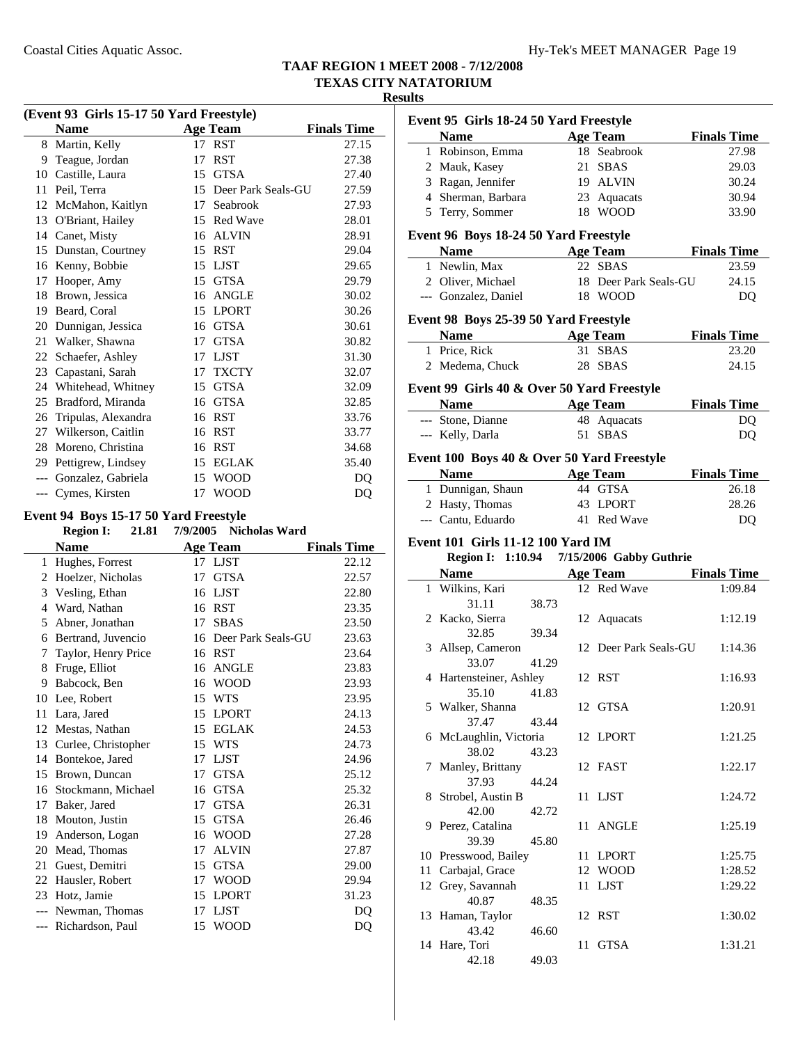TAAF REGION 1 MEET 2008 - 7/12/2008
TEXAS CITY NATATORIUM
Results

**(Event 93 Girls 15-17 50 Yard Freestyle)**

| | Name | Age | Team | Finals Time |
|---|---|---|---|---|
| 8 | Martin, Kelly | 17 | RST | 27.15 |
| 9 | Teague, Jordan | 17 | RST | 27.38 |
| 10 | Castille, Laura | 15 | GTSA | 27.40 |
| 11 | Peil, Terra | 15 | Deer Park Seals-GU | 27.59 |
| 12 | McMahon, Kaitlyn | 17 | Seabrook | 27.93 |
| 13 | O'Briant, Hailey | 15 | Red Wave | 28.01 |
| 14 | Canet, Misty | 16 | ALVIN | 28.91 |
| 15 | Dunstan, Courtney | 15 | RST | 29.04 |
| 16 | Kenny, Bobbie | 15 | LJST | 29.65 |
| 17 | Hooper, Amy | 15 | GTSA | 29.79 |
| 18 | Brown, Jessica | 16 | ANGLE | 30.02 |
| 19 | Beard, Coral | 15 | LPORT | 30.26 |
| 20 | Dunnigan, Jessica | 16 | GTSA | 30.61 |
| 21 | Walker, Shawna | 17 | GTSA | 30.82 |
| 22 | Schaefer, Ashley | 17 | LJST | 31.30 |
| 23 | Capastani, Sarah | 17 | TXCTY | 32.07 |
| 24 | Whitehead, Whitney | 15 | GTSA | 32.09 |
| 25 | Bradford, Miranda | 16 | GTSA | 32.85 |
| 26 | Tripulas, Alexandra | 16 | RST | 33.76 |
| 27 | Wilkerson, Caitlin | 16 | RST | 33.77 |
| 28 | Moreno, Christina | 16 | RST | 34.68 |
| 29 | Pettigrew, Lindsey | 15 | EGLAK | 35.40 |
| --- | Gonzalez, Gabriela | 15 | WOOD | DQ |
| --- | Cymes, Kirsten | 17 | WOOD | DQ |

**Event 94 Boys 15-17 50 Yard Freestyle**

Region I: 21.81 7/9/2005 Nicholas Ward

| | Name | Age | Team | Finals Time |
|---|---|---|---|---|
| 1 | Hughes, Forrest | 17 | LJST | 22.12 |
| 2 | Hoelzer, Nicholas | 17 | GTSA | 22.57 |
| 3 | Vesling, Ethan | 16 | LJST | 22.80 |
| 4 | Ward, Nathan | 16 | RST | 23.35 |
| 5 | Abner, Jonathan | 17 | SBAS | 23.50 |
| 6 | Bertrand, Juvencio | 16 | Deer Park Seals-GU | 23.63 |
| 7 | Taylor, Henry Price | 16 | RST | 23.64 |
| 8 | Fruge, Elliot | 16 | ANGLE | 23.83 |
| 9 | Babcock, Ben | 16 | WOOD | 23.93 |
| 10 | Lee, Robert | 15 | WTS | 23.95 |
| 11 | Lara, Jared | 15 | LPORT | 24.13 |
| 12 | Mestas, Nathan | 15 | EGLAK | 24.53 |
| 13 | Curlee, Christopher | 15 | WTS | 24.73 |
| 14 | Bontekoe, Jared | 17 | LJST | 24.96 |
| 15 | Brown, Duncan | 17 | GTSA | 25.12 |
| 16 | Stockmann, Michael | 16 | GTSA | 25.32 |
| 17 | Baker, Jared | 17 | GTSA | 26.31 |
| 18 | Mouton, Justin | 15 | GTSA | 26.46 |
| 19 | Anderson, Logan | 16 | WOOD | 27.28 |
| 20 | Mead, Thomas | 17 | ALVIN | 27.87 |
| 21 | Guest, Demitri | 15 | GTSA | 29.00 |
| 22 | Hausler, Robert | 17 | WOOD | 29.94 |
| 23 | Hotz, Jamie | 15 | LPORT | 31.23 |
| --- | Newman, Thomas | 17 | LJST | DQ |
| --- | Richardson, Paul | 15 | WOOD | DQ |

**Event 95 Girls 18-24 50 Yard Freestyle**

| | Name | Age | Team | Finals Time |
|---|---|---|---|---|
| 1 | Robinson, Emma | 18 | Seabrook | 27.98 |
| 2 | Mauk, Kasey | 21 | SBAS | 29.03 |
| 3 | Ragan, Jennifer | 19 | ALVIN | 30.24 |
| 4 | Sherman, Barbara | 23 | Aquacats | 30.94 |
| 5 | Terry, Sommer | 18 | WOOD | 33.90 |

**Event 96 Boys 18-24 50 Yard Freestyle**

| | Name | Age | Team | Finals Time |
|---|---|---|---|---|
| 1 | Newlin, Max | 22 | SBAS | 23.59 |
| 2 | Oliver, Michael | 18 | Deer Park Seals-GU | 24.15 |
| --- | Gonzalez, Daniel | 18 | WOOD | DQ |

**Event 98 Boys 25-39 50 Yard Freestyle**

| | Name | Age | Team | Finals Time |
|---|---|---|---|---|
| 1 | Price, Rick | 31 | SBAS | 23.20 |
| 2 | Medema, Chuck | 28 | SBAS | 24.15 |

**Event 99 Girls 40 & Over 50 Yard Freestyle**

| | Name | Age | Team | Finals Time |
|---|---|---|---|---|
| --- | Stone, Dianne | 48 | Aquacats | DQ |
| --- | Kelly, Darla | 51 | SBAS | DQ |

**Event 100 Boys 40 & Over 50 Yard Freestyle**

| | Name | Age | Team | Finals Time |
|---|---|---|---|---|
| 1 | Dunnigan, Shaun | 44 | GTSA | 26.18 |
| 2 | Hasty, Thomas | 43 | LPORT | 28.26 |
| --- | Cantu, Eduardo | 41 | Red Wave | DQ |

**Event 101 Girls 11-12 100 Yard IM**

Region I: 1:10.94 7/15/2006 Gabby Guthrie

| | Name | Age | Team | Finals Time |
|---|---|---|---|---|
| 1 | Wilkins, Kari | 12 | Red Wave | 1:09.84 |
| | 31.11 38.73 | | | |
| 2 | Kacko, Sierra | 12 | Aquacats | 1:12.19 |
| | 32.85 39.34 | | | |
| 3 | Allsep, Cameron | 12 | Deer Park Seals-GU | 1:14.36 |
| | 33.07 41.29 | | | |
| 4 | Hartensteiner, Ashley | 12 | RST | 1:16.93 |
| | 35.10 41.83 | | | |
| 5 | Walker, Shanna | 12 | GTSA | 1:20.91 |
| | 37.47 43.44 | | | |
| 6 | McLaughlin, Victoria | 12 | LPORT | 1:21.25 |
| | 38.02 43.23 | | | |
| 7 | Manley, Brittany | 12 | FAST | 1:22.17 |
| | 37.93 44.24 | | | |
| 8 | Strobel, Austin B | 11 | LJST | 1:24.72 |
| | 42.00 42.72 | | | |
| 9 | Perez, Catalina | 11 | ANGLE | 1:25.19 |
| | 39.39 45.80 | | | |
| 10 | Presswood, Bailey | 11 | LPORT | 1:25.75 |
| 11 | Carbajal, Grace | 12 | WOOD | 1:28.52 |
| 12 | Grey, Savannah | 11 | LJST | 1:29.22 |
| | 40.87 48.35 | | | |
| 13 | Haman, Taylor | 12 | RST | 1:30.02 |
| | 43.42 46.60 | | | |
| 14 | Hare, Tori | 11 | GTSA | 1:31.21 |
| | 42.18 49.03 | | | |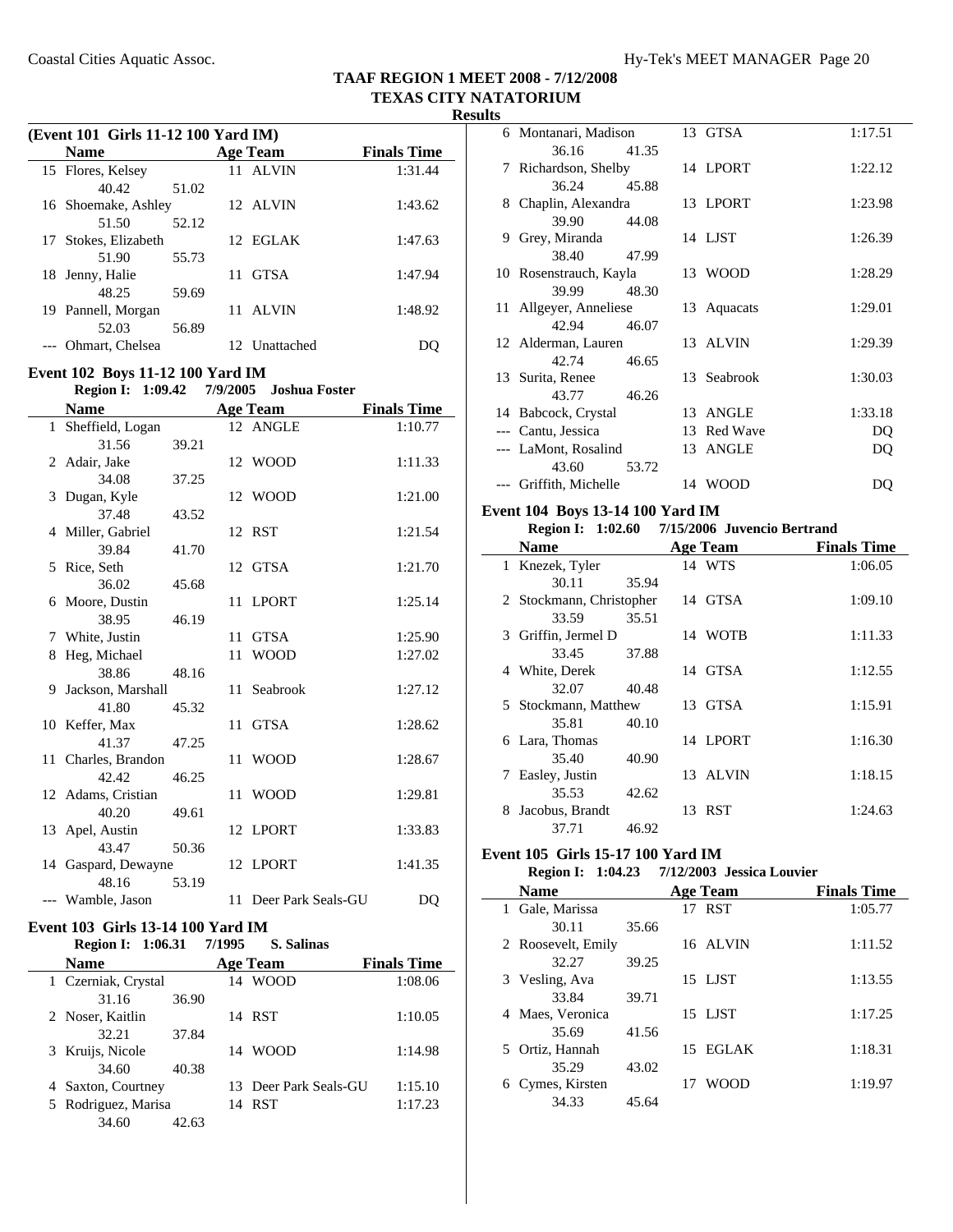## TAAF REGION 1 MEET 2008 - 7/12/2008
## TEXAS CITY NATATORIUM
### Results

**(Event 101 Girls 11-12 100 Yard IM)**

| | Name | Age | Team | Finals Time |
|---|---|---|---|---|
| 15 | Flores, Kelsey | 11 | ALVIN | 1:31.44 |
| | 40.42 51.02 | | | |
| 16 | Shoemake, Ashley | 12 | ALVIN | 1:43.62 |
| | 51.50 52.12 | | | |
| 17 | Stokes, Elizabeth | 12 | EGLAK | 1:47.63 |
| | 51.90 55.73 | | | |
| 18 | Jenny, Halie | 11 | GTSA | 1:47.94 |
| | 48.25 59.69 | | | |
| 19 | Pannell, Morgan | 11 | ALVIN | 1:48.92 |
| | 52.03 56.89 | | | |
| --- | Ohmart, Chelsea | 12 | Unattached | DQ |

**Event 102 Boys 11-12 100 Yard IM**

Region I: 1:09.42 7/9/2005 Joshua Foster

| | Name | Age | Team | Finals Time |
|---|---|---|---|---|
| 1 | Sheffield, Logan | 12 | ANGLE | 1:10.77 |
| | 31.56 39.21 | | | |
| 2 | Adair, Jake | 12 | WOOD | 1:11.33 |
| | 34.08 37.25 | | | |
| 3 | Dugan, Kyle | 12 | WOOD | 1:21.00 |
| | 37.48 43.52 | | | |
| 4 | Miller, Gabriel | 12 | RST | 1:21.54 |
| | 39.84 41.70 | | | |
| 5 | Rice, Seth | 12 | GTSA | 1:21.70 |
| | 36.02 45.68 | | | |
| 6 | Moore, Dustin | 11 | LPORT | 1:25.14 |
| | 38.95 46.19 | | | |
| 7 | White, Justin | 11 | GTSA | 1:25.90 |
| 8 | Heg, Michael | 11 | WOOD | 1:27.02 |
| | 38.86 48.16 | | | |
| 9 | Jackson, Marshall | 11 | Seabrook | 1:27.12 |
| | 41.80 45.32 | | | |
| 10 | Keffer, Max | 11 | GTSA | 1:28.62 |
| | 41.37 47.25 | | | |
| 11 | Charles, Brandon | 11 | WOOD | 1:28.67 |
| | 42.42 46.25 | | | |
| 12 | Adams, Cristian | 11 | WOOD | 1:29.81 |
| | 40.20 49.61 | | | |
| 13 | Apel, Austin | 12 | LPORT | 1:33.83 |
| | 43.47 50.36 | | | |
| 14 | Gaspard, Dewayne | 12 | LPORT | 1:41.35 |
| | 48.16 53.19 | | | |
| --- | Wamble, Jason | 11 | Deer Park Seals-GU | DQ |

**Event 103 Girls 13-14 100 Yard IM**

Region I: 1:06.31 7/1995 S. Salinas

| | Name | Age | Team | Finals Time |
|---|---|---|---|---|
| 1 | Czerniak, Crystal | 14 | WOOD | 1:08.06 |
| | 31.16 36.90 | | | |
| 2 | Noser, Kaitlin | 14 | RST | 1:10.05 |
| | 32.21 37.84 | | | |
| 3 | Kruijs, Nicole | 14 | WOOD | 1:14.98 |
| | 34.60 40.38 | | | |
| 4 | Saxton, Courtney | 13 | Deer Park Seals-GU | 1:15.10 |
| 5 | Rodriguez, Marisa | 14 | RST | 1:17.23 |
| | 34.60 42.63 | | | |
| 6 | Montanari, Madison | 13 | GTSA | 1:17.51 |
| | 36.16 41.35 | | | |
| 7 | Richardson, Shelby | 14 | LPORT | 1:22.12 |
| | 36.24 45.88 | | | |
| 8 | Chaplin, Alexandra | 13 | LPORT | 1:23.98 |
| | 39.90 44.08 | | | |
| 9 | Grey, Miranda | 14 | LJST | 1:26.39 |
| | 38.40 47.99 | | | |
| 10 | Rosenstrauch, Kayla | 13 | WOOD | 1:28.29 |
| | 39.99 48.30 | | | |
| 11 | Allgeyer, Anneliese | 13 | Aquacats | 1:29.01 |
| | 42.94 46.07 | | | |
| 12 | Alderman, Lauren | 13 | ALVIN | 1:29.39 |
| | 42.74 46.65 | | | |
| 13 | Surita, Renee | 13 | Seabrook | 1:30.03 |
| | 43.77 46.26 | | | |
| 14 | Babcock, Crystal | 13 | ANGLE | 1:33.18 |
| --- | Cantu, Jessica | 13 | Red Wave | DQ |
| --- | LaMont, Rosalind | 13 | ANGLE | DQ |
| | 43.60 53.72 | | | |
| --- | Griffith, Michelle | 14 | WOOD | DQ |

**Event 104 Boys 13-14 100 Yard IM**

Region I: 1:02.60 7/15/2006 Juvencio Bertrand

| | Name | Age | Team | Finals Time |
|---|---|---|---|---|
| 1 | Knezek, Tyler | 14 | WTS | 1:06.05 |
| | 30.11 35.94 | | | |
| 2 | Stockmann, Christopher | 14 | GTSA | 1:09.10 |
| | 33.59 35.51 | | | |
| 3 | Griffin, Jermel D | 14 | WOTB | 1:11.33 |
| | 33.45 37.88 | | | |
| 4 | White, Derek | 14 | GTSA | 1:12.55 |
| | 32.07 40.48 | | | |
| 5 | Stockmann, Matthew | 13 | GTSA | 1:15.91 |
| | 35.81 40.10 | | | |
| 6 | Lara, Thomas | 14 | LPORT | 1:16.30 |
| | 35.40 40.90 | | | |
| 7 | Easley, Justin | 13 | ALVIN | 1:18.15 |
| | 35.53 42.62 | | | |
| 8 | Jacobus, Brandt | 13 | RST | 1:24.63 |
| | 37.71 46.92 | | | |

**Event 105 Girls 15-17 100 Yard IM**

Region I: 1:04.23 7/12/2003 Jessica Louvier

| | Name | Age | Team | Finals Time |
|---|---|---|---|---|
| 1 | Gale, Marissa | 17 | RST | 1:05.77 |
| | 30.11 35.66 | | | |
| 2 | Roosevelt, Emily | 16 | ALVIN | 1:11.52 |
| | 32.27 39.25 | | | |
| 3 | Vesling, Ava | 15 | LJST | 1:13.55 |
| | 33.84 39.71 | | | |
| 4 | Maes, Veronica | 15 | LJST | 1:17.25 |
| | 35.69 41.56 | | | |
| 5 | Ortiz, Hannah | 15 | EGLAK | 1:18.31 |
| | 35.29 43.02 | | | |
| 6 | Cymes, Kirsten | 17 | WOOD | 1:19.97 |
| | 34.33 45.64 | | | |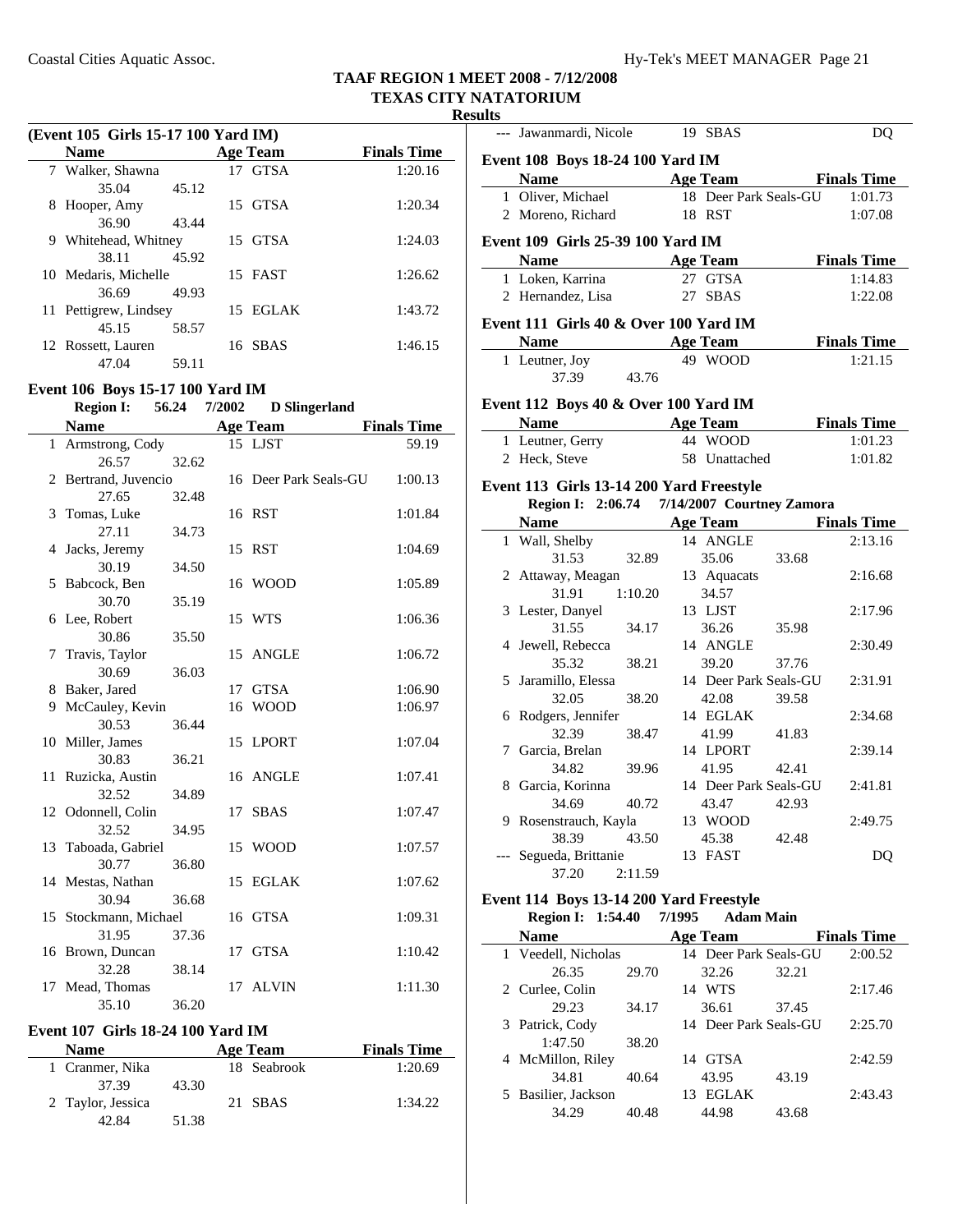# TAAF REGION 1 MEET 2008 - 7/12/2008

## TEXAS CITY NATATORIUM

### Results

**(Event 105 Girls 15-17 100 Yard IM)**

| | Name | Age | Team | Finals Time |
|---|---|---|---|---|
| 7 | Walker, Shawna | 17 | GTSA | 1:20.16 |
| | 35.04 45.12 | | | |
| 8 | Hooper, Amy | 15 | GTSA | 1:20.34 |
| | 36.90 43.44 | | | |
| 9 | Whitehead, Whitney | 15 | GTSA | 1:24.03 |
| | 38.11 45.92 | | | |
| 10 | Medaris, Michelle | 15 | FAST | 1:26.62 |
| | 36.69 49.93 | | | |
| 11 | Pettigrew, Lindsey | 15 | EGLAK | 1:43.72 |
| | 45.15 58.57 | | | |
| 12 | Rossett, Lauren | 16 | SBAS | 1:46.15 |
| | 47.04 59.11 | | | |

**Event 106 Boys 15-17 100 Yard IM**

Region I: 56.24 7/2002 D Slingerland

| | Name | Age | Team | Finals Time |
|---|---|---|---|---|
| 1 | Armstrong, Cody | 15 | LJST | 59.19 |
| | 26.57 32.62 | | | |
| 2 | Bertrand, Juvencio | 16 | Deer Park Seals-GU | 1:00.13 |
| | 27.65 32.48 | | | |
| 3 | Tomas, Luke | 16 | RST | 1:01.84 |
| | 27.11 34.73 | | | |
| 4 | Jacks, Jeremy | 15 | RST | 1:04.69 |
| | 30.19 34.50 | | | |
| 5 | Babcock, Ben | 16 | WOOD | 1:05.89 |
| | 30.70 35.19 | | | |
| 6 | Lee, Robert | 15 | WTS | 1:06.36 |
| | 30.86 35.50 | | | |
| 7 | Travis, Taylor | 15 | ANGLE | 1:06.72 |
| | 30.69 36.03 | | | |
| 8 | Baker, Jared | 17 | GTSA | 1:06.90 |
| 9 | McCauley, Kevin | 16 | WOOD | 1:06.97 |
| | 30.53 36.44 | | | |
| 10 | Miller, James | 15 | LPORT | 1:07.04 |
| | 30.83 36.21 | | | |
| 11 | Ruzicka, Austin | 16 | ANGLE | 1:07.41 |
| | 32.52 34.89 | | | |
| 12 | Odonnell, Colin | 17 | SBAS | 1:07.47 |
| | 32.52 34.95 | | | |
| 13 | Taboada, Gabriel | 15 | WOOD | 1:07.57 |
| | 30.77 36.80 | | | |
| 14 | Mestas, Nathan | 15 | EGLAK | 1:07.62 |
| | 30.94 36.68 | | | |
| 15 | Stockmann, Michael | 16 | GTSA | 1:09.31 |
| | 31.95 37.36 | | | |
| 16 | Brown, Duncan | 17 | GTSA | 1:10.42 |
| | 32.28 38.14 | | | |
| 17 | Mead, Thomas | 17 | ALVIN | 1:11.30 |
| | 35.10 36.20 | | | |

**Event 107 Girls 18-24 100 Yard IM**

| | Name | Age | Team | Finals Time |
|---|---|---|---|---|
| 1 | Cranmer, Nika | 18 | Seabrook | 1:20.69 |
| | 37.39 43.30 | | | |
| 2 | Taylor, Jessica | 21 | SBAS | 1:34.22 |
| | 42.84 51.38 | | | |
| --- | Jawanmardi, Nicole | 19 | SBAS | DQ |

**Event 108 Boys 18-24 100 Yard IM**

| | Name | Age | Team | Finals Time |
|---|---|---|---|---|
| 1 | Oliver, Michael | 18 | Deer Park Seals-GU | 1:01.73 |
| 2 | Moreno, Richard | 18 | RST | 1:07.08 |

**Event 109 Girls 25-39 100 Yard IM**

| | Name | Age | Team | Finals Time |
|---|---|---|---|---|
| 1 | Loken, Karrina | 27 | GTSA | 1:14.83 |
| 2 | Hernandez, Lisa | 27 | SBAS | 1:22.08 |

**Event 111 Girls 40 & Over 100 Yard IM**

| | Name | Age | Team | Finals Time |
|---|---|---|---|---|
| 1 | Leutner, Joy | 49 | WOOD | 1:21.15 |
| | 37.39 43.76 | | | |

**Event 112 Boys 40 & Over 100 Yard IM**

| | Name | Age | Team | Finals Time |
|---|---|---|---|---|
| 1 | Leutner, Gerry | 44 | WOOD | 1:01.23 |
| 2 | Heck, Steve | 58 | Unattached | 1:01.82 |

**Event 113 Girls 13-14 200 Yard Freestyle**

Region I: 2:06.74 7/14/2007 Courtney Zamora

| | Name | Age | Team | Finals Time |
|---|---|---|---|---|
| 1 | Wall, Shelby | 14 | ANGLE | 2:13.16 |
| | 31.53 32.89 35.06 33.68 | | | |
| 2 | Attaway, Meagan | 13 | Aquacats | 2:16.68 |
| | 31.91 1:10.20 34.57 | | | |
| 3 | Lester, Danyel | 13 | LJST | 2:17.96 |
| | 31.55 34.17 36.26 35.98 | | | |
| 4 | Jewell, Rebecca | 14 | ANGLE | 2:30.49 |
| | 35.32 38.21 39.20 37.76 | | | |
| 5 | Jaramillo, Elessa | 14 | Deer Park Seals-GU | 2:31.91 |
| | 32.05 38.20 42.08 39.58 | | | |
| 6 | Rodgers, Jennifer | 14 | EGLAK | 2:34.68 |
| | 32.39 38.47 41.99 41.83 | | | |
| 7 | Garcia, Brelan | 14 | LPORT | 2:39.14 |
| | 34.82 39.96 41.95 42.41 | | | |
| 8 | Garcia, Korinna | 14 | Deer Park Seals-GU | 2:41.81 |
| | 34.69 40.72 43.47 42.93 | | | |
| 9 | Rosenstrauch, Kayla | 13 | WOOD | 2:49.75 |
| | 38.39 43.50 45.38 42.48 | | | |
| --- | Segueda, Brittanie | 13 | FAST | DQ |
| | 37.20 2:11.59 | | | |

**Event 114 Boys 13-14 200 Yard Freestyle**

Region I: 1:54.40 7/1995 Adam Main

| | Name | Age | Team | Finals Time |
|---|---|---|---|---|
| 1 | Veedell, Nicholas | 14 | Deer Park Seals-GU | 2:00.52 |
| | 26.35 29.70 32.26 32.21 | | | |
| 2 | Curlee, Colin | 14 | WTS | 2:17.46 |
| | 29.23 34.17 36.61 37.45 | | | |
| 3 | Patrick, Cody | 14 | Deer Park Seals-GU | 2:25.70 |
| | 1:47.50 38.20 | | | |
| 4 | McMillon, Riley | 14 | GTSA | 2:42.59 |
| | 34.81 40.64 43.95 43.19 | | | |
| 5 | Basilier, Jackson | 13 | EGLAK | 2:43.43 |
| | 34.29 40.48 44.98 43.68 | | | |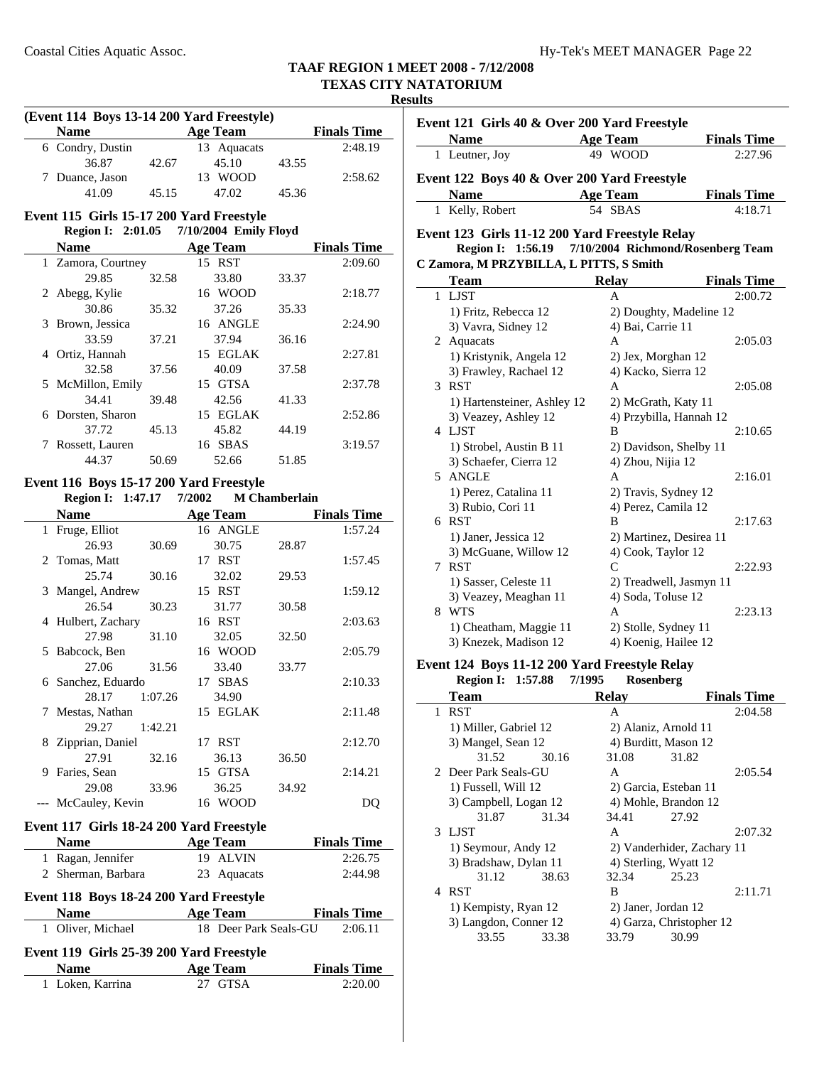**TAAF REGION 1 MEET 2008 - 7/12/2008**
**TEXAS CITY NATATORIUM**
**Results**

### (Event 114 Boys 13-14 200 Yard Freestyle)

| | Name | Age | Team | Finals Time |
|---|---|---|---|---|
| 6 | Condry, Dustin | 13 | Aquacats | 2:48.19 |
| | 36.87 42.67 45.10 43.55 | | | |
| 7 | Duance, Jason | 13 | WOOD | 2:58.62 |
| | 41.09 45.15 47.02 45.36 | | | |

### Event 115 Girls 15-17 200 Yard Freestyle

**Region I: 2:01.05 7/10/2004 Emily Floyd**

| | Name | Age | Team | Finals Time |
|---|---|---|---|---|
| 1 | Zamora, Courtney | 15 | RST | 2:09.60 |
| | 29.85 32.58 33.80 33.37 | | | |
| 2 | Abegg, Kylie | 16 | WOOD | 2:18.77 |
| | 30.86 35.32 37.26 35.33 | | | |
| 3 | Brown, Jessica | 16 | ANGLE | 2:24.90 |
| | 33.59 37.21 37.94 36.16 | | | |
| 4 | Ortiz, Hannah | 15 | EGLAK | 2:27.81 |
| | 32.58 37.56 40.09 37.58 | | | |
| 5 | McMillon, Emily | 15 | GTSA | 2:37.78 |
| | 34.41 39.48 42.56 41.33 | | | |
| 6 | Dorsten, Sharon | 15 | EGLAK | 2:52.86 |
| | 37.72 45.13 45.82 44.19 | | | |
| 7 | Rossett, Lauren | 16 | SBAS | 3:19.57 |
| | 44.37 50.69 52.66 51.85 | | | |

### Event 116 Boys 15-17 200 Yard Freestyle

**Region I: 1:47.17 7/2002 M Chamberlain**

| | Name | Age | Team | Finals Time |
|---|---|---|---|---|
| 1 | Fruge, Elliot | 16 | ANGLE | 1:57.24 |
| | 26.93 30.69 30.75 28.87 | | | |
| 2 | Tomas, Matt | 17 | RST | 1:57.45 |
| | 25.74 30.16 32.02 29.53 | | | |
| 3 | Mangel, Andrew | 15 | RST | 1:59.12 |
| | 26.54 30.23 31.77 30.58 | | | |
| 4 | Hulbert, Zachary | 16 | RST | 2:03.63 |
| | 27.98 31.10 32.05 32.50 | | | |
| 5 | Babcock, Ben | 16 | WOOD | 2:05.79 |
| | 27.06 31.56 33.40 33.77 | | | |
| 6 | Sanchez, Eduardo | 17 | SBAS | 2:10.33 |
| | 28.17 1:07.26 34.90 | | | |
| 7 | Mestas, Nathan | 15 | EGLAK | 2:11.48 |
| | 29.27 1:42.21 | | | |
| 8 | Zipprian, Daniel | 17 | RST | 2:12.70 |
| | 27.91 32.16 36.13 36.50 | | | |
| 9 | Faries, Sean | 15 | GTSA | 2:14.21 |
| | 29.08 33.96 36.25 34.92 | | | |
| --- | McCauley, Kevin | 16 | WOOD | DQ |

### Event 117 Girls 18-24 200 Yard Freestyle

| | Name | Age | Team | Finals Time |
|---|---|---|---|---|
| 1 | Ragan, Jennifer | 19 | ALVIN | 2:26.75 |
| 2 | Sherman, Barbara | 23 | Aquacats | 2:44.98 |

### Event 118 Boys 18-24 200 Yard Freestyle

| | Name | Age | Team | Finals Time |
|---|---|---|---|---|
| 1 | Oliver, Michael | 18 | Deer Park Seals-GU | 2:06.11 |

### Event 119 Girls 25-39 200 Yard Freestyle

| | Name | Age | Team | Finals Time |
|---|---|---|---|---|
| 1 | Loken, Karrina | 27 | GTSA | 2:20.00 |

### Event 121 Girls 40 & Over 200 Yard Freestyle

| | Name | Age | Team | Finals Time |
|---|---|---|---|---|
| 1 | Leutner, Joy | 49 | WOOD | 2:27.96 |

### Event 122 Boys 40 & Over 200 Yard Freestyle

| | Name | Age | Team | Finals Time |
|---|---|---|---|---|
| 1 | Kelly, Robert | 54 | SBAS | 4:18.71 |

### Event 123 Girls 11-12 200 Yard Freestyle Relay

**Region I: 1:56.19 7/10/2004 Richmond/Rosenberg Team**
**C Zamora, M PRZYBILLA, L PITTS, S Smith**

| | Team | Relay | Finals Time |
|---|---|---|---|
| 1 | LJST | A | 2:00.72 |
| | 1) Fritz, Rebecca 12; 2) Doughty, Madeline 12; 3) Vavra, Sidney 12; 4) Bai, Carrie 11 | | |
| 2 | Aquacats | A | 2:05.03 |
| | 1) Kristynik, Angela 12; 2) Jex, Morghan 12; 3) Frawley, Rachael 12; 4) Kacko, Sierra 12 | | |
| 3 | RST | A | 2:05.08 |
| | 1) Hartensteiner, Ashley 12; 2) McGrath, Katy 11; 3) Veazey, Ashley 12; 4) Przybilla, Hannah 12 | | |
| 4 | LJST | B | 2:10.65 |
| | 1) Strobel, Austin B 11; 2) Davidson, Shelby 11; 3) Schaefer, Cierra 12; 4) Zhou, Nijia 12 | | |
| 5 | ANGLE | A | 2:16.01 |
| | 1) Perez, Catalina 11; 2) Travis, Sydney 12; 3) Rubio, Cori 11; 4) Perez, Camila 12 | | |
| 6 | RST | B | 2:17.63 |
| | 1) Janer, Jessica 12; 2) Martinez, Desirea 11; 3) McGuane, Willow 12; 4) Cook, Taylor 12 | | |
| 7 | RST | C | 2:22.93 |
| | 1) Sasser, Celeste 11; 2) Treadwell, Jasmyn 11; 3) Veazey, Meaghan 11; 4) Soda, Toluse 12 | | |
| 8 | WTS | A | 2:23.13 |
| | 1) Cheatham, Maggie 11; 2) Stolle, Sydney 11; 3) Knezek, Madison 12; 4) Koenig, Hailee 12 | | |

### Event 124 Boys 11-12 200 Yard Freestyle Relay

**Region I: 1:57.88 7/1995 Rosenberg**

| | Team | Relay | Finals Time |
|---|---|---|---|
| 1 | RST | A | 2:04.58 |
| | 1) Miller, Gabriel 12; 2) Alaniz, Arnold 11; 3) Mangel, Sean 12; 4) Burditt, Mason 12 | | |
| | 31.52 30.16 31.08 31.82 | | |
| 2 | Deer Park Seals-GU | A | 2:05.54 |
| | 1) Fussell, Will 12; 2) Garcia, Esteban 11; 3) Campbell, Logan 12; 4) Mohle, Brandon 12 | | |
| | 31.87 31.34 34.41 27.92 | | |
| 3 | LJST | A | 2:07.32 |
| | 1) Seymour, Andy 12; 2) Vanderhider, Zachary 11; 3) Bradshaw, Dylan 11; 4) Sterling, Wyatt 12 | | |
| | 31.12 38.63 32.34 25.23 | | |
| 4 | RST | B | 2:11.71 |
| | 1) Kempisty, Ryan 12; 2) Janer, Jordan 12; 3) Langdon, Conner 12; 4) Garza, Christopher 12 | | |
| | 33.55 33.38 33.79 30.99 | | |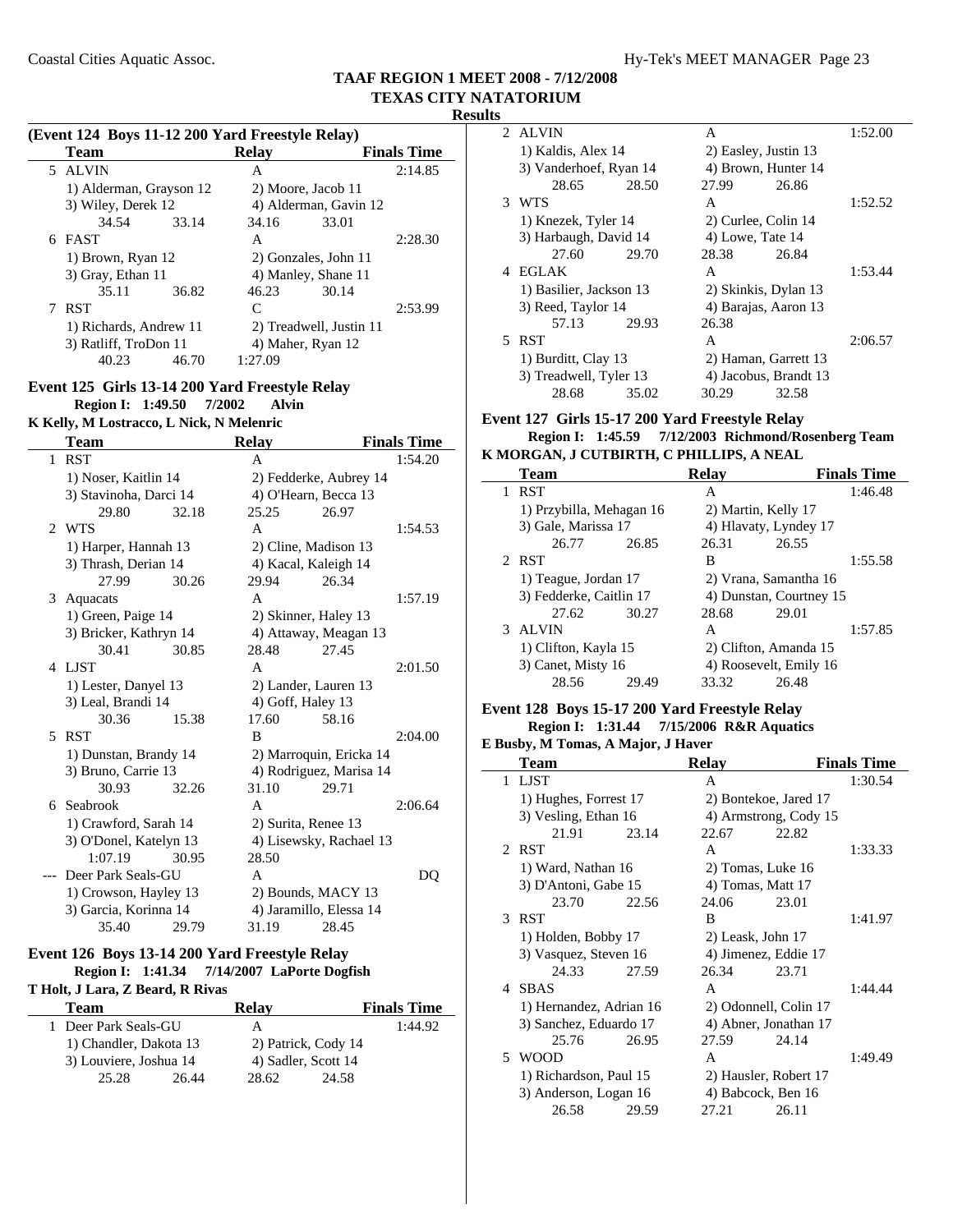# TAAF REGION 1 MEET 2008 - 7/12/2008
## TEXAS CITY NATATORIUM
### Results

**(Event 124 Boys 11-12 200 Yard Freestyle Relay)**

| | Team | Relay | Finals Time |
|---|---|---|---|
| 5 | ALVIN | A | 2:14.85 |
| | 1) Alderman, Grayson 12 | 2) Moore, Jacob 11 | |
| | 3) Wiley, Derek 12 | 4) Alderman, Gavin 12 | |
| | 34.54 33.14 | 34.16 33.01 | |
| 6 | FAST | A | 2:28.30 |
| | 1) Brown, Ryan 12 | 2) Gonzales, John 11 | |
| | 3) Gray, Ethan 11 | 4) Manley, Shane 11 | |
| | 35.11 36.82 | 46.23 30.14 | |
| 7 | RST | C | 2:53.99 |
| | 1) Richards, Andrew 11 | 2) Treadwell, Justin 11 | |
| | 3) Ratliff, TroDon 11 | 4) Maher, Ryan 12 | |
| | 40.23 46.70 | 1:27.09 | |

**Event 125 Girls 13-14 200 Yard Freestyle Relay**

**Region I: 1:49.50 7/2002 Alvin**

**K Kelly, M Lostracco, L Nick, N Melenric**

| | Team | Relay | Finals Time |
|---|---|---|---|
| 1 | RST | A | 1:54.20 |
| | 1) Noser, Kaitlin 14 | 2) Fedderke, Aubrey 14 | |
| | 3) Stavinoha, Darci 14 | 4) O'Hearn, Becca 13 | |
| | 29.80 32.18 | 25.25 26.97 | |
| 2 | WTS | A | 1:54.53 |
| | 1) Harper, Hannah 13 | 2) Cline, Madison 13 | |
| | 3) Thrash, Derian 14 | 4) Kacal, Kaleigh 14 | |
| | 27.99 30.26 | 29.94 26.34 | |
| 3 | Aquacats | A | 1:57.19 |
| | 1) Green, Paige 14 | 2) Skinner, Haley 13 | |
| | 3) Bricker, Kathryn 14 | 4) Attaway, Meagan 13 | |
| | 30.41 30.85 | 28.48 27.45 | |
| 4 | LJST | A | 2:01.50 |
| | 1) Lester, Danyel 13 | 2) Lander, Lauren 13 | |
| | 3) Leal, Brandi 14 | 4) Goff, Haley 13 | |
| | 30.36 15.38 | 17.60 58.16 | |
| 5 | RST | B | 2:04.00 |
| | 1) Dunstan, Brandy 14 | 2) Marroquin, Ericka 14 | |
| | 3) Bruno, Carrie 13 | 4) Rodriguez, Marisa 14 | |
| | 30.93 32.26 | 31.10 29.71 | |
| 6 | Seabrook | A | 2:06.64 |
| | 1) Crawford, Sarah 14 | 2) Surita, Renee 13 | |
| | 3) O'Donel, Katelyn 13 | 4) Lisewsky, Rachael 13 | |
| | 1:07.19 30.95 | 28.50 | |
| --- | Deer Park Seals-GU | A | DQ |
| | 1) Crowson, Hayley 13 | 2) Bounds, MACY 13 | |
| | 3) Garcia, Korinna 14 | 4) Jaramillo, Elessa 14 | |
| | 35.40 29.79 | 31.19 28.45 | |

**Event 126 Boys 13-14 200 Yard Freestyle Relay**

**Region I: 1:41.34 7/14/2007 LaPorte Dogfish**

**T Holt, J Lara, Z Beard, R Rivas**

| | Team | Relay | Finals Time |
|---|---|---|---|
| 1 | Deer Park Seals-GU | A | 1:44.92 |
| | 1) Chandler, Dakota 13 | 2) Patrick, Cody 14 | |
| | 3) Louviere, Joshua 14 | 4) Sadler, Scott 14 | |
| | 25.28 26.44 | 28.62 24.58 | |
| 2 | ALVIN | A | 1:52.00 |
| | 1) Kaldis, Alex 14 | 2) Easley, Justin 13 | |
| | 3) Vanderhoef, Ryan 14 | 4) Brown, Hunter 14 | |
| | 28.65 28.50 | 27.99 26.86 | |
| 3 | WTS | A | 1:52.52 |
| | 1) Knezek, Tyler 14 | 2) Curlee, Colin 14 | |
| | 3) Harbaugh, David 14 | 4) Lowe, Tate 14 | |
| | 27.60 29.70 | 28.38 26.84 | |
| 4 | EGLAK | A | 1:53.44 |
| | 1) Basilier, Jackson 13 | 2) Skinkis, Dylan 13 | |
| | 3) Reed, Taylor 14 | 4) Barajas, Aaron 13 | |
| | 57.13 29.93 | 26.38 | |
| 5 | RST | A | 2:06.57 |
| | 1) Burditt, Clay 13 | 2) Haman, Garrett 13 | |
| | 3) Treadwell, Tyler 13 | 4) Jacobus, Brandt 13 | |
| | 28.68 35.02 | 30.29 32.58 | |

**Event 127 Girls 15-17 200 Yard Freestyle Relay**

**Region I: 1:45.59 7/12/2003 Richmond/Rosenberg Team**

**K MORGAN, J CUTBIRTH, C PHILLIPS, A NEAL**

| | Team | Relay | Finals Time |
|---|---|---|---|
| 1 | RST | A | 1:46.48 |
| | 1) Przybilla, Mehagan 16 | 2) Martin, Kelly 17 | |
| | 3) Gale, Marissa 17 | 4) Hlavaty, Lyndey 17 | |
| | 26.77 26.85 | 26.31 26.55 | |
| 2 | RST | B | 1:55.58 |
| | 1) Teague, Jordan 17 | 2) Vrana, Samantha 16 | |
| | 3) Fedderke, Caitlin 17 | 4) Dunstan, Courtney 15 | |
| | 27.62 30.27 | 28.68 29.01 | |
| 3 | ALVIN | A | 1:57.85 |
| | 1) Clifton, Kayla 15 | 2) Clifton, Amanda 15 | |
| | 3) Canet, Misty 16 | 4) Roosevelt, Emily 16 | |
| | 28.56 29.49 | 33.32 26.48 | |

**Event 128 Boys 15-17 200 Yard Freestyle Relay**

**Region I: 1:31.44 7/15/2006 R&R Aquatics**

**E Busby, M Tomas, A Major, J Haver**

| | Team | Relay | Finals Time |
|---|---|---|---|
| 1 | LJST | A | 1:30.54 |
| | 1) Hughes, Forrest 17 | 2) Bontekoe, Jared 17 | |
| | 3) Vesling, Ethan 16 | 4) Armstrong, Cody 15 | |
| | 21.91 23.14 | 22.67 22.82 | |
| 2 | RST | A | 1:33.33 |
| | 1) Ward, Nathan 16 | 2) Tomas, Luke 16 | |
| | 3) D'Antoni, Gabe 15 | 4) Tomas, Matt 17 | |
| | 23.70 22.56 | 24.06 23.01 | |
| 3 | RST | B | 1:41.97 |
| | 1) Holden, Bobby 17 | 2) Leask, John 17 | |
| | 3) Vasquez, Steven 16 | 4) Jimenez, Eddie 17 | |
| | 24.33 27.59 | 26.34 23.71 | |
| 4 | SBAS | A | 1:44.44 |
| | 1) Hernandez, Adrian 16 | 2) Odonnell, Colin 17 | |
| | 3) Sanchez, Eduardo 17 | 4) Abner, Jonathan 17 | |
| | 25.76 26.95 | 27.59 24.14 | |
| 5 | WOOD | A | 1:49.49 |
| | 1) Richardson, Paul 15 | 2) Hausler, Robert 17 | |
| | 3) Anderson, Logan 16 | 4) Babcock, Ben 16 | |
| | 26.58 29.59 | 27.21 26.11 | |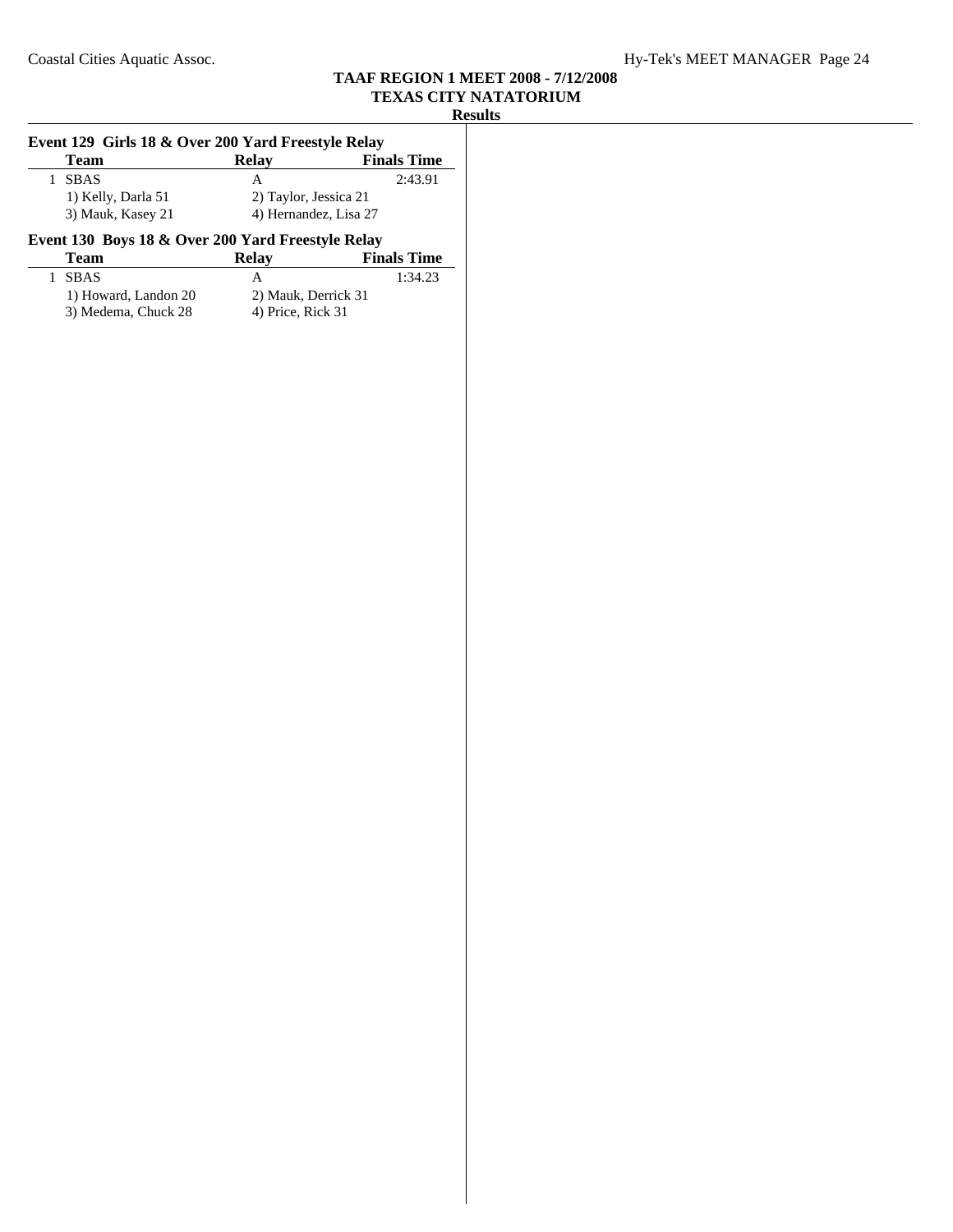## TAAF REGION 1 MEET 2008 - 7/12/2008
## TEXAS CITY NATATORIUM
### Results

#### Event 129 Girls 18 & Over 200 Yard Freestyle Relay

| | Team | Relay | Finals Time |
|---|---|---|---|
| 1 | SBAS | A | 2:43.91 |

1) Kelly, Darla 51 2) Taylor, Jessica 21
3) Mauk, Kasey 21 4) Hernandez, Lisa 27

#### Event 130 Boys 18 & Over 200 Yard Freestyle Relay

| | Team | Relay | Finals Time |
|---|---|---|---|
| 1 | SBAS | A | 1:34.23 |

1) Howard, Landon 20 2) Mauk, Derrick 31
3) Medema, Chuck 28 4) Price, Rick 31